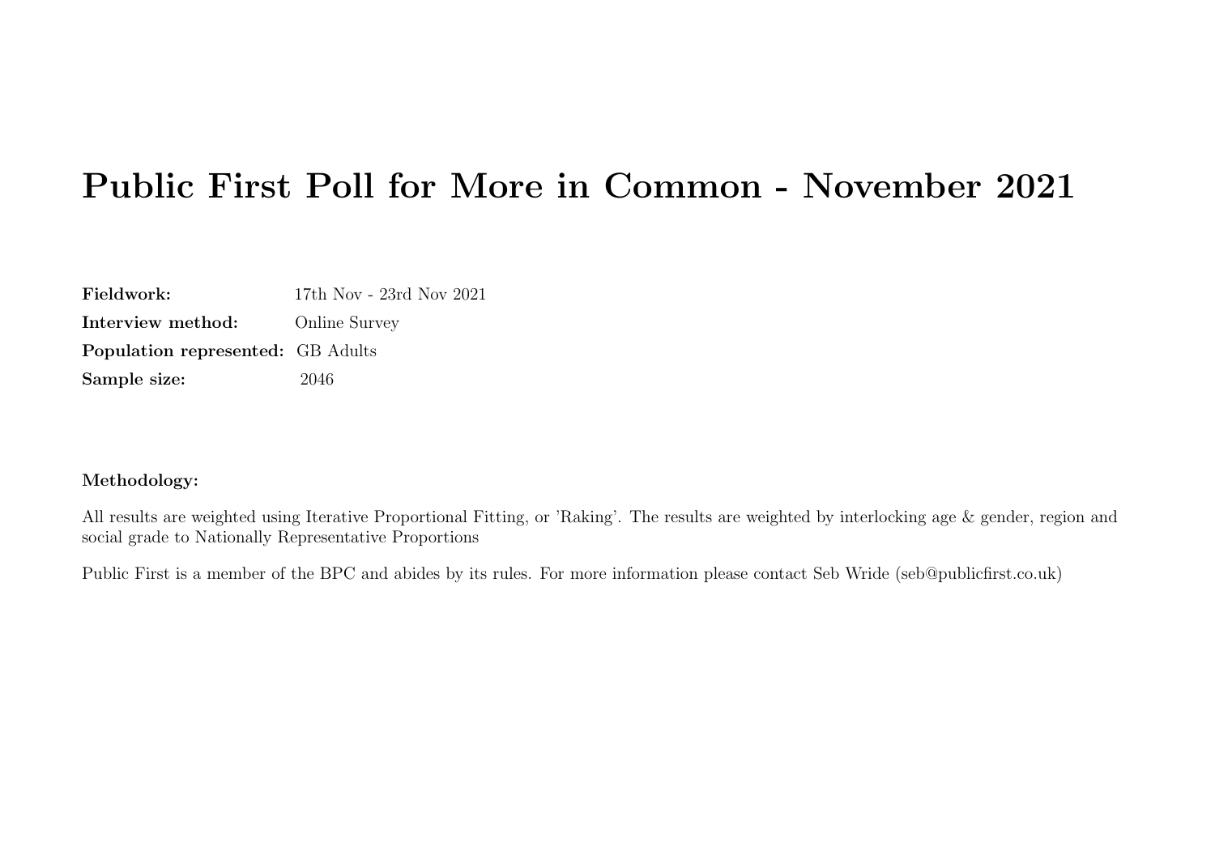# Public First Poll for More in Common - November 2021

| | |
|---|---|
| **Fieldwork:** | 17th Nov - 23rd Nov 2021 |
| **Interview method:** | Online Survey |
| **Population represented:** | GB Adults |
| **Sample size:** | 2046 |

**Methodology:**

All results are weighted using Iterative Proportional Fitting, or 'Raking'. The results are weighted by interlocking age & gender, region and social grade to Nationally Representative Proportions

Public First is a member of the BPC and abides by its rules. For more information please contact Seb Wride (seb@publicfirst.co.uk)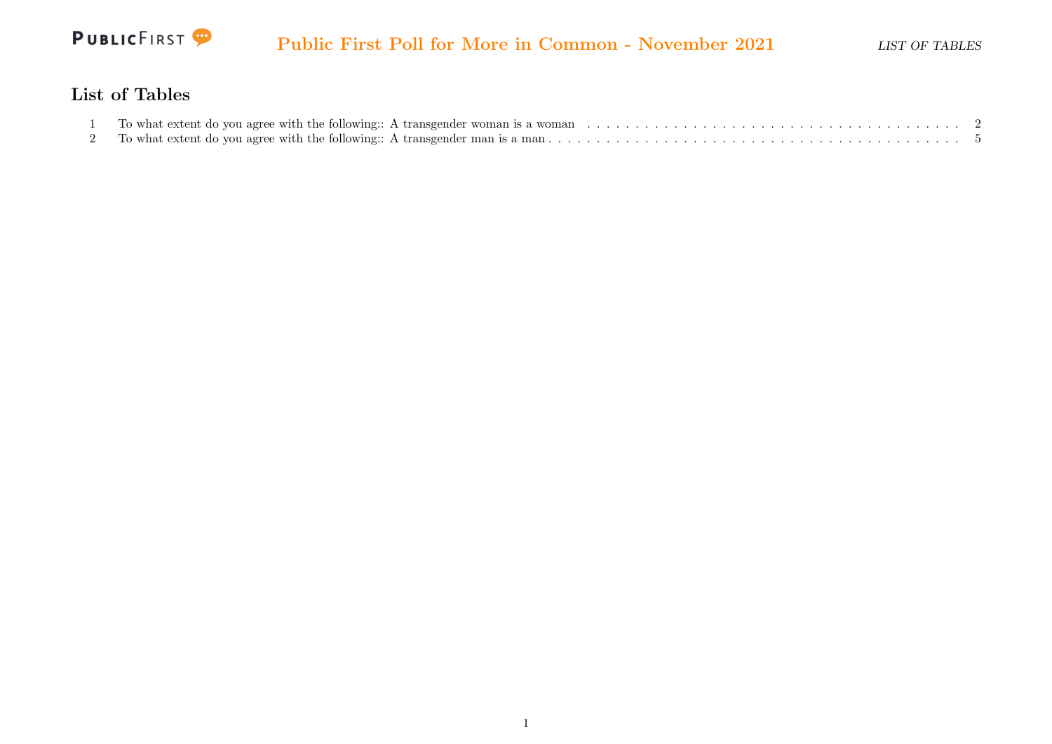## List of Tables

1 To what extent do you agree with the following:: A transgender woman is a woman . . . . . . 2

2 To what extent do you agree with the following:: A transgender man is a man . . . . . . 5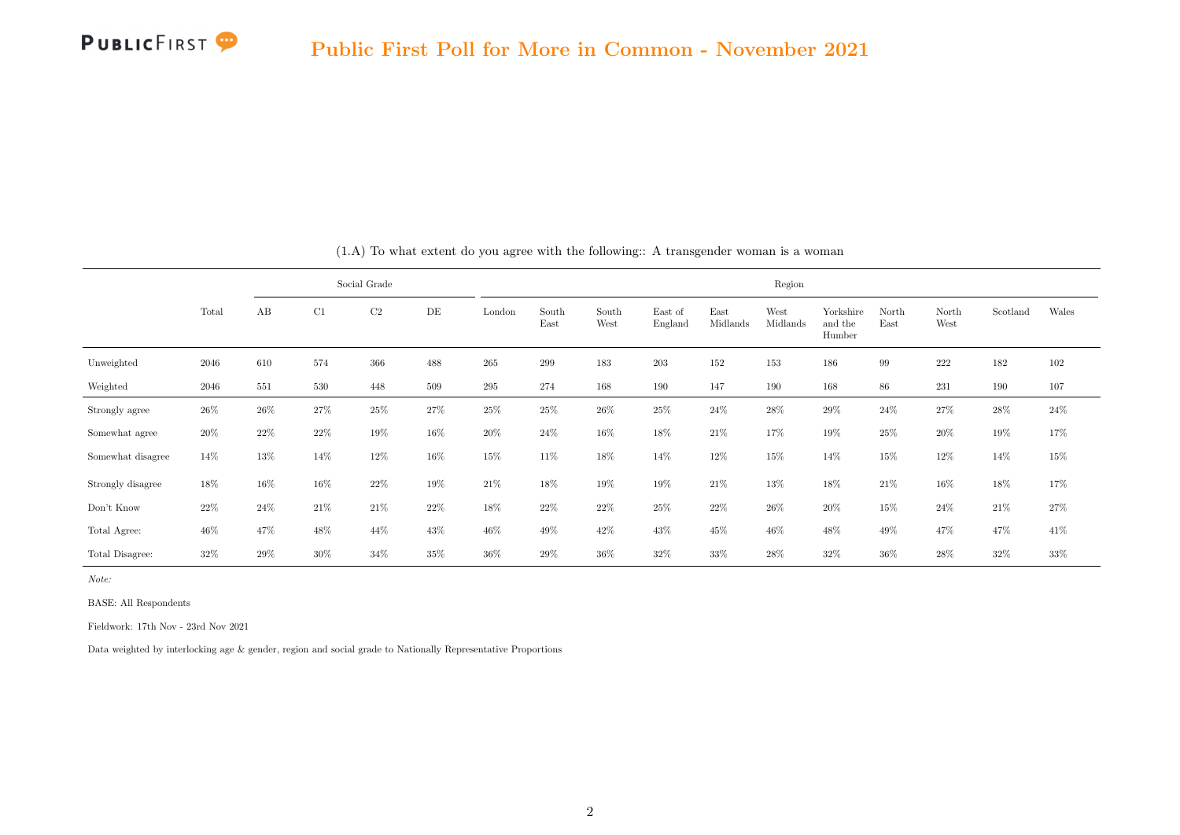## Public First Poll for More in Common - November 2021

(1.A) To what extent do you agree with the following:: A transgender woman is a woman

| | | Social Grade | | | | Region | | | | | | | | | | |
|---|---|---|---|---|---|---|---|---|---|---|---|---|---|---|---|---|
| | Total | AB | C1 | C2 | DE | London | South East | South West | East of England | East Midlands | West Midlands | Yorkshire and the Humber | North East | North West | Scotland | Wales |
| Unweighted | 2046 | 610 | 574 | 366 | 488 | 265 | 299 | 183 | 203 | 152 | 153 | 186 | 99 | 222 | 182 | 102 |
| Weighted | 2046 | 551 | 530 | 448 | 509 | 295 | 274 | 168 | 190 | 147 | 190 | 168 | 86 | 231 | 190 | 107 |
| Strongly agree | 26% | 26% | 27% | 25% | 27% | 25% | 25% | 26% | 25% | 24% | 28% | 29% | 24% | 27% | 28% | 24% |
| Somewhat agree | 20% | 22% | 22% | 19% | 16% | 20% | 24% | 16% | 18% | 21% | 17% | 19% | 25% | 20% | 19% | 17% |
| Somewhat disagree | 14% | 13% | 14% | 12% | 16% | 15% | 11% | 18% | 14% | 12% | 15% | 14% | 15% | 12% | 14% | 15% |
| Strongly disagree | 18% | 16% | 16% | 22% | 19% | 21% | 18% | 19% | 19% | 21% | 13% | 18% | 21% | 16% | 18% | 17% |
| Don't Know | 22% | 24% | 21% | 21% | 22% | 18% | 22% | 22% | 25% | 22% | 26% | 20% | 15% | 24% | 21% | 27% |
| Total Agree: | 46% | 47% | 48% | 44% | 43% | 46% | 49% | 42% | 43% | 45% | 46% | 48% | 49% | 47% | 47% | 41% |
| Total Disagree: | 32% | 29% | 30% | 34% | 35% | 36% | 29% | 36% | 32% | 33% | 28% | 32% | 36% | 28% | 32% | 33% |

*Note:*

BASE: All Respondents

Fieldwork: 17th Nov - 23rd Nov 2021

Data weighted by interlocking age & gender, region and social grade to Nationally Representative Proportions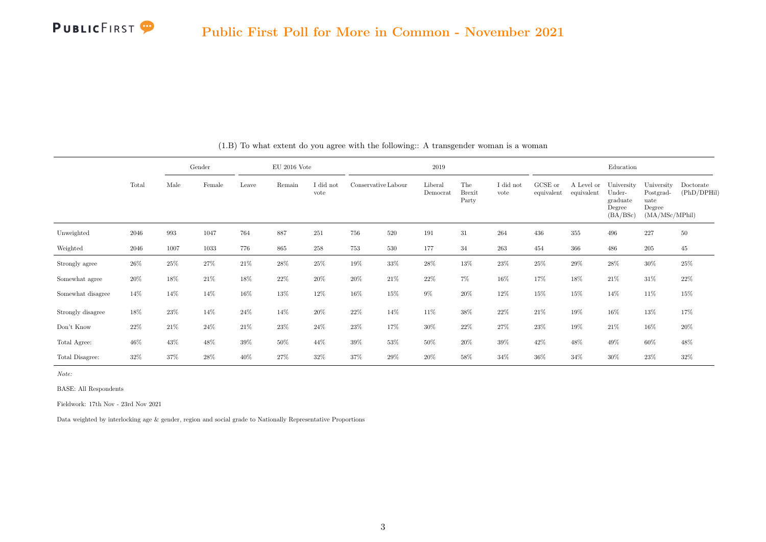## Public First Poll for More in Common - November 2021

(1.B) To what extent do you agree with the following:: A transgender woman is a woman

| | | Gender | | EU 2016 Vote | | | 2019 | | | | | Education | | | | |
|---|---|---|---|---|---|---|---|---|---|---|---|---|---|---|---|---|
| | Total | Male | Female | Leave | Remain | I did not vote | Conservative | Labour | Liberal Democrat | The Brexit Party | I did not vote | GCSE or equivalent | A Level or equivalent | University Under-graduate Degree (BA/BSc) | University Postgrad-uate Degree (MA/MSc/MPhil) | Doctorate (PhD/DPHil) |
| Unweighted | 2046 | 993 | 1047 | 764 | 887 | 251 | 756 | 520 | 191 | 31 | 264 | 436 | 355 | 496 | 227 | 50 |
| Weighted | 2046 | 1007 | 1033 | 776 | 865 | 258 | 753 | 530 | 177 | 34 | 263 | 454 | 366 | 486 | 205 | 45 |
| Strongly agree | 26% | 25% | 27% | 21% | 28% | 25% | 19% | 33% | 28% | 13% | 23% | 25% | 29% | 28% | 30% | 25% |
| Somewhat agree | 20% | 18% | 21% | 18% | 22% | 20% | 20% | 21% | 22% | 7% | 16% | 17% | 18% | 21% | 31% | 22% |
| Somewhat disagree | 14% | 14% | 14% | 16% | 13% | 12% | 16% | 15% | 9% | 20% | 12% | 15% | 15% | 14% | 11% | 15% |
| Strongly disagree | 18% | 23% | 14% | 24% | 14% | 20% | 22% | 14% | 11% | 38% | 22% | 21% | 19% | 16% | 13% | 17% |
| Don't Know | 22% | 21% | 24% | 21% | 23% | 24% | 23% | 17% | 30% | 22% | 27% | 23% | 19% | 21% | 16% | 20% |
| Total Agree: | 46% | 43% | 48% | 39% | 50% | 44% | 39% | 53% | 50% | 20% | 39% | 42% | 48% | 49% | 60% | 48% |
| Total Disagree: | 32% | 37% | 28% | 40% | 27% | 32% | 37% | 29% | 20% | 58% | 34% | 36% | 34% | 30% | 23% | 32% |

*Note:*

BASE: All Respondents

Fieldwork: 17th Nov - 23rd Nov 2021

Data weighted by interlocking age & gender, region and social grade to Nationally Representative Proportions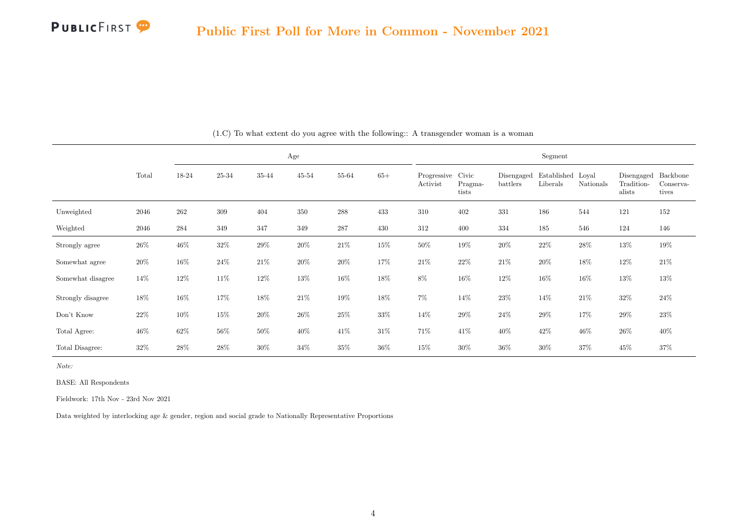Public First Poll for More in Common - November 2021

(1.C) To what extent do you agree with the following:: A transgender woman is a woman

| | Total | Age | | | | | | Segment | | | | | | |
|---|---|---|---|---|---|---|---|---|---|---|---|---|---|---|
| | | 18-24 | 25-34 | 35-44 | 45-54 | 55-64 | 65+ | Progressive Activist | Civic Pragmatists | Disengaged battlers | Established Liberals | Loyal Nationals | Disengaged Traditionalists | Backbone Conservatives |
| Unweighted | 2046 | 262 | 309 | 404 | 350 | 288 | 433 | 310 | 402 | 331 | 186 | 544 | 121 | 152 |
| Weighted | 2046 | 284 | 349 | 347 | 349 | 287 | 430 | 312 | 400 | 334 | 185 | 546 | 124 | 146 |
| Strongly agree | 26% | 46% | 32% | 29% | 20% | 21% | 15% | 50% | 19% | 20% | 22% | 28% | 13% | 19% |
| Somewhat agree | 20% | 16% | 24% | 21% | 20% | 20% | 17% | 21% | 22% | 21% | 20% | 18% | 12% | 21% |
| Somewhat disagree | 14% | 12% | 11% | 12% | 13% | 16% | 18% | 8% | 16% | 12% | 16% | 16% | 13% | 13% |
| Strongly disagree | 18% | 16% | 17% | 18% | 21% | 19% | 18% | 7% | 14% | 23% | 14% | 21% | 32% | 24% |
| Don't Know | 22% | 10% | 15% | 20% | 26% | 25% | 33% | 14% | 29% | 24% | 29% | 17% | 29% | 23% |
| Total Agree: | 46% | 62% | 56% | 50% | 40% | 41% | 31% | 71% | 41% | 40% | 42% | 46% | 26% | 40% |
| Total Disagree: | 32% | 28% | 28% | 30% | 34% | 35% | 36% | 15% | 30% | 36% | 30% | 37% | 45% | 37% |

*Note:*

BASE: All Respondents

Fieldwork: 17th Nov - 23rd Nov 2021

Data weighted by interlocking age & gender, region and social grade to Nationally Representative Proportions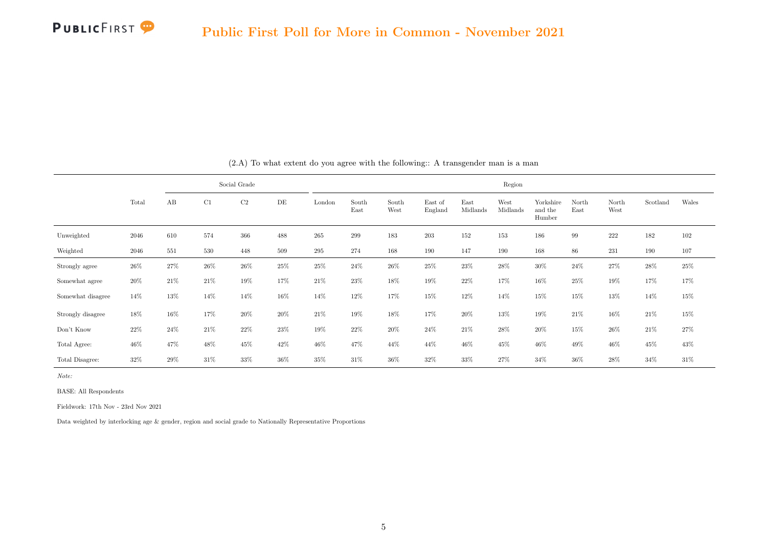# Public First Poll for More in Common - November 2021

(2.A) To what extent do you agree with the following:: A transgender man is a man

| | | Social Grade | | | | Region | | | | | | | | | | |
|---|---|---|---|---|---|---|---|---|---|---|---|---|---|---|---|---|
| | Total | AB | C1 | C2 | DE | London | South East | South West | East of England | East Midlands | West Midlands | Yorkshire and the Humber | North East | North West | Scotland | Wales |
| Unweighted | 2046 | 610 | 574 | 366 | 488 | 265 | 299 | 183 | 203 | 152 | 153 | 186 | 99 | 222 | 182 | 102 |
| Weighted | 2046 | 551 | 530 | 448 | 509 | 295 | 274 | 168 | 190 | 147 | 190 | 168 | 86 | 231 | 190 | 107 |
| Strongly agree | 26% | 27% | 26% | 26% | 25% | 25% | 24% | 26% | 25% | 23% | 28% | 30% | 24% | 27% | 28% | 25% |
| Somewhat agree | 20% | 21% | 21% | 19% | 17% | 21% | 23% | 18% | 19% | 22% | 17% | 16% | 25% | 19% | 17% | 17% |
| Somewhat disagree | 14% | 13% | 14% | 14% | 16% | 14% | 12% | 17% | 15% | 12% | 14% | 15% | 15% | 13% | 14% | 15% |
| Strongly disagree | 18% | 16% | 17% | 20% | 20% | 21% | 19% | 18% | 17% | 20% | 13% | 19% | 21% | 16% | 21% | 15% |
| Don't Know | 22% | 24% | 21% | 22% | 23% | 19% | 22% | 20% | 24% | 21% | 28% | 20% | 15% | 26% | 21% | 27% |
| Total Agree: | 46% | 47% | 48% | 45% | 42% | 46% | 47% | 44% | 44% | 46% | 45% | 46% | 49% | 46% | 45% | 43% |
| Total Disagree: | 32% | 29% | 31% | 33% | 36% | 35% | 31% | 36% | 32% | 33% | 27% | 34% | 36% | 28% | 34% | 31% |

*Note:*

BASE: All Respondents

Fieldwork: 17th Nov - 23rd Nov 2021

Data weighted by interlocking age & gender, region and social grade to Nationally Representative Proportions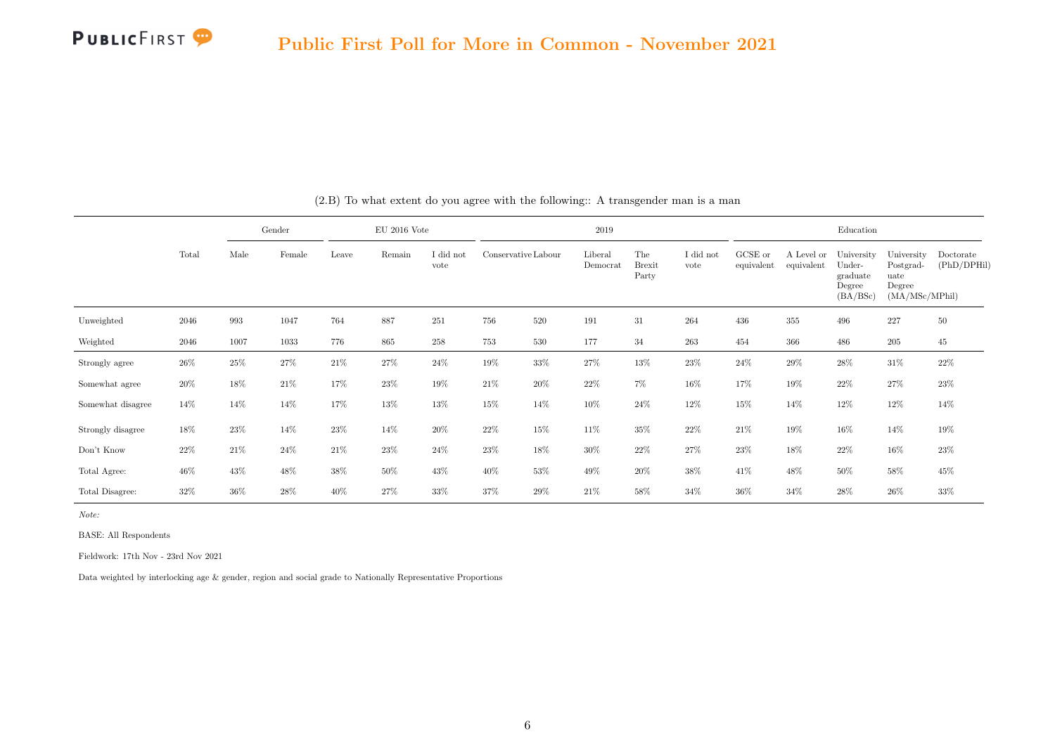## Public First Poll for More in Common - November 2021

(2.B) To what extent do you agree with the following:: A transgender man is a man

| | Total | Gender | | EU 2016 Vote | | | 2019 | | | | | Education | | | | |
|---|---|---|---|---|---|---|---|---|---|---|---|---|---|---|---|---|
| | | Male | Female | Leave | Remain | I did not vote | Conservative | Labour | Liberal Democrat | The Brexit Party | I did not vote | GCSE or equivalent | A Level or equivalent | University Undergraduate Degree (BA/BSc) | University Postgraduate Degree (MA/MSc/MPhil) | Doctorate (PhD/DPHil) |
| Unweighted | 2046 | 993 | 1047 | 764 | 887 | 251 | 756 | 520 | 191 | 31 | 264 | 436 | 355 | 496 | 227 | 50 |
| Weighted | 2046 | 1007 | 1033 | 776 | 865 | 258 | 753 | 530 | 177 | 34 | 263 | 454 | 366 | 486 | 205 | 45 |
| Strongly agree | 26% | 25% | 27% | 21% | 27% | 24% | 19% | 33% | 27% | 13% | 23% | 24% | 29% | 28% | 31% | 22% |
| Somewhat agree | 20% | 18% | 21% | 17% | 23% | 19% | 21% | 20% | 22% | 7% | 16% | 17% | 19% | 22% | 27% | 23% |
| Somewhat disagree | 14% | 14% | 14% | 17% | 13% | 13% | 15% | 14% | 10% | 24% | 12% | 15% | 14% | 12% | 12% | 14% |
| Strongly disagree | 18% | 23% | 14% | 23% | 14% | 20% | 22% | 15% | 11% | 35% | 22% | 21% | 19% | 16% | 14% | 19% |
| Don't Know | 22% | 21% | 24% | 21% | 23% | 24% | 23% | 18% | 30% | 22% | 27% | 23% | 18% | 22% | 16% | 23% |
| Total Agree: | 46% | 43% | 48% | 38% | 50% | 43% | 40% | 53% | 49% | 20% | 38% | 41% | 48% | 50% | 58% | 45% |
| Total Disagree: | 32% | 36% | 28% | 40% | 27% | 33% | 37% | 29% | 21% | 58% | 34% | 36% | 34% | 28% | 26% | 33% |

*Note:*

BASE: All Respondents

Fieldwork: 17th Nov - 23rd Nov 2021

Data weighted by interlocking age & gender, region and social grade to Nationally Representative Proportions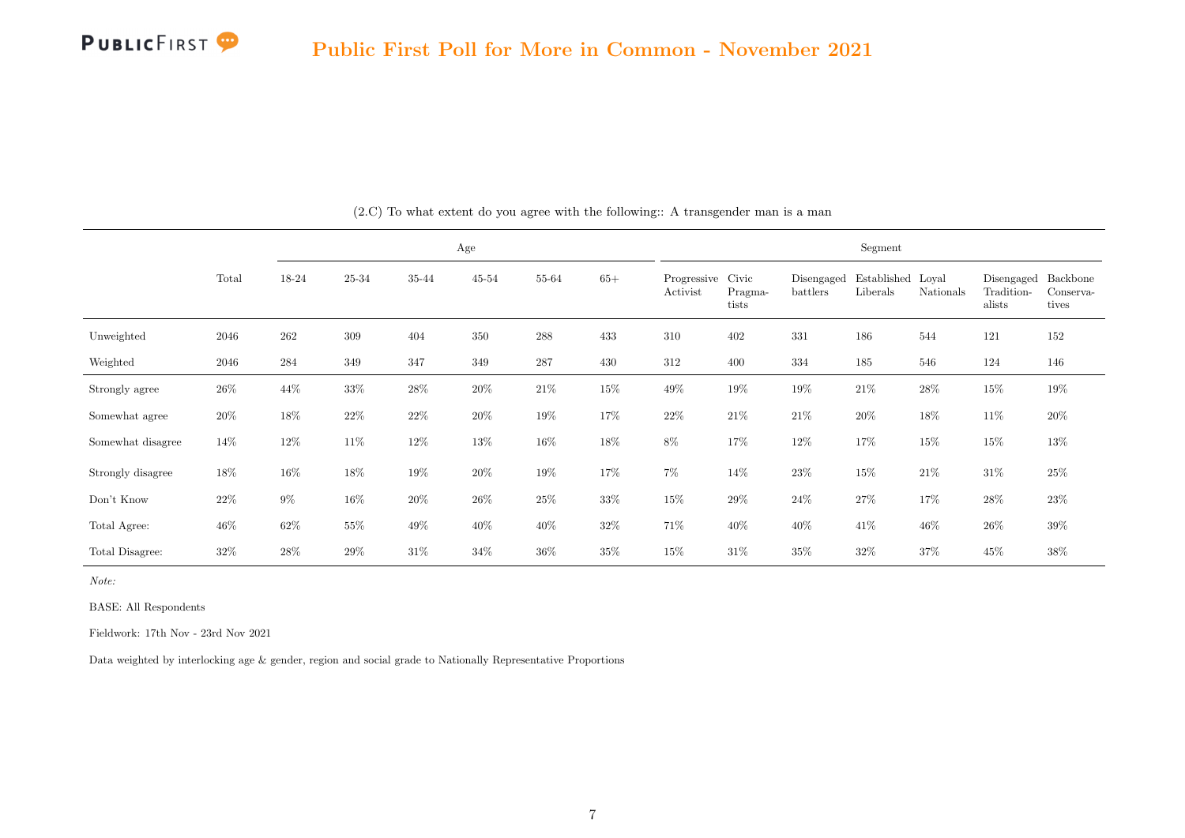(2.C) To what extent do you agree with the following:: A transgender man is a man

| | Total | Age | | | | | | Segment | | | | | | |
|---|---|---|---|---|---|---|---|---|---|---|---|---|---|---|
| | | 18-24 | 25-34 | 35-44 | 45-54 | 55-64 | 65+ | Progressive Activist | Civic Pragmatists | Disengaged battlers | Established Liberals | Loyal Nationals | Disengaged Traditionalists | Backbone Conservatives |
| Unweighted | 2046 | 262 | 309 | 404 | 350 | 288 | 433 | 310 | 402 | 331 | 186 | 544 | 121 | 152 |
| Weighted | 2046 | 284 | 349 | 347 | 349 | 287 | 430 | 312 | 400 | 334 | 185 | 546 | 124 | 146 |
| Strongly agree | 26% | 44% | 33% | 28% | 20% | 21% | 15% | 49% | 19% | 19% | 21% | 28% | 15% | 19% |
| Somewhat agree | 20% | 18% | 22% | 22% | 20% | 19% | 17% | 22% | 21% | 21% | 20% | 18% | 11% | 20% |
| Somewhat disagree | 14% | 12% | 11% | 12% | 13% | 16% | 18% | 8% | 17% | 12% | 17% | 15% | 15% | 13% |
| Strongly disagree | 18% | 16% | 18% | 19% | 20% | 19% | 17% | 7% | 14% | 23% | 15% | 21% | 31% | 25% |
| Don't Know | 22% | 9% | 16% | 20% | 26% | 25% | 33% | 15% | 29% | 24% | 27% | 17% | 28% | 23% |
| Total Agree: | 46% | 62% | 55% | 49% | 40% | 40% | 32% | 71% | 40% | 40% | 41% | 46% | 26% | 39% |
| Total Disagree: | 32% | 28% | 29% | 31% | 34% | 36% | 35% | 15% | 31% | 35% | 32% | 37% | 45% | 38% |

*Note:*

BASE: All Respondents

Fieldwork: 17th Nov - 23rd Nov 2021

Data weighted by interlocking age & gender, region and social grade to Nationally Representative Proportions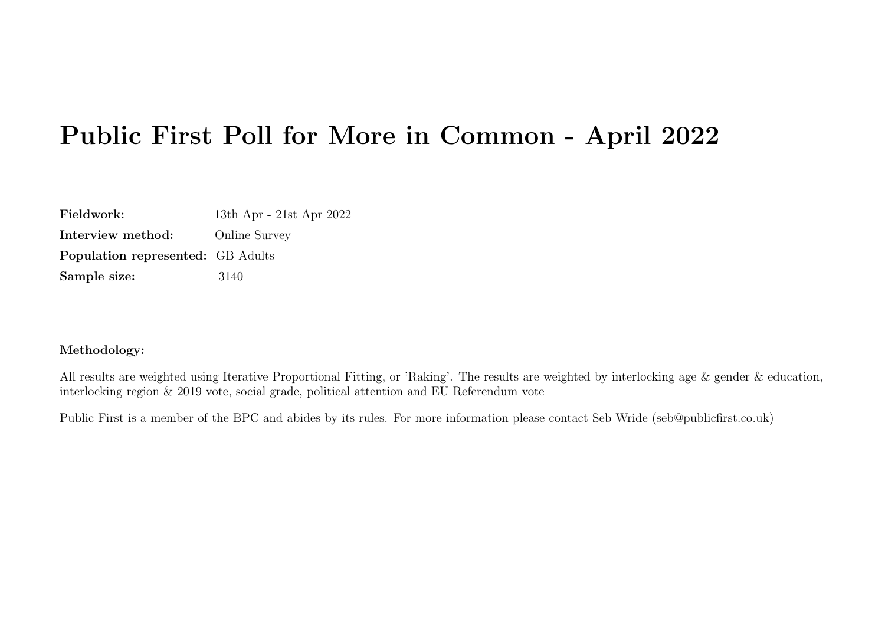# Public First Poll for More in Common - April 2022

**Fieldwork:** 13th Apr - 21st Apr 2022
**Interview method:** Online Survey
**Population represented:** GB Adults
**Sample size:** 3140

**Methodology:**

All results are weighted using Iterative Proportional Fitting, or 'Raking'. The results are weighted by interlocking age & gender & education, interlocking region & 2019 vote, social grade, political attention and EU Referendum vote

Public First is a member of the BPC and abides by its rules. For more information please contact Seb Wride (seb@publicfirst.co.uk)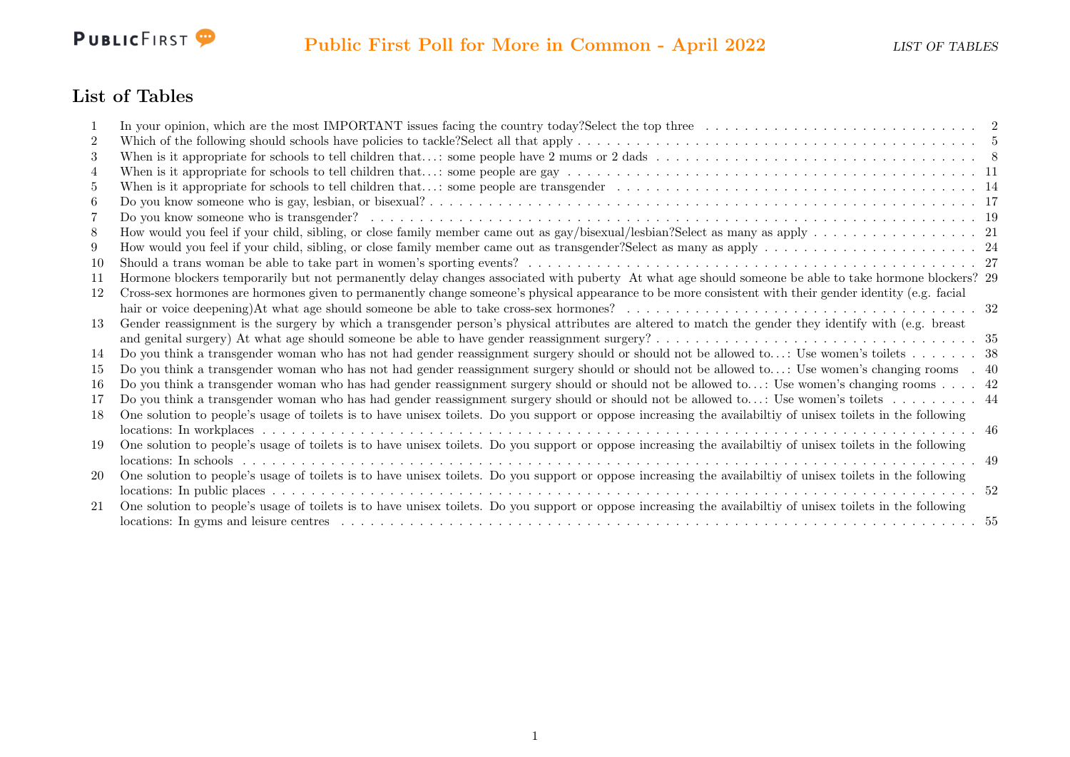## List of Tables

| | | |
|---|---|---|
| 1 | In your opinion, which are the most IMPORTANT issues facing the country today?Select the top three | 2 |
| 2 | Which of the following should schools have policies to tackle?Select all that apply | 5 |
| 3 | When is it appropriate for schools to tell children that...: some people have 2 mums or 2 dads | 8 |
| 4 | When is it appropriate for schools to tell children that...: some people are gay | 11 |
| 5 | When is it appropriate for schools to tell children that...: some people are transgender | 14 |
| 6 | Do you know someone who is gay, lesbian, or bisexual? | 17 |
| 7 | Do you know someone who is transgender? | 19 |
| 8 | How would you feel if your child, sibling, or close family member came out as gay/bisexual/lesbian?Select as many as apply | 21 |
| 9 | How would you feel if your child, sibling, or close family member came out as transgender?Select as many as apply | 24 |
| 10 | Should a trans woman be able to take part in women's sporting events? | 27 |
| 11 | Hormone blockers temporarily but not permanently delay changes associated with puberty At what age should someone be able to take hormone blockers? | 29 |
| 12 | Cross-sex hormones are hormones given to permanently change someone's physical appearance to be more consistent with their gender identity (e.g. facial hair or voice deepening)At what age should someone be able to take cross-sex hormones? | 32 |
| 13 | Gender reassignment is the surgery by which a transgender person's physical attributes are altered to match the gender they identify with (e.g. breast and genital surgery) At what age should someone be able to have gender reassignment surgery? | 35 |
| 14 | Do you think a transgender woman who has not had gender reassignment surgery should or should not be allowed to...: Use women's toilets | 38 |
| 15 | Do you think a transgender woman who has not had gender reassignment surgery should or should not be allowed to...: Use women's changing rooms | 40 |
| 16 | Do you think a transgender woman who has had gender reassignment surgery should or should not be allowed to...: Use women's changing rooms | 42 |
| 17 | Do you think a transgender woman who has had gender reassignment surgery should or should not be allowed to...: Use women's toilets | 44 |
| 18 | One solution to people's usage of toilets is to have unisex toilets. Do you support or oppose increasing the availabiltiy of unisex toilets in the following locations: In workplaces | 46 |
| 19 | One solution to people's usage of toilets is to have unisex toilets. Do you support or oppose increasing the availabiltiy of unisex toilets in the following locations: In schools | 49 |
| 20 | One solution to people's usage of toilets is to have unisex toilets. Do you support or oppose increasing the availabiltiy of unisex toilets in the following locations: In public places | 52 |
| 21 | One solution to people's usage of toilets is to have unisex toilets. Do you support or oppose increasing the availabiltiy of unisex toilets in the following locations: In gyms and leisure centres | 55 |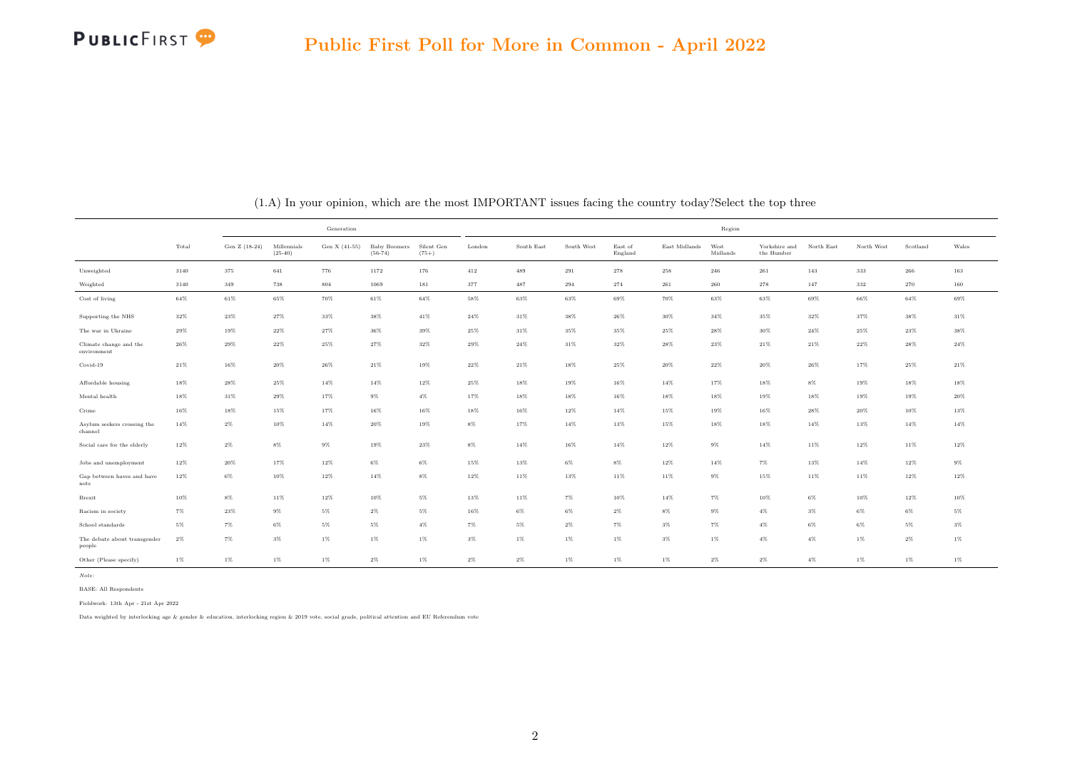## Public First Poll for More in Common - April 2022

(1.A) In your opinion, which are the most IMPORTANT issues facing the country today?Select the top three

| | Total | Generation | | | | | Region | | | | | | | | | | |
|---|---|---|---|---|---|---|---|---|---|---|---|---|---|---|---|---|---|
| | | Gen Z (18-24) | Millennials (25-40) | Gen X (41-55) | Baby Boomers (56-74) | Silent Gen (75+) | London | South East | South West | East of England | East Midlands | West Midlands | Yorkshire and the Humber | North East | North West | Scotland | Wales |
| Unweighted | 3140 | 375 | 641 | 776 | 1172 | 176 | 412 | 489 | 291 | 278 | 258 | 246 | 261 | 143 | 333 | 266 | 163 |
| Weighted | 3140 | 349 | 738 | 804 | 1069 | 181 | 377 | 487 | 294 | 274 | 261 | 260 | 278 | 147 | 332 | 270 | 160 |
| Cost of living | 64% | 61% | 65% | 70% | 61% | 64% | 58% | 63% | 63% | 69% | 70% | 63% | 63% | 69% | 66% | 64% | 69% |
| Supporting the NHS | 32% | 23% | 27% | 33% | 38% | 41% | 24% | 31% | 38% | 26% | 30% | 34% | 35% | 32% | 37% | 38% | 31% |
| The war in Ukraine | 29% | 19% | 22% | 27% | 36% | 39% | 25% | 31% | 35% | 35% | 25% | 28% | 30% | 24% | 25% | 23% | 38% |
| Climate change and the environment | 26% | 29% | 22% | 25% | 27% | 32% | 29% | 24% | 31% | 32% | 28% | 23% | 21% | 21% | 22% | 28% | 24% |
| Covid-19 | 21% | 16% | 20% | 26% | 21% | 19% | 22% | 21% | 18% | 25% | 20% | 22% | 20% | 26% | 17% | 25% | 21% |
| Affordable housing | 18% | 28% | 25% | 14% | 14% | 12% | 25% | 18% | 19% | 16% | 14% | 17% | 18% | 8% | 19% | 18% | 18% |
| Mental health | 18% | 31% | 29% | 17% | 9% | 4% | 17% | 18% | 18% | 16% | 18% | 18% | 19% | 18% | 19% | 19% | 20% |
| Crime | 16% | 18% | 15% | 17% | 16% | 16% | 18% | 16% | 12% | 14% | 15% | 19% | 16% | 28% | 20% | 10% | 13% |
| Asylum seekers crossing the channel | 14% | 2% | 10% | 14% | 20% | 19% | 8% | 17% | 14% | 13% | 15% | 18% | 18% | 14% | 13% | 14% | 14% |
| Social care for the elderly | 12% | 2% | 8% | 9% | 19% | 23% | 8% | 14% | 16% | 14% | 12% | 9% | 14% | 11% | 12% | 11% | 12% |
| Jobs and unemployment | 12% | 20% | 17% | 12% | 6% | 6% | 15% | 13% | 6% | 8% | 12% | 14% | 7% | 13% | 14% | 12% | 9% |
| Gap between haves and have nots | 12% | 6% | 10% | 12% | 14% | 8% | 12% | 11% | 13% | 11% | 11% | 9% | 15% | 11% | 11% | 12% | 12% |
| Brexit | 10% | 8% | 11% | 12% | 10% | 5% | 13% | 11% | 7% | 10% | 14% | 7% | 10% | 6% | 10% | 12% | 10% |
| Racism in society | 7% | 23% | 9% | 5% | 2% | 5% | 16% | 6% | 6% | 2% | 8% | 9% | 4% | 3% | 6% | 6% | 5% |
| School standards | 5% | 7% | 6% | 5% | 5% | 4% | 7% | 5% | 2% | 7% | 3% | 7% | 4% | 6% | 6% | 5% | 3% |
| The debate about transgender people | 2% | 7% | 3% | 1% | 1% | 1% | 3% | 1% | 1% | 1% | 3% | 1% | 4% | 4% | 1% | 2% | 1% |
| Other (Please specify) | 1% | 1% | 1% | 1% | 2% | 1% | 2% | 2% | 1% | 1% | 1% | 2% | 2% | 4% | 1% | 1% | 1% |

*Note:*

BASE: All Respondents

Fieldwork: 13th Apr - 21st Apr 2022

Data weighted by interlocking age & gender & education, interlocking region & 2019 vote, social grade, political attention and EU Referendum vote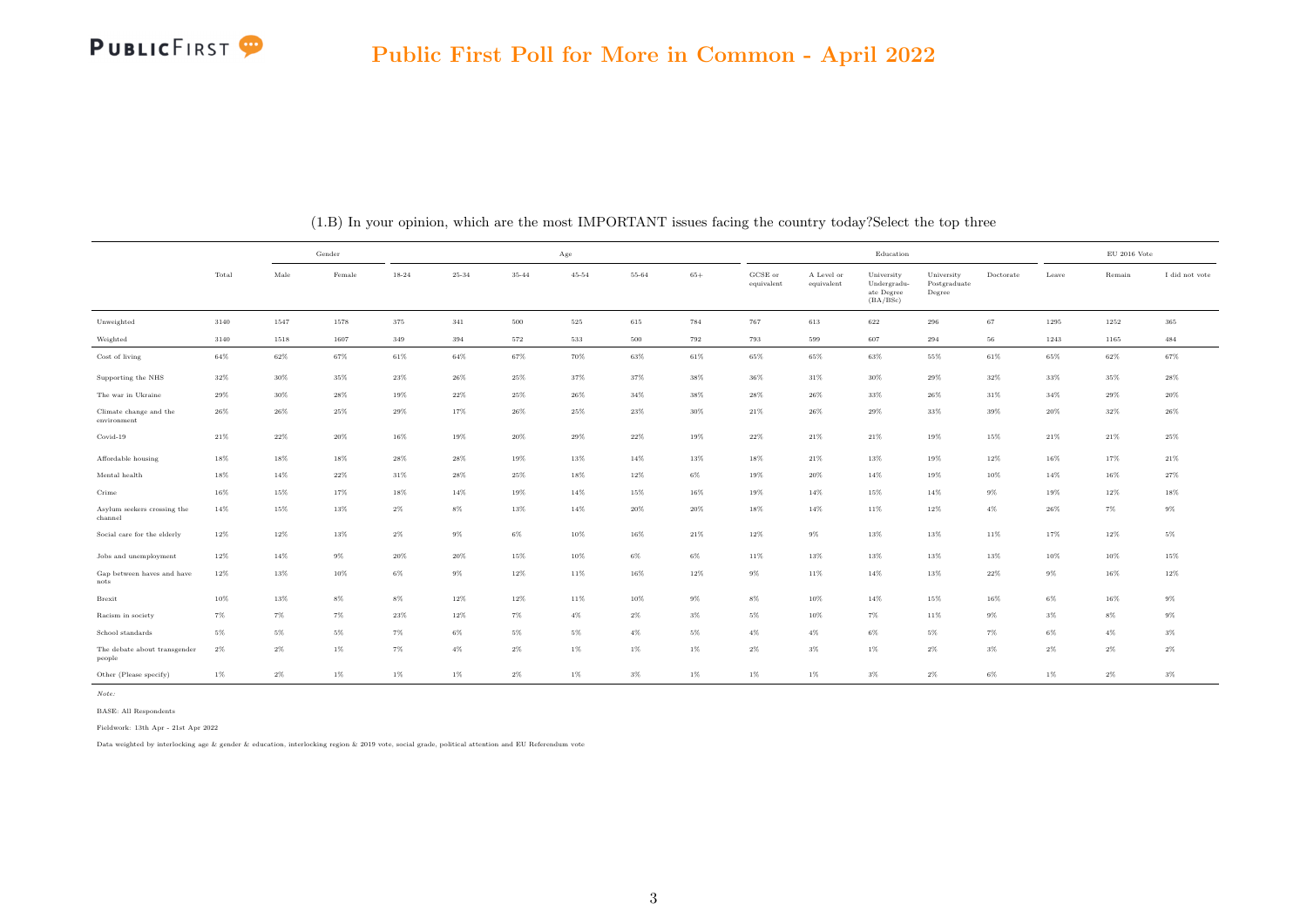# Public First Poll for More in Common - April 2022

(1.B) In your opinion, which are the most IMPORTANT issues facing the country today?Select the top three

| | Total | Gender | | Age | | | | | | Education | | | | | EU 2016 Vote | | |
|---|---|---|---|---|---|---|---|---|---|---|---|---|---|---|---|---|---|
| | | Male | Female | 18-24 | 25-34 | 35-44 | 45-54 | 55-64 | 65+ | GCSE or equivalent | A Level or equivalent | University Undergraduate Degree (BA/BSc) | University Postgraduate Degree | Doctorate | Leave | Remain | I did not vote |
| Unweighted | 3140 | 1547 | 1578 | 375 | 341 | 500 | 525 | 615 | 784 | 767 | 613 | 622 | 296 | 67 | 1295 | 1252 | 365 |
| Weighted | 3140 | 1518 | 1607 | 349 | 394 | 572 | 533 | 500 | 792 | 793 | 599 | 607 | 294 | 56 | 1243 | 1165 | 484 |
| Cost of living | 64% | 62% | 67% | 61% | 64% | 67% | 70% | 63% | 61% | 65% | 65% | 63% | 55% | 61% | 65% | 62% | 67% |
| Supporting the NHS | 32% | 30% | 35% | 23% | 26% | 25% | 37% | 37% | 38% | 36% | 31% | 30% | 29% | 32% | 33% | 35% | 28% |
| The war in Ukraine | 29% | 30% | 28% | 19% | 22% | 25% | 26% | 34% | 38% | 28% | 26% | 33% | 26% | 31% | 34% | 29% | 20% |
| Climate change and the environment | 26% | 26% | 25% | 29% | 17% | 26% | 25% | 23% | 30% | 21% | 26% | 29% | 33% | 39% | 20% | 32% | 26% |
| Covid-19 | 21% | 22% | 20% | 16% | 19% | 20% | 29% | 22% | 19% | 22% | 21% | 21% | 19% | 15% | 21% | 21% | 25% |
| Affordable housing | 18% | 18% | 18% | 28% | 28% | 19% | 13% | 14% | 13% | 18% | 21% | 13% | 19% | 12% | 16% | 17% | 21% |
| Mental health | 18% | 14% | 22% | 31% | 28% | 25% | 18% | 12% | 6% | 19% | 20% | 14% | 19% | 10% | 14% | 16% | 27% |
| Crime | 16% | 15% | 17% | 18% | 14% | 19% | 14% | 15% | 16% | 19% | 14% | 15% | 14% | 9% | 19% | 12% | 18% |
| Asylum seekers crossing the channel | 14% | 15% | 13% | 2% | 8% | 13% | 14% | 20% | 20% | 18% | 14% | 11% | 12% | 4% | 26% | 7% | 9% |
| Social care for the elderly | 12% | 12% | 13% | 2% | 9% | 6% | 10% | 16% | 21% | 12% | 9% | 13% | 13% | 11% | 17% | 12% | 5% |
| Jobs and unemployment | 12% | 14% | 9% | 20% | 20% | 15% | 10% | 6% | 6% | 11% | 13% | 13% | 13% | 13% | 10% | 10% | 15% |
| Gap between haves and have nots | 12% | 13% | 10% | 6% | 9% | 12% | 11% | 16% | 12% | 9% | 11% | 14% | 13% | 22% | 9% | 16% | 12% |
| Brexit | 10% | 13% | 8% | 8% | 12% | 12% | 11% | 10% | 9% | 8% | 10% | 14% | 15% | 16% | 6% | 16% | 9% |
| Racism in society | 7% | 7% | 7% | 23% | 12% | 7% | 4% | 2% | 3% | 5% | 10% | 7% | 11% | 9% | 3% | 8% | 9% |
| School standards | 5% | 5% | 5% | 7% | 6% | 5% | 5% | 4% | 5% | 4% | 4% | 6% | 5% | 7% | 6% | 4% | 3% |
| The debate about transgender people | 2% | 2% | 1% | 7% | 4% | 2% | 1% | 1% | 1% | 2% | 3% | 1% | 2% | 3% | 2% | 2% | 2% |
| Other (Please specify) | 1% | 2% | 1% | 1% | 1% | 2% | 1% | 3% | 1% | 1% | 1% | 3% | 2% | 6% | 1% | 2% | 3% |

*Note:*

BASE: All Respondents

Fieldwork: 13th Apr - 21st Apr 2022

Data weighted by interlocking age & gender & education, interlocking region & 2019 vote, social grade, political attention and EU Referendum vote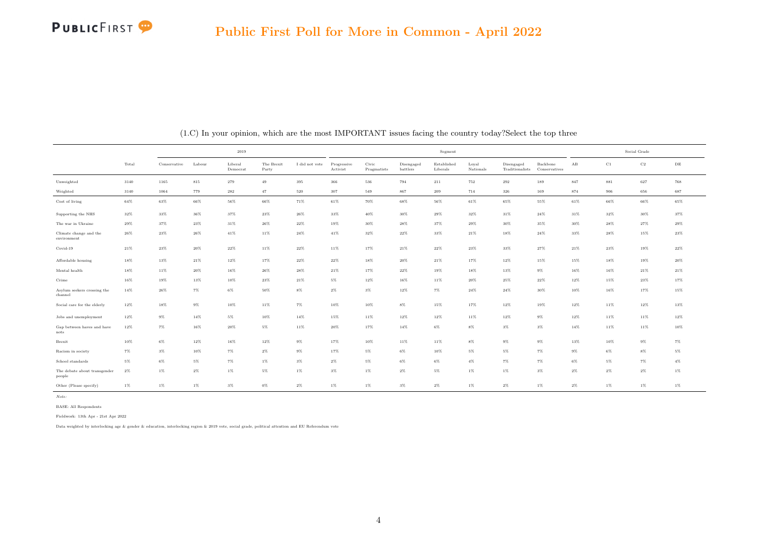## (1.C) In your opinion, which are the most IMPORTANT issues facing the country today?Select the top three

| | Total | 2019 | | | | | Segment | | | | | | | Social Grade | | | |
|---|---|---|---|---|---|---|---|---|---|---|---|---|---|---|---|---|---|
| | | Conservative | Labour | Liberal Democrat | The Brexit Party | I did not vote | Progressive Activist | Civic Pragmatists | Disengaged battlers | Established Liberals | Loyal Nationals | Disengaged Traditionalists | Backbone Conservatives | AB | C1 | C2 | DE |
| Unweighted | 3140 | 1165 | 815 | 279 | 49 | 395 | 366 | 536 | 794 | 211 | 752 | 292 | 189 | 847 | 881 | 627 | 768 |
| Weighted | 3140 | 1064 | 779 | 282 | 47 | 520 | 307 | 549 | 867 | 209 | 714 | 326 | 169 | 874 | 906 | 656 | 687 |
| Cost of living | 64% | 63% | 66% | 56% | 66% | 71% | 61% | 70% | 68% | 56% | 61% | 65% | 55% | 61% | 66% | 66% | 65% |
| Supporting the NHS | 32% | 33% | 36% | 37% | 23% | 26% | 33% | 40% | 30% | 29% | 32% | 31% | 24% | 31% | 32% | 30% | 37% |
| The war in Ukraine | 29% | 37% | 23% | 31% | 26% | 22% | 19% | 30% | 28% | 37% | 29% | 30% | 35% | 30% | 28% | 27% | 29% |
| Climate change and the environment | 26% | 23% | 26% | 41% | 11% | 24% | 41% | 32% | 22% | 33% | 21% | 18% | 24% | 33% | 28% | 15% | 23% |
| Covid-19 | 21% | 23% | 20% | 22% | 11% | 22% | 11% | 17% | 21% | 22% | 23% | 33% | 27% | 21% | 23% | 19% | 22% |
| Affordable housing | 18% | 13% | 21% | 12% | 17% | 22% | 22% | 18% | 20% | 21% | 17% | 12% | 15% | 15% | 18% | 19% | 20% |
| Mental health | 18% | 11% | 20% | 16% | 26% | 28% | 21% | 17% | 22% | 19% | 18% | 13% | 9% | 16% | 16% | 21% | 21% |
| Crime | 16% | 19% | 13% | 10% | 23% | 21% | 5% | 12% | 16% | 11% | 20% | 25% | 22% | 12% | 15% | 23% | 17% |
| Asylum seekers crossing the channel | 14% | 26% | 7% | 6% | 50% | 8% | 2% | 3% | 12% | 7% | 24% | 24% | 30% | 10% | 16% | 17% | 15% |
| Social care for the elderly | 12% | 18% | 9% | 10% | 11% | 7% | 10% | 10% | 8% | 15% | 17% | 12% | 19% | 12% | 11% | 12% | 13% |
| Jobs and unemployment | 12% | 9% | 14% | 5% | 10% | 14% | 15% | 11% | 12% | 12% | 11% | 12% | 9% | 12% | 11% | 11% | 12% |
| Gap between haves and have nots | 12% | 7% | 16% | 20% | 5% | 11% | 20% | 17% | 14% | 6% | 8% | 3% | 3% | 14% | 11% | 11% | 10% |
| Brexit | 10% | 6% | 12% | 16% | 12% | 9% | 17% | 10% | 11% | 11% | 8% | 9% | 9% | 13% | 10% | 9% | 7% |
| Racism in society | 7% | 3% | 10% | 7% | 2% | 9% | 17% | 5% | 6% | 10% | 5% | 5% | 7% | 9% | 6% | 8% | 5% |
| School standards | 5% | 6% | 5% | 7% | 1% | 3% | 2% | 5% | 6% | 6% | 4% | 7% | 7% | 6% | 5% | 7% | 4% |
| The debate about transgender people | 2% | 1% | 2% | 1% | 5% | 1% | 3% | 1% | 2% | 5% | 1% | 1% | 3% | 2% | 2% | 2% | 1% |
| Other (Please specify) | 1% | 1% | 1% | 3% | 0% | 2% | 1% | 1% | 3% | 2% | 1% | 2% | 1% | 2% | 1% | 1% | 1% |

*Note:*

BASE: All Respondents

Fieldwork: 13th Apr - 21st Apr 2022

Data weighted by interlocking age & gender & education, interlocking region & 2019 vote, social grade, political attention and EU Referendum vote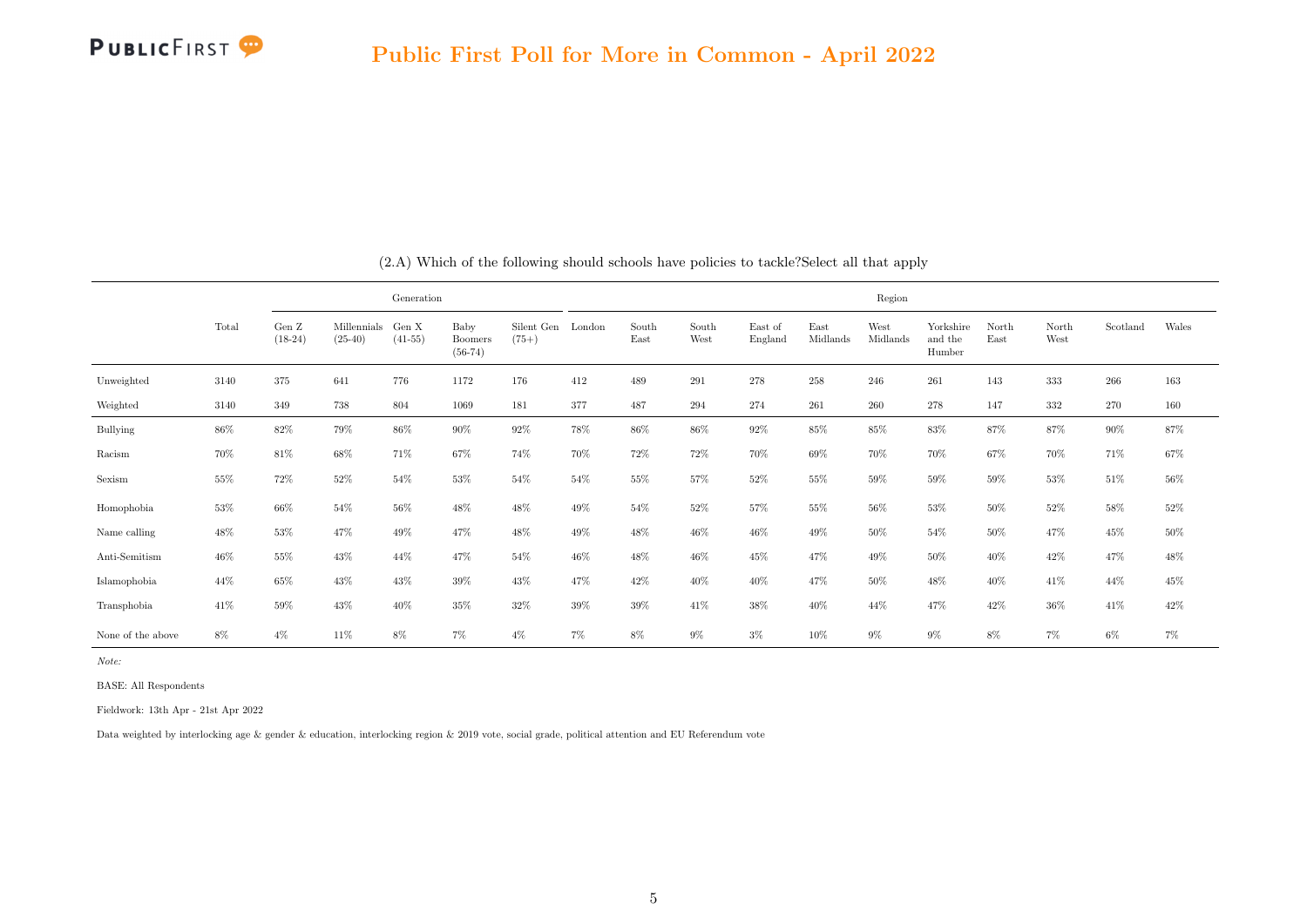## Public First Poll for More in Common - April 2022

(2.A) Which of the following should schools have policies to tackle?Select all that apply

| | Total | Generation | | | | | Region | | | | | | | | | | |
|---|---|---|---|---|---|---|---|---|---|---|---|---|---|---|---|---|---|
| | | Gen Z (18-24) | Millennials (25-40) | Gen X (41-55) | Baby Boomers (56-74) | Silent Gen (75+) | London | South East | South West | East of England | East Midlands | West Midlands | Yorkshire and the Humber | North East | North West | Scotland | Wales |
| Unweighted | 3140 | 375 | 641 | 776 | 1172 | 176 | 412 | 489 | 291 | 278 | 258 | 246 | 261 | 143 | 333 | 266 | 163 |
| Weighted | 3140 | 349 | 738 | 804 | 1069 | 181 | 377 | 487 | 294 | 274 | 261 | 260 | 278 | 147 | 332 | 270 | 160 |
| Bullying | 86% | 82% | 79% | 86% | 90% | 92% | 78% | 86% | 86% | 92% | 85% | 85% | 83% | 87% | 87% | 90% | 87% |
| Racism | 70% | 81% | 68% | 71% | 67% | 74% | 70% | 72% | 72% | 70% | 69% | 70% | 70% | 67% | 70% | 71% | 67% |
| Sexism | 55% | 72% | 52% | 54% | 53% | 54% | 54% | 55% | 57% | 52% | 55% | 59% | 59% | 59% | 53% | 51% | 56% |
| Homophobia | 53% | 66% | 54% | 56% | 48% | 48% | 49% | 54% | 52% | 57% | 55% | 56% | 53% | 50% | 52% | 58% | 52% |
| Name calling | 48% | 53% | 47% | 49% | 47% | 48% | 49% | 48% | 46% | 46% | 49% | 50% | 54% | 50% | 47% | 45% | 50% |
| Anti-Semitism | 46% | 55% | 43% | 44% | 47% | 54% | 46% | 48% | 46% | 45% | 47% | 49% | 50% | 40% | 42% | 47% | 48% |
| Islamophobia | 44% | 65% | 43% | 43% | 39% | 43% | 47% | 42% | 40% | 40% | 47% | 50% | 48% | 40% | 41% | 44% | 45% |
| Transphobia | 41% | 59% | 43% | 40% | 35% | 32% | 39% | 39% | 41% | 38% | 40% | 44% | 47% | 42% | 36% | 41% | 42% |
| None of the above | 8% | 4% | 11% | 8% | 7% | 4% | 7% | 8% | 9% | 3% | 10% | 9% | 9% | 8% | 7% | 6% | 7% |

*Note:*

BASE: All Respondents

Fieldwork: 13th Apr - 21st Apr 2022

Data weighted by interlocking age & gender & education, interlocking region & 2019 vote, social grade, political attention and EU Referendum vote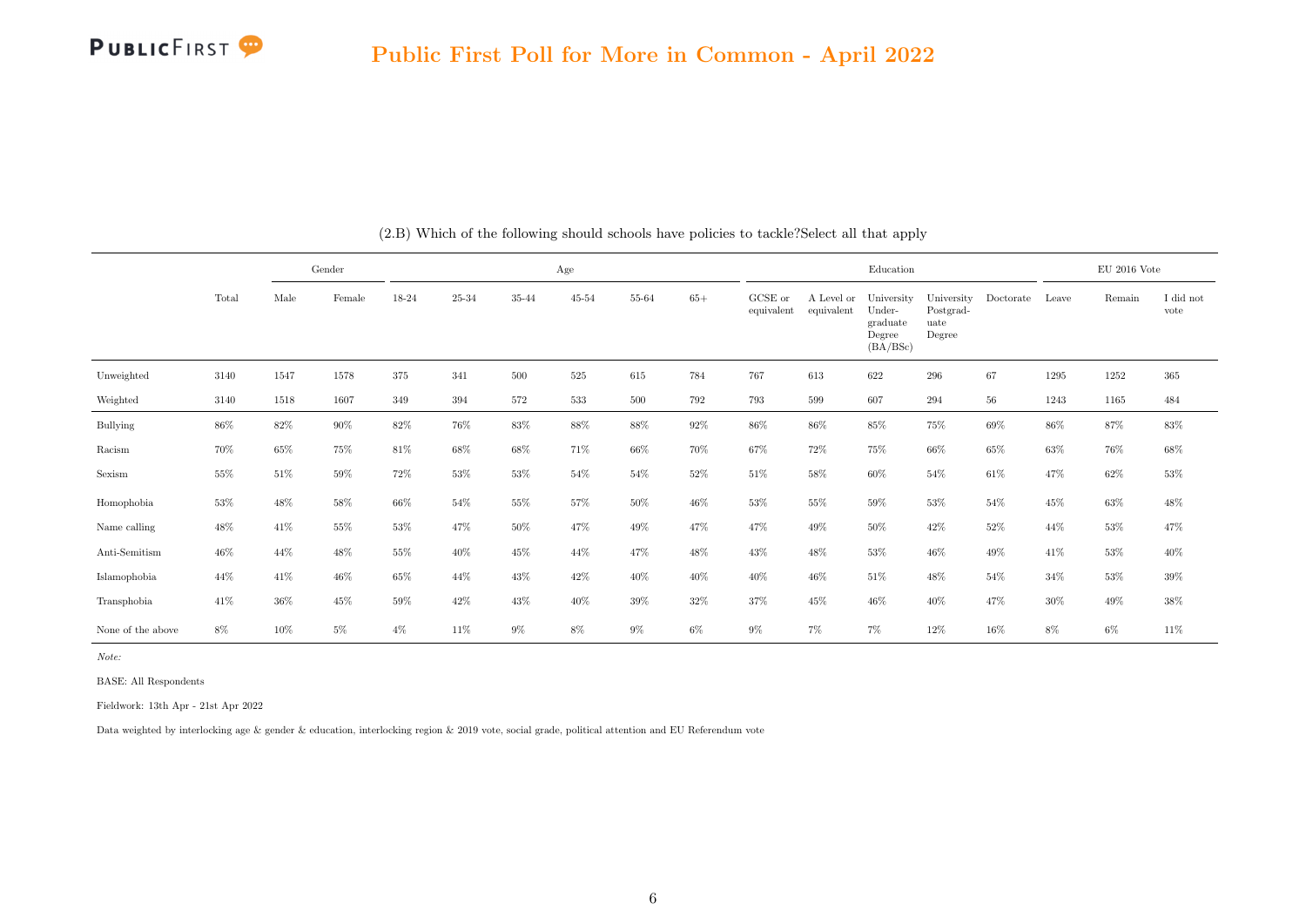## Public First Poll for More in Common - April 2022

(2.B) Which of the following should schools have policies to tackle?Select all that apply

| | Total | Gender | | Age | | | | | | Education | | | | | EU 2016 Vote | | |
|---|---|---|---|---|---|---|---|---|---|---|---|---|---|---|---|---|---|
| | | Male | Female | 18-24 | 25-34 | 35-44 | 45-54 | 55-64 | 65+ | GCSE or equivalent | A Level or equivalent | University Under-graduate Degree (BA/BSc) | University Postgrad-uate Degree | Doctorate | Leave | Remain | I did not vote |
| Unweighted | 3140 | 1547 | 1578 | 375 | 341 | 500 | 525 | 615 | 784 | 767 | 613 | 622 | 296 | 67 | 1295 | 1252 | 365 |
| Weighted | 3140 | 1518 | 1607 | 349 | 394 | 572 | 533 | 500 | 792 | 793 | 599 | 607 | 294 | 56 | 1243 | 1165 | 484 |
| Bullying | 86% | 82% | 90% | 82% | 76% | 83% | 88% | 88% | 92% | 86% | 86% | 85% | 75% | 69% | 86% | 87% | 83% |
| Racism | 70% | 65% | 75% | 81% | 68% | 68% | 71% | 66% | 70% | 67% | 72% | 75% | 66% | 65% | 63% | 76% | 68% |
| Sexism | 55% | 51% | 59% | 72% | 53% | 53% | 54% | 54% | 52% | 51% | 58% | 60% | 54% | 61% | 47% | 62% | 53% |
| Homophobia | 53% | 48% | 58% | 66% | 54% | 55% | 57% | 50% | 46% | 53% | 55% | 59% | 53% | 54% | 45% | 63% | 48% |
| Name calling | 48% | 41% | 55% | 53% | 47% | 50% | 47% | 49% | 47% | 47% | 49% | 50% | 42% | 52% | 44% | 53% | 47% |
| Anti-Semitism | 46% | 44% | 48% | 55% | 40% | 45% | 44% | 47% | 48% | 43% | 48% | 53% | 46% | 49% | 41% | 53% | 40% |
| Islamophobia | 44% | 41% | 46% | 65% | 44% | 43% | 42% | 40% | 40% | 40% | 46% | 51% | 48% | 54% | 34% | 53% | 39% |
| Transphobia | 41% | 36% | 45% | 59% | 42% | 43% | 40% | 39% | 32% | 37% | 45% | 46% | 40% | 47% | 30% | 49% | 38% |
| None of the above | 8% | 10% | 5% | 4% | 11% | 9% | 8% | 9% | 6% | 9% | 7% | 7% | 12% | 16% | 8% | 6% | 11% |

*Note:*

BASE: All Respondents

Fieldwork: 13th Apr - 21st Apr 2022

Data weighted by interlocking age & gender & education, interlocking region & 2019 vote, social grade, political attention and EU Referendum vote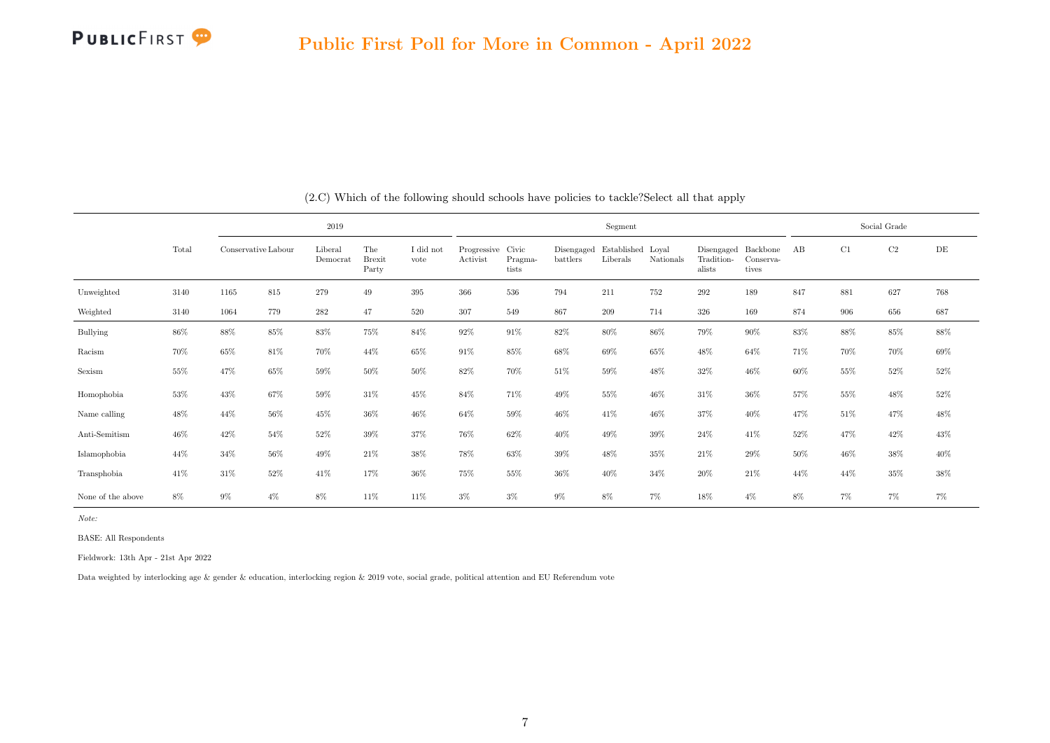## Public First Poll for More in Common - April 2022

(2.C) Which of the following should schools have policies to tackle?Select all that apply

| | Total | 2019 | | | | | Segment | | | | | | | Social Grade | | | |
|---|---|---|---|---|---|---|---|---|---|---|---|---|---|---|---|---|---|
| | | Conservative | Labour | Liberal Democrat | The Brexit Party | I did not vote | Progressive Activist | Civic Pragmatists | Disengaged battlers | Established Liberals | Loyal Nationals | Disengaged Traditionalists | Backbone Conservatives | AB | C1 | C2 | DE |
| Unweighted | 3140 | 1165 | 815 | 279 | 49 | 395 | 366 | 536 | 794 | 211 | 752 | 292 | 189 | 847 | 881 | 627 | 768 |
| Weighted | 3140 | 1064 | 779 | 282 | 47 | 520 | 307 | 549 | 867 | 209 | 714 | 326 | 169 | 874 | 906 | 656 | 687 |
| Bullying | 86% | 88% | 85% | 83% | 75% | 84% | 92% | 91% | 82% | 80% | 86% | 79% | 90% | 83% | 88% | 85% | 88% |
| Racism | 70% | 65% | 81% | 70% | 44% | 65% | 91% | 85% | 68% | 69% | 65% | 48% | 64% | 71% | 70% | 70% | 69% |
| Sexism | 55% | 47% | 65% | 59% | 50% | 50% | 82% | 70% | 51% | 59% | 48% | 32% | 46% | 60% | 55% | 52% | 52% |
| Homophobia | 53% | 43% | 67% | 59% | 31% | 45% | 84% | 71% | 49% | 55% | 46% | 31% | 36% | 57% | 55% | 48% | 52% |
| Name calling | 48% | 44% | 56% | 45% | 36% | 46% | 64% | 59% | 46% | 41% | 46% | 37% | 40% | 47% | 51% | 47% | 48% |
| Anti-Semitism | 46% | 42% | 54% | 52% | 39% | 37% | 76% | 62% | 40% | 49% | 39% | 24% | 41% | 52% | 47% | 42% | 43% |
| Islamophobia | 44% | 34% | 56% | 49% | 21% | 38% | 78% | 63% | 39% | 48% | 35% | 21% | 29% | 50% | 46% | 38% | 40% |
| Transphobia | 41% | 31% | 52% | 41% | 17% | 36% | 75% | 55% | 36% | 40% | 34% | 20% | 21% | 44% | 44% | 35% | 38% |
| None of the above | 8% | 9% | 4% | 8% | 11% | 11% | 3% | 3% | 9% | 8% | 7% | 18% | 4% | 8% | 7% | 7% | 7% |

*Note:*

BASE: All Respondents

Fieldwork: 13th Apr - 21st Apr 2022

Data weighted by interlocking age & gender & education, interlocking region & 2019 vote, social grade, political attention and EU Referendum vote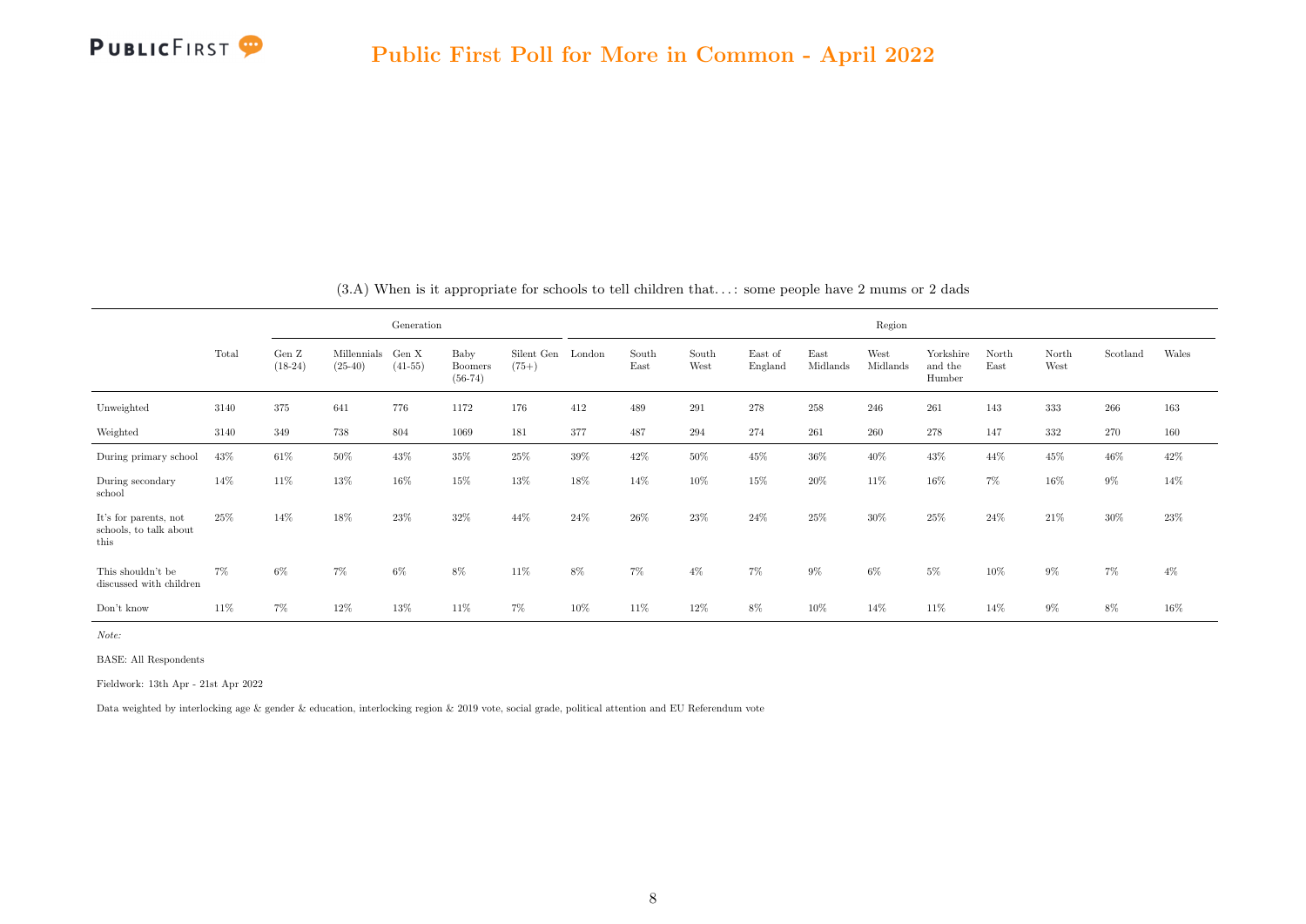(3.A) When is it appropriate for schools to tell children that. . . : some people have 2 mums or 2 dads

| | Total | Generation | | | | | Region | | | | | | | | | | |
|---|---|---|---|---|---|---|---|---|---|---|---|---|---|---|---|---|---|
| | | Gen Z (18-24) | Millennials (25-40) | Gen X (41-55) | Baby Boomers (56-74) | Silent Gen (75+) | London | South East | South West | East of England | East Midlands | West Midlands | Yorkshire and the Humber | North East | North West | Scotland | Wales |
| Unweighted | 3140 | 375 | 641 | 776 | 1172 | 176 | 412 | 489 | 291 | 278 | 258 | 246 | 261 | 143 | 333 | 266 | 163 |
| Weighted | 3140 | 349 | 738 | 804 | 1069 | 181 | 377 | 487 | 294 | 274 | 261 | 260 | 278 | 147 | 332 | 270 | 160 |
| During primary school | 43% | 61% | 50% | 43% | 35% | 25% | 39% | 42% | 50% | 45% | 36% | 40% | 43% | 44% | 45% | 46% | 42% |
| During secondary school | 14% | 11% | 13% | 16% | 15% | 13% | 18% | 14% | 10% | 15% | 20% | 11% | 16% | 7% | 16% | 9% | 14% |
| It's for parents, not schools, to talk about this | 25% | 14% | 18% | 23% | 32% | 44% | 24% | 26% | 23% | 24% | 25% | 30% | 25% | 24% | 21% | 30% | 23% |
| This shouldn't be discussed with children | 7% | 6% | 7% | 6% | 8% | 11% | 8% | 7% | 4% | 7% | 9% | 6% | 5% | 10% | 9% | 7% | 4% |
| Don't know | 11% | 7% | 12% | 13% | 11% | 7% | 10% | 11% | 12% | 8% | 10% | 14% | 11% | 14% | 9% | 8% | 16% |

*Note:*

BASE: All Respondents

Fieldwork: 13th Apr - 21st Apr 2022

Data weighted by interlocking age & gender & education, interlocking region & 2019 vote, social grade, political attention and EU Referendum vote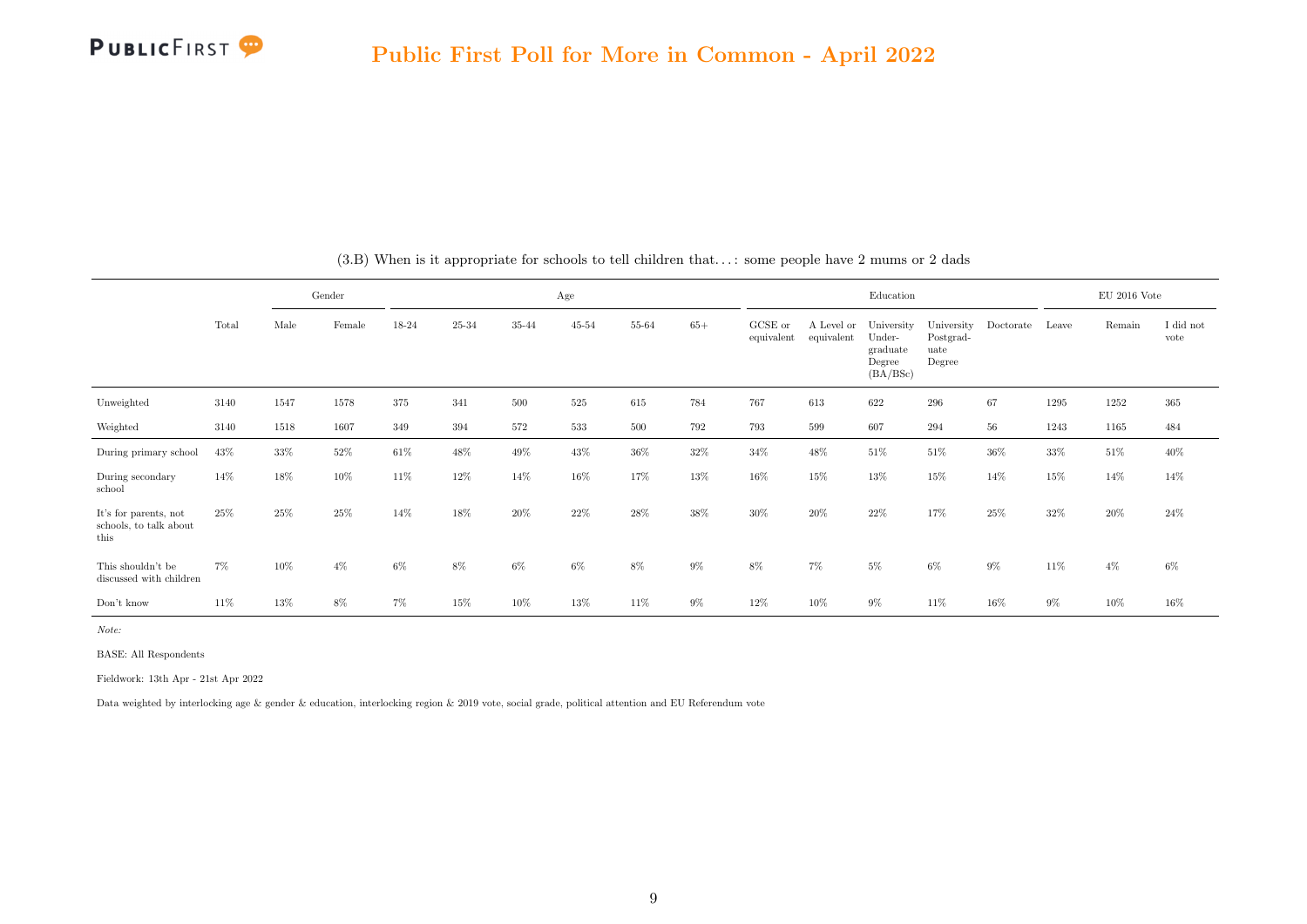(3.B) When is it appropriate for schools to tell children that…: some people have 2 mums or 2 dads

| | | Gender | | Age | | | | | | Education | | | | | EU 2016 Vote | | |
|---|---|---|---|---|---|---|---|---|---|---|---|---|---|---|---|---|---|
| | Total | Male | Female | 18-24 | 25-34 | 35-44 | 45-54 | 55-64 | 65+ | GCSE or equivalent | A Level or equivalent | University Under-graduate Degree (BA/BSc) | University Postgrad-uate Degree | Doctorate | Leave | Remain | I did not vote |
| Unweighted | 3140 | 1547 | 1578 | 375 | 341 | 500 | 525 | 615 | 784 | 767 | 613 | 622 | 296 | 67 | 1295 | 1252 | 365 |
| Weighted | 3140 | 1518 | 1607 | 349 | 394 | 572 | 533 | 500 | 792 | 793 | 599 | 607 | 294 | 56 | 1243 | 1165 | 484 |
| During primary school | 43% | 33% | 52% | 61% | 48% | 49% | 43% | 36% | 32% | 34% | 48% | 51% | 51% | 36% | 33% | 51% | 40% |
| During secondary school | 14% | 18% | 10% | 11% | 12% | 14% | 16% | 17% | 13% | 16% | 15% | 13% | 15% | 14% | 15% | 14% | 14% |
| It's for parents, not schools, to talk about this | 25% | 25% | 25% | 14% | 18% | 20% | 22% | 28% | 38% | 30% | 20% | 22% | 17% | 25% | 32% | 20% | 24% |
| This shouldn't be discussed with children | 7% | 10% | 4% | 6% | 8% | 6% | 6% | 8% | 9% | 8% | 7% | 5% | 6% | 9% | 11% | 4% | 6% |
| Don't know | 11% | 13% | 8% | 7% | 15% | 10% | 13% | 11% | 9% | 12% | 10% | 9% | 11% | 16% | 9% | 10% | 16% |

*Note:*

BASE: All Respondents

Fieldwork: 13th Apr - 21st Apr 2022

Data weighted by interlocking age & gender & education, interlocking region & 2019 vote, social grade, political attention and EU Referendum vote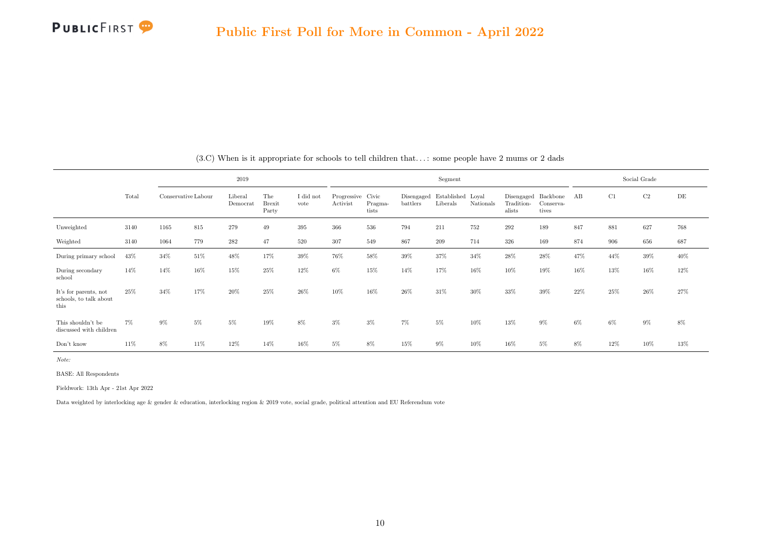## Public First Poll for More in Common - April 2022

(3.C) When is it appropriate for schools to tell children that...: some people have 2 mums or 2 dads

| | Total | 2019 | | | | | Segment | | | | | | | Social Grade | | | |
|---|---|---|---|---|---|---|---|---|---|---|---|---|---|---|---|---|---|
| | | Conservative | Labour | Liberal Democrat | The Brexit Party | I did not vote | Progressive Activist | Civic Pragmatists | Disengaged battlers | Established Liberals | Loyal Nationals | Disengaged Traditionalists | Backbone Conservatives | AB | C1 | C2 | DE |
| Unweighted | 3140 | 1165 | 815 | 279 | 49 | 395 | 366 | 536 | 794 | 211 | 752 | 292 | 189 | 847 | 881 | 627 | 768 |
| Weighted | 3140 | 1064 | 779 | 282 | 47 | 520 | 307 | 549 | 867 | 209 | 714 | 326 | 169 | 874 | 906 | 656 | 687 |
| During primary school | 43% | 34% | 51% | 48% | 17% | 39% | 76% | 58% | 39% | 37% | 34% | 28% | 28% | 47% | 44% | 39% | 40% |
| During secondary school | 14% | 14% | 16% | 15% | 25% | 12% | 6% | 15% | 14% | 17% | 16% | 10% | 19% | 16% | 13% | 16% | 12% |
| It's for parents, not schools, to talk about this | 25% | 34% | 17% | 20% | 25% | 26% | 10% | 16% | 26% | 31% | 30% | 33% | 39% | 22% | 25% | 26% | 27% |
| This shouldn't be discussed with children | 7% | 9% | 5% | 5% | 19% | 8% | 3% | 3% | 7% | 5% | 10% | 13% | 9% | 6% | 6% | 9% | 8% |
| Don't know | 11% | 8% | 11% | 12% | 14% | 16% | 5% | 8% | 15% | 9% | 10% | 16% | 5% | 8% | 12% | 10% | 13% |

*Note:*

BASE: All Respondents

Fieldwork: 13th Apr - 21st Apr 2022

Data weighted by interlocking age & gender & education, interlocking region & 2019 vote, social grade, political attention and EU Referendum vote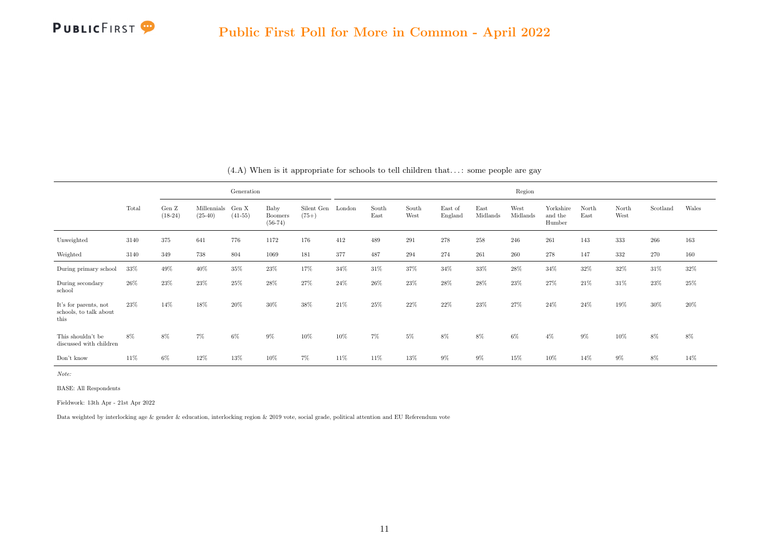(4.A) When is it appropriate for schools to tell children that…: some people are gay

| | Total | Generation | | | | | Region | | | | | | | | | | |
|---|---|---|---|---|---|---|---|---|---|---|---|---|---|---|---|---|---|
| | | Gen Z (18-24) | Millennials (25-40) | Gen X (41-55) | Baby Boomers (56-74) | Silent Gen (75+) | London | South East | South West | East of England | East Midlands | West Midlands | Yorkshire and the Humber | North East | North West | Scotland | Wales |
| Unweighted | 3140 | 375 | 641 | 776 | 1172 | 176 | 412 | 489 | 291 | 278 | 258 | 246 | 261 | 143 | 333 | 266 | 163 |
| Weighted | 3140 | 349 | 738 | 804 | 1069 | 181 | 377 | 487 | 294 | 274 | 261 | 260 | 278 | 147 | 332 | 270 | 160 |
| During primary school | 33% | 49% | 40% | 35% | 23% | 17% | 34% | 31% | 37% | 34% | 33% | 28% | 34% | 32% | 32% | 31% | 32% |
| During secondary school | 26% | 23% | 23% | 25% | 28% | 27% | 24% | 26% | 23% | 28% | 28% | 23% | 27% | 21% | 31% | 23% | 25% |
| It's for parents, not schools, to talk about this | 23% | 14% | 18% | 20% | 30% | 38% | 21% | 25% | 22% | 22% | 23% | 27% | 24% | 24% | 19% | 30% | 20% |
| This shouldn't be discussed with children | 8% | 8% | 7% | 6% | 9% | 10% | 10% | 7% | 5% | 8% | 8% | 6% | 4% | 9% | 10% | 8% | 8% |
| Don't know | 11% | 6% | 12% | 13% | 10% | 7% | 11% | 11% | 13% | 9% | 9% | 15% | 10% | 14% | 9% | 8% | 14% |

*Note:*

BASE: All Respondents

Fieldwork: 13th Apr - 21st Apr 2022

Data weighted by interlocking age & gender & education, interlocking region & 2019 vote, social grade, political attention and EU Referendum vote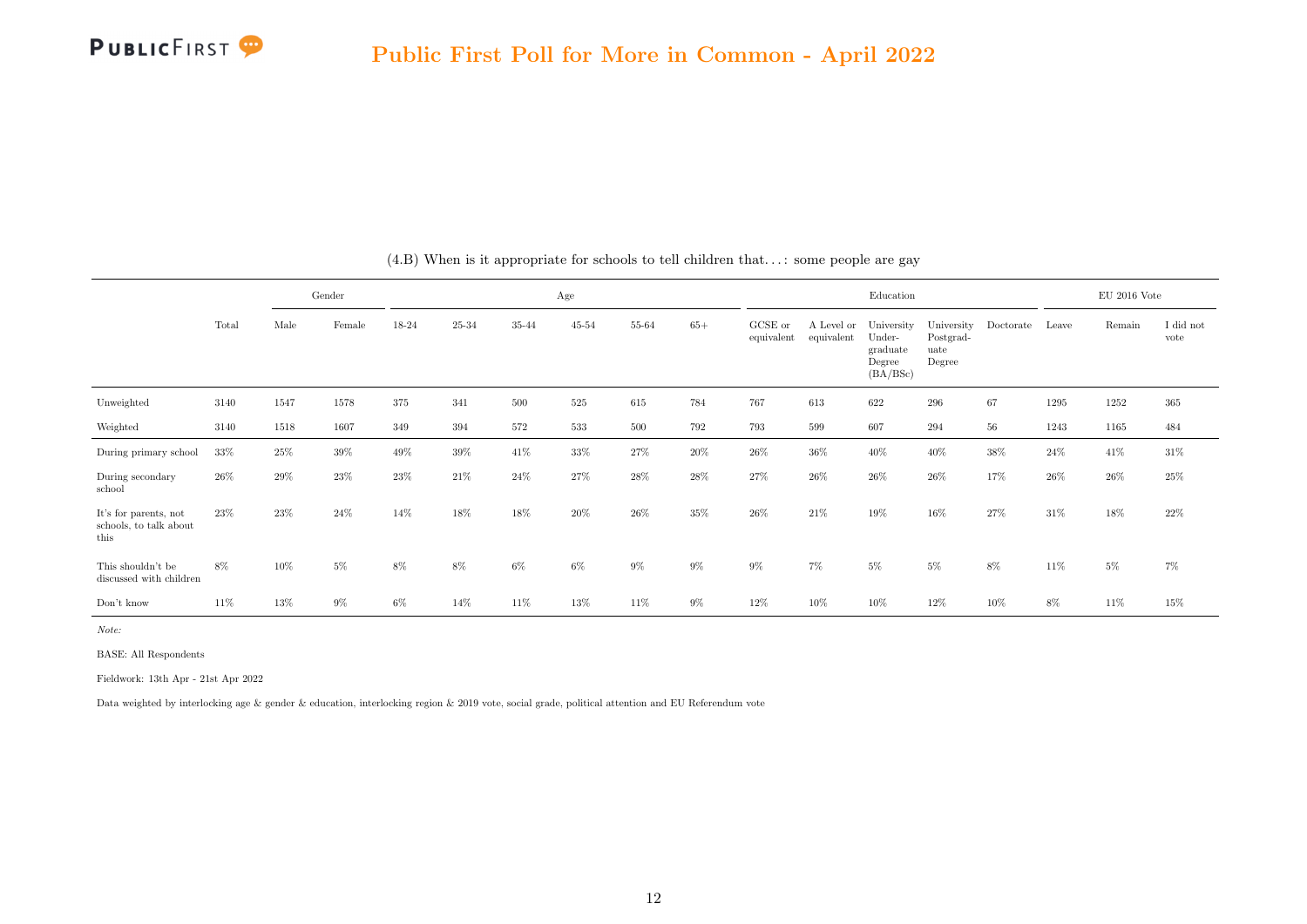(4.B) When is it appropriate for schools to tell children that…: some people are gay

| | Total | Gender | | Age | | | | | | Education | | | | | EU 2016 Vote | | |
|---|---|---|---|---|---|---|---|---|---|---|---|---|---|---|---|---|---|
| | | Male | Female | 18-24 | 25-34 | 35-44 | 45-54 | 55-64 | 65+ | GCSE or equivalent | A Level or equivalent | University Undergraduate Degree (BA/BSc) | University Postgraduate Degree | Doctorate | Leave | Remain | I did not vote |
| Unweighted | 3140 | 1547 | 1578 | 375 | 341 | 500 | 525 | 615 | 784 | 767 | 613 | 622 | 296 | 67 | 1295 | 1252 | 365 |
| Weighted | 3140 | 1518 | 1607 | 349 | 394 | 572 | 533 | 500 | 792 | 793 | 599 | 607 | 294 | 56 | 1243 | 1165 | 484 |
| During primary school | 33% | 25% | 39% | 49% | 39% | 41% | 33% | 27% | 20% | 26% | 36% | 40% | 40% | 38% | 24% | 41% | 31% |
| During secondary school | 26% | 29% | 23% | 23% | 21% | 24% | 27% | 28% | 28% | 27% | 26% | 26% | 26% | 17% | 26% | 26% | 25% |
| It's for parents, not schools, to talk about this | 23% | 23% | 24% | 14% | 18% | 18% | 20% | 26% | 35% | 26% | 21% | 19% | 16% | 27% | 31% | 18% | 22% |
| This shouldn't be discussed with children | 8% | 10% | 5% | 8% | 8% | 6% | 6% | 9% | 9% | 9% | 7% | 5% | 5% | 8% | 11% | 5% | 7% |
| Don't know | 11% | 13% | 9% | 6% | 14% | 11% | 13% | 11% | 9% | 12% | 10% | 10% | 12% | 10% | 8% | 11% | 15% |

*Note:*

BASE: All Respondents

Fieldwork: 13th Apr - 21st Apr 2022

Data weighted by interlocking age & gender & education, interlocking region & 2019 vote, social grade, political attention and EU Referendum vote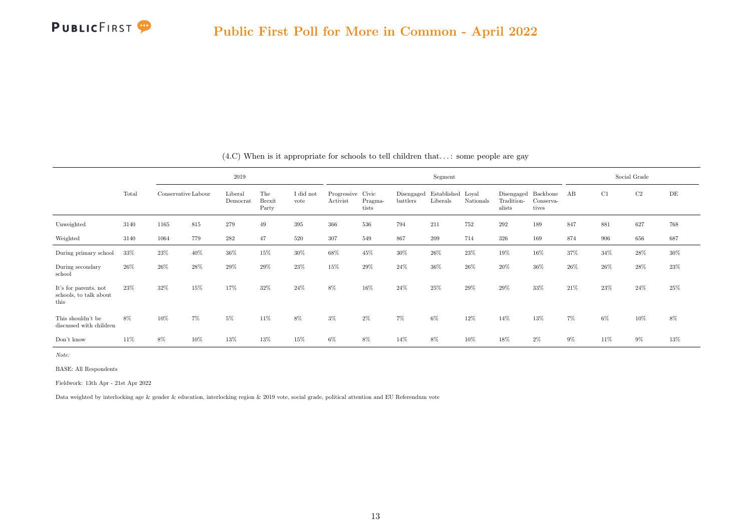# Public First Poll for More in Common - April 2022

(4.C) When is it appropriate for schools to tell children that…: some people are gay

| | Total | 2019 | | | | | Segment | | | | | | | Social Grade | | | |
|---|---|---|---|---|---|---|---|---|---|---|---|---|---|---|---|---|---|
| | | Conservative | Labour | Liberal Democrat | The Brexit Party | I did not vote | Progressive Activist | Civic Pragmatists | Disengaged battlers | Established Liberals | Loyal Nationals | Disengaged Traditionalists | Backbone Conservatives | AB | C1 | C2 | DE |
| Unweighted | 3140 | 1165 | 815 | 279 | 49 | 395 | 366 | 536 | 794 | 211 | 752 | 292 | 189 | 847 | 881 | 627 | 768 |
| Weighted | 3140 | 1064 | 779 | 282 | 47 | 520 | 307 | 549 | 867 | 209 | 714 | 326 | 169 | 874 | 906 | 656 | 687 |
| During primary school | 33% | 23% | 40% | 36% | 15% | 30% | 68% | 45% | 30% | 26% | 23% | 19% | 16% | 37% | 34% | 28% | 30% |
| During secondary school | 26% | 26% | 28% | 29% | 29% | 23% | 15% | 29% | 24% | 36% | 26% | 20% | 36% | 26% | 26% | 28% | 23% |
| It's for parents, not schools, to talk about this | 23% | 32% | 15% | 17% | 32% | 24% | 8% | 16% | 24% | 25% | 29% | 29% | 33% | 21% | 23% | 24% | 25% |
| This shouldn't be discussed with children | 8% | 10% | 7% | 5% | 11% | 8% | 3% | 2% | 7% | 6% | 12% | 14% | 13% | 7% | 6% | 10% | 8% |
| Don't know | 11% | 8% | 10% | 13% | 13% | 15% | 6% | 8% | 14% | 8% | 10% | 18% | 2% | 9% | 11% | 9% | 13% |

*Note:*

BASE: All Respondents

Fieldwork: 13th Apr - 21st Apr 2022

Data weighted by interlocking age & gender & education, interlocking region & 2019 vote, social grade, political attention and EU Referendum vote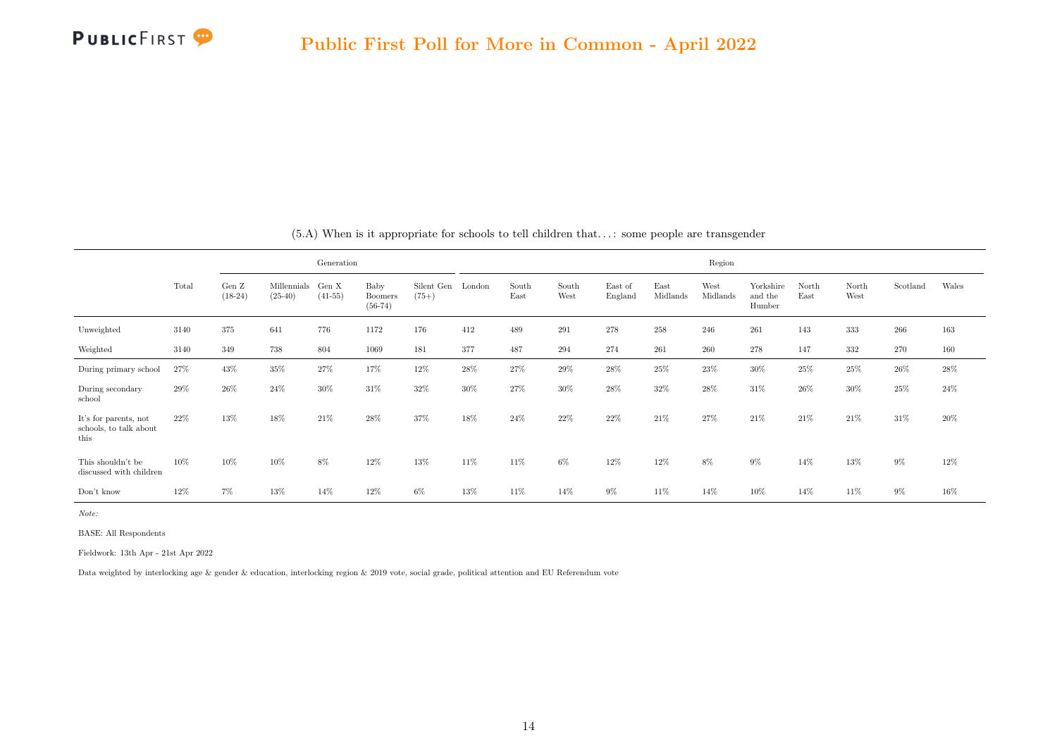(5.A) When is it appropriate for schools to tell children that. . . : some people are transgender

| | Total | Generation | | | | | Region | | | | | | | | | | |
|---|---|---|---|---|---|---|---|---|---|---|---|---|---|---|---|---|---|
| | | Gen Z (18-24) | Millennials (25-40) | Gen X (41-55) | Baby Boomers (56-74) | Silent Gen (75+) | London | South East | South West | East of England | East Midlands | West Midlands | Yorkshire and the Humber | North East | North West | Scotland | Wales |
| Unweighted | 3140 | 375 | 641 | 776 | 1172 | 176 | 412 | 489 | 291 | 278 | 258 | 246 | 261 | 143 | 333 | 266 | 163 |
| Weighted | 3140 | 349 | 738 | 804 | 1069 | 181 | 377 | 487 | 294 | 274 | 261 | 260 | 278 | 147 | 332 | 270 | 160 |
| During primary school | 27% | 43% | 35% | 27% | 17% | 12% | 28% | 27% | 29% | 28% | 25% | 23% | 30% | 25% | 25% | 26% | 28% |
| During secondary school | 29% | 26% | 24% | 30% | 31% | 32% | 30% | 27% | 30% | 28% | 32% | 28% | 31% | 26% | 30% | 25% | 24% |
| It's for parents, not schools, to talk about this | 22% | 13% | 18% | 21% | 28% | 37% | 18% | 24% | 22% | 22% | 21% | 27% | 21% | 21% | 21% | 31% | 20% |
| This shouldn't be discussed with children | 10% | 10% | 10% | 8% | 12% | 13% | 11% | 11% | 6% | 12% | 12% | 8% | 9% | 14% | 13% | 9% | 12% |
| Don't know | 12% | 7% | 13% | 14% | 12% | 6% | 13% | 11% | 14% | 9% | 11% | 14% | 10% | 14% | 11% | 9% | 16% |

*Note:*

BASE: All Respondents

Fieldwork: 13th Apr - 21st Apr 2022

Data weighted by interlocking age & gender & education, interlocking region & 2019 vote, social grade, political attention and EU Referendum vote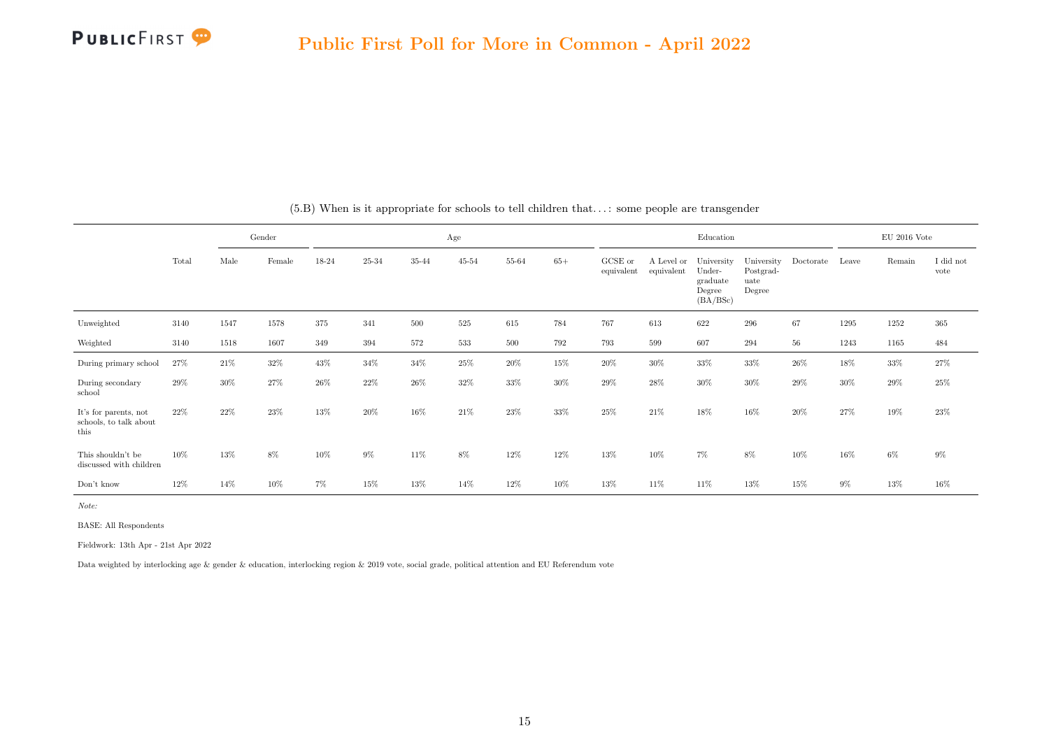## Public First Poll for More in Common - April 2022

(5.B) When is it appropriate for schools to tell children that…: some people are transgender

| | Total | Gender | | Age | | | | | | Education | | | | | EU 2016 Vote | | |
|---|---|---|---|---|---|---|---|---|---|---|---|---|---|---|---|---|---|
| | | Male | Female | 18-24 | 25-34 | 35-44 | 45-54 | 55-64 | 65+ | GCSE or equivalent | A Level or equivalent | University Under-graduate Degree (BA/BSc) | University Postgrad-uate Degree | Doctorate | Leave | Remain | I did not vote |
| Unweighted | 3140 | 1547 | 1578 | 375 | 341 | 500 | 525 | 615 | 784 | 767 | 613 | 622 | 296 | 67 | 1295 | 1252 | 365 |
| Weighted | 3140 | 1518 | 1607 | 349 | 394 | 572 | 533 | 500 | 792 | 793 | 599 | 607 | 294 | 56 | 1243 | 1165 | 484 |
| During primary school | 27% | 21% | 32% | 43% | 34% | 34% | 25% | 20% | 15% | 20% | 30% | 33% | 33% | 26% | 18% | 33% | 27% |
| During secondary school | 29% | 30% | 27% | 26% | 22% | 26% | 32% | 33% | 30% | 29% | 28% | 30% | 30% | 29% | 30% | 29% | 25% |
| It's for parents, not schools, to talk about this | 22% | 22% | 23% | 13% | 20% | 16% | 21% | 23% | 33% | 25% | 21% | 18% | 16% | 20% | 27% | 19% | 23% |
| This shouldn't be discussed with children | 10% | 13% | 8% | 10% | 9% | 11% | 8% | 12% | 12% | 13% | 10% | 7% | 8% | 10% | 16% | 6% | 9% |
| Don't know | 12% | 14% | 10% | 7% | 15% | 13% | 14% | 12% | 10% | 13% | 11% | 11% | 13% | 15% | 9% | 13% | 16% |

*Note:*

BASE: All Respondents

Fieldwork: 13th Apr - 21st Apr 2022

Data weighted by interlocking age & gender & education, interlocking region & 2019 vote, social grade, political attention and EU Referendum vote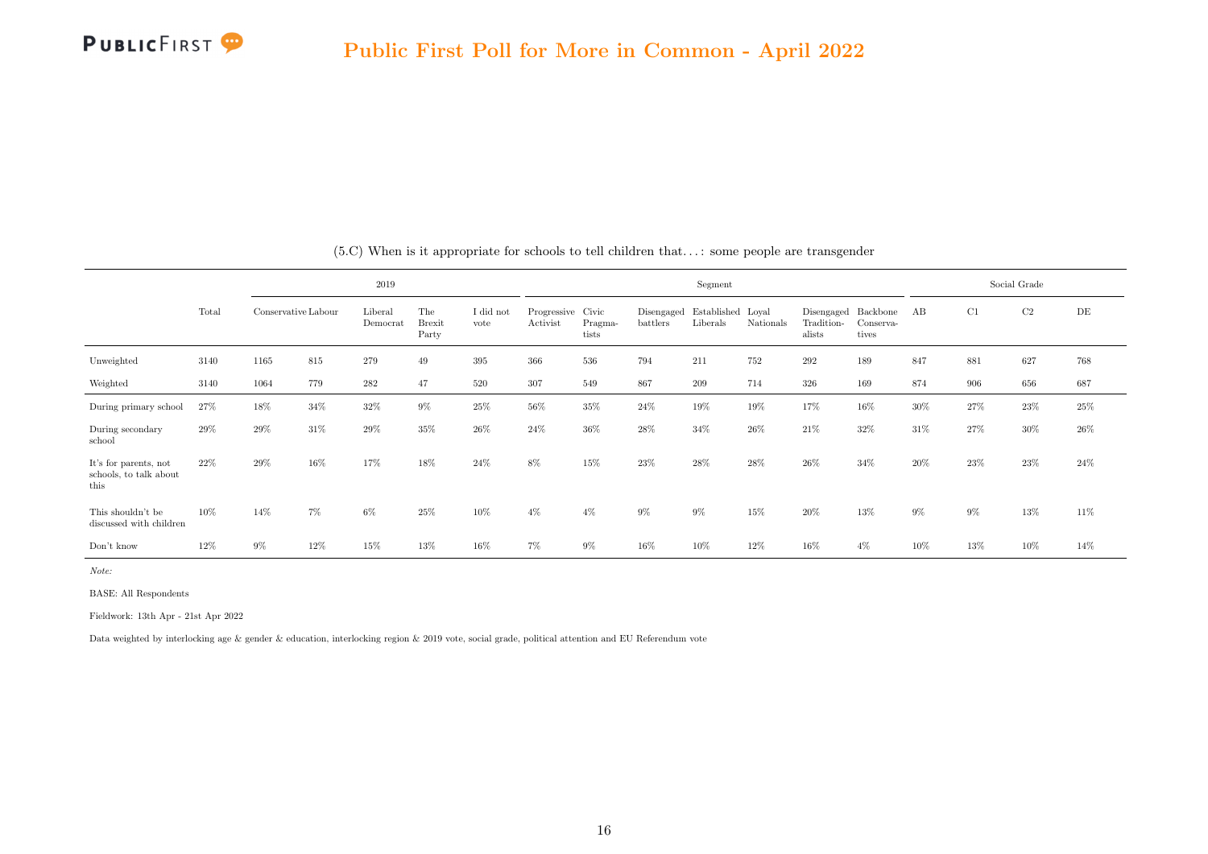(5.C) When is it appropriate for schools to tell children that…: some people are transgender

| | Total | 2019 | | | | | Segment | | | | | | | Social Grade | | | |
|---|---|---|---|---|---|---|---|---|---|---|---|---|---|---|---|---|---|
| | | Conservative | Labour | Liberal Democrat | The Brexit Party | I did not vote | Progressive Activist | Civic Pragmatists | Disengaged battlers | Established Liberals | Loyal Nationals | Disengaged Traditionalists | Backbone Conservatives | AB | C1 | C2 | DE |
| Unweighted | 3140 | 1165 | 815 | 279 | 49 | 395 | 366 | 536 | 794 | 211 | 752 | 292 | 189 | 847 | 881 | 627 | 768 |
| Weighted | 3140 | 1064 | 779 | 282 | 47 | 520 | 307 | 549 | 867 | 209 | 714 | 326 | 169 | 874 | 906 | 656 | 687 |
| During primary school | 27% | 18% | 34% | 32% | 9% | 25% | 56% | 35% | 24% | 19% | 19% | 17% | 16% | 30% | 27% | 23% | 25% |
| During secondary school | 29% | 29% | 31% | 29% | 35% | 26% | 24% | 36% | 28% | 34% | 26% | 21% | 32% | 31% | 27% | 30% | 26% |
| It's for parents, not schools, to talk about this | 22% | 29% | 16% | 17% | 18% | 24% | 8% | 15% | 23% | 28% | 28% | 26% | 34% | 20% | 23% | 23% | 24% |
| This shouldn't be discussed with children | 10% | 14% | 7% | 6% | 25% | 10% | 4% | 4% | 9% | 9% | 15% | 20% | 13% | 9% | 9% | 13% | 11% |
| Don't know | 12% | 9% | 12% | 15% | 13% | 16% | 7% | 9% | 16% | 10% | 12% | 16% | 4% | 10% | 13% | 10% | 14% |

*Note:*

BASE: All Respondents

Fieldwork: 13th Apr - 21st Apr 2022

Data weighted by interlocking age & gender & education, interlocking region & 2019 vote, social grade, political attention and EU Referendum vote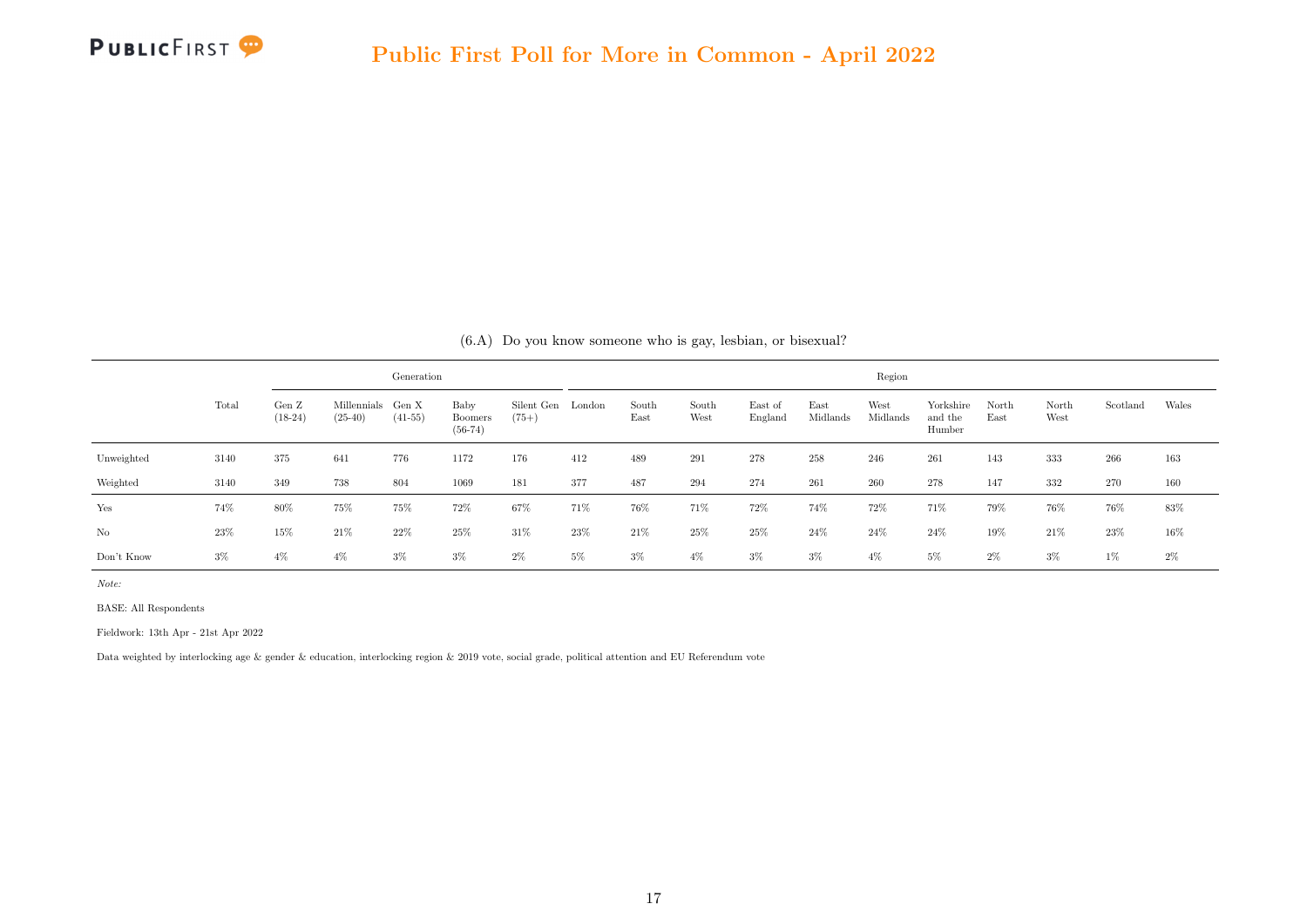(6.A) Do you know someone who is gay, lesbian, or bisexual?

| | Total | Generation | | | | | Region | | | | | | | | | | |
|---|---|---|---|---|---|---|---|---|---|---|---|---|---|---|---|---|---|
| | | Gen Z (18-24) | Millennials (25-40) | Gen X (41-55) | Baby Boomers (56-74) | Silent Gen (75+) | London | South East | South West | East of England | East Midlands | West Midlands | Yorkshire and the Humber | North East | North West | Scotland | Wales |
| Unweighted | 3140 | 375 | 641 | 776 | 1172 | 176 | 412 | 489 | 291 | 278 | 258 | 246 | 261 | 143 | 333 | 266 | 163 |
| Weighted | 3140 | 349 | 738 | 804 | 1069 | 181 | 377 | 487 | 294 | 274 | 261 | 260 | 278 | 147 | 332 | 270 | 160 |
| Yes | 74% | 80% | 75% | 75% | 72% | 67% | 71% | 76% | 71% | 72% | 74% | 72% | 71% | 79% | 76% | 76% | 83% |
| No | 23% | 15% | 21% | 22% | 25% | 31% | 23% | 21% | 25% | 25% | 24% | 24% | 24% | 19% | 21% | 23% | 16% |
| Don't Know | 3% | 4% | 4% | 3% | 3% | 2% | 5% | 3% | 4% | 3% | 3% | 4% | 5% | 2% | 3% | 1% | 2% |

*Note:*

BASE: All Respondents

Fieldwork: 13th Apr - 21st Apr 2022

Data weighted by interlocking age & gender & education, interlocking region & 2019 vote, social grade, political attention and EU Referendum vote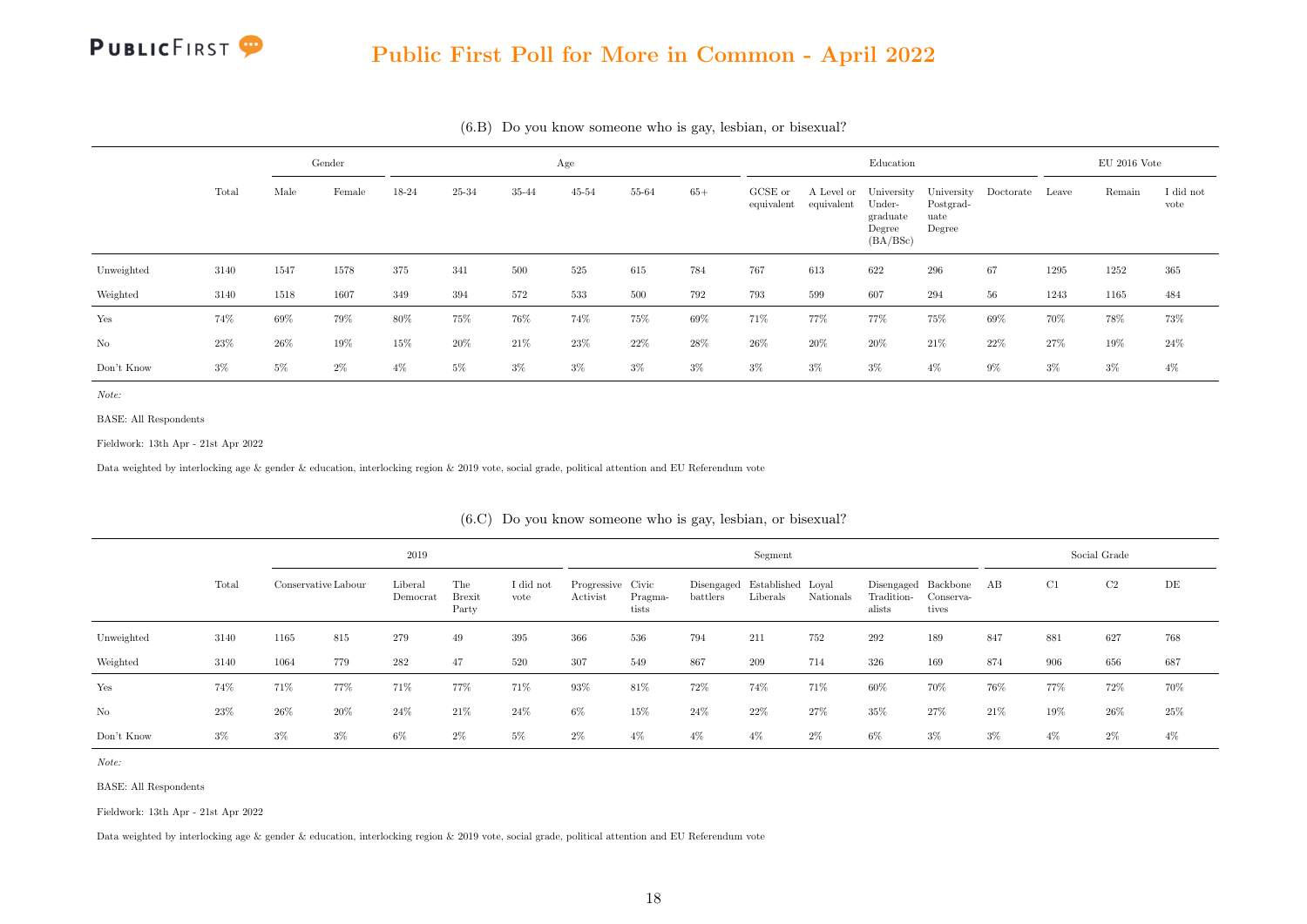## (6.B) Do you know someone who is gay, lesbian, or bisexual?

| | Total | Gender | | Age | | | | | | Education | | | | | EU 2016 Vote | | |
|---|---|---|---|---|---|---|---|---|---|---|---|---|---|---|---|---|---|
| | | Male | Female | 18-24 | 25-34 | 35-44 | 45-54 | 55-64 | 65+ | GCSE or equivalent | A Level or equivalent | University Under-graduate Degree (BA/BSc) | University Postgrad-uate Degree | Doctorate | Leave | Remain | I did not vote |
| Unweighted | 3140 | 1547 | 1578 | 375 | 341 | 500 | 525 | 615 | 784 | 767 | 613 | 622 | 296 | 67 | 1295 | 1252 | 365 |
| Weighted | 3140 | 1518 | 1607 | 349 | 394 | 572 | 533 | 500 | 792 | 793 | 599 | 607 | 294 | 56 | 1243 | 1165 | 484 |
| Yes | 74% | 69% | 79% | 80% | 75% | 76% | 74% | 75% | 69% | 71% | 77% | 77% | 75% | 69% | 70% | 78% | 73% |
| No | 23% | 26% | 19% | 15% | 20% | 21% | 23% | 22% | 28% | 26% | 20% | 20% | 21% | 22% | 27% | 19% | 24% |
| Don't Know | 3% | 5% | 2% | 4% | 5% | 3% | 3% | 3% | 3% | 3% | 3% | 3% | 4% | 9% | 3% | 3% | 4% |

*Note:*

BASE: All Respondents

Fieldwork: 13th Apr - 21st Apr 2022

Data weighted by interlocking age & gender & education, interlocking region & 2019 vote, social grade, political attention and EU Referendum vote

## (6.C) Do you know someone who is gay, lesbian, or bisexual?

| | Total | 2019 | | | | | Segment | | | | | | | Social Grade | | | |
|---|---|---|---|---|---|---|---|---|---|---|---|---|---|---|---|---|---|
| | | Conservative | Labour | Liberal Democrat | The Brexit Party | I did not vote | Progressive Activist | Civic Pragma-tists | Disengaged battlers | Established Liberals | Loyal Nationals | Disengaged Tradition-alists | Backbone Conserva-tives | AB | C1 | C2 | DE |
| Unweighted | 3140 | 1165 | 815 | 279 | 49 | 395 | 366 | 536 | 794 | 211 | 752 | 292 | 189 | 847 | 881 | 627 | 768 |
| Weighted | 3140 | 1064 | 779 | 282 | 47 | 520 | 307 | 549 | 867 | 209 | 714 | 326 | 169 | 874 | 906 | 656 | 687 |
| Yes | 74% | 71% | 77% | 71% | 77% | 71% | 93% | 81% | 72% | 74% | 71% | 60% | 70% | 76% | 77% | 72% | 70% |
| No | 23% | 26% | 20% | 24% | 21% | 24% | 6% | 15% | 24% | 22% | 27% | 35% | 27% | 21% | 19% | 26% | 25% |
| Don't Know | 3% | 3% | 3% | 6% | 2% | 5% | 2% | 4% | 4% | 4% | 2% | 6% | 3% | 3% | 4% | 2% | 4% |

*Note:*

BASE: All Respondents

Fieldwork: 13th Apr - 21st Apr 2022

Data weighted by interlocking age & gender & education, interlocking region & 2019 vote, social grade, political attention and EU Referendum vote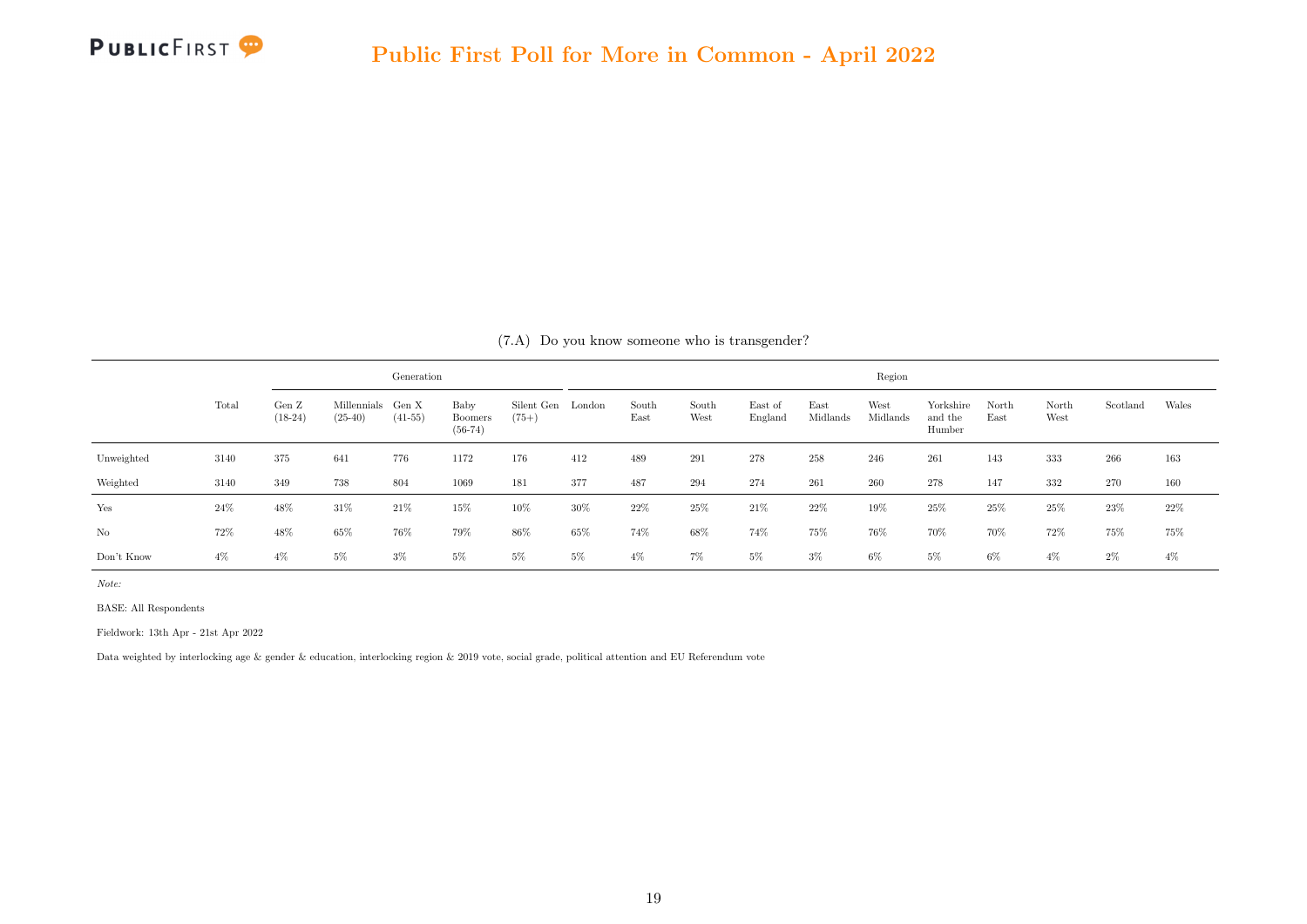(7.A) Do you know someone who is transgender?

| | Total | Generation | | | | | Region | | | | | | | | | | | |
|---|---|---|---|---|---|---|---|---|---|---|---|---|---|---|---|---|---|---|
| | | Gen Z (18-24) | Millennials (25-40) | Gen X (41-55) | Baby Boomers (56-74) | Silent Gen (75+) | London | South East | South West | East of England | East Midlands | West Midlands | Yorkshire and the Humber | North East | North West | Scotland | Wales |
| Unweighted | 3140 | 375 | 641 | 776 | 1172 | 176 | 412 | 489 | 291 | 278 | 258 | 246 | 261 | 143 | 333 | 266 | 163 |
| Weighted | 3140 | 349 | 738 | 804 | 1069 | 181 | 377 | 487 | 294 | 274 | 261 | 260 | 278 | 147 | 332 | 270 | 160 |
| Yes | 24% | 48% | 31% | 21% | 15% | 10% | 30% | 22% | 25% | 21% | 22% | 19% | 25% | 25% | 25% | 23% | 22% |
| No | 72% | 48% | 65% | 76% | 79% | 86% | 65% | 74% | 68% | 74% | 75% | 76% | 70% | 70% | 72% | 75% | 75% |
| Don't Know | 4% | 4% | 5% | 3% | 5% | 5% | 5% | 4% | 7% | 5% | 3% | 6% | 5% | 6% | 4% | 2% | 4% |

*Note:*

BASE: All Respondents

Fieldwork: 13th Apr - 21st Apr 2022

Data weighted by interlocking age & gender & education, interlocking region & 2019 vote, social grade, political attention and EU Referendum vote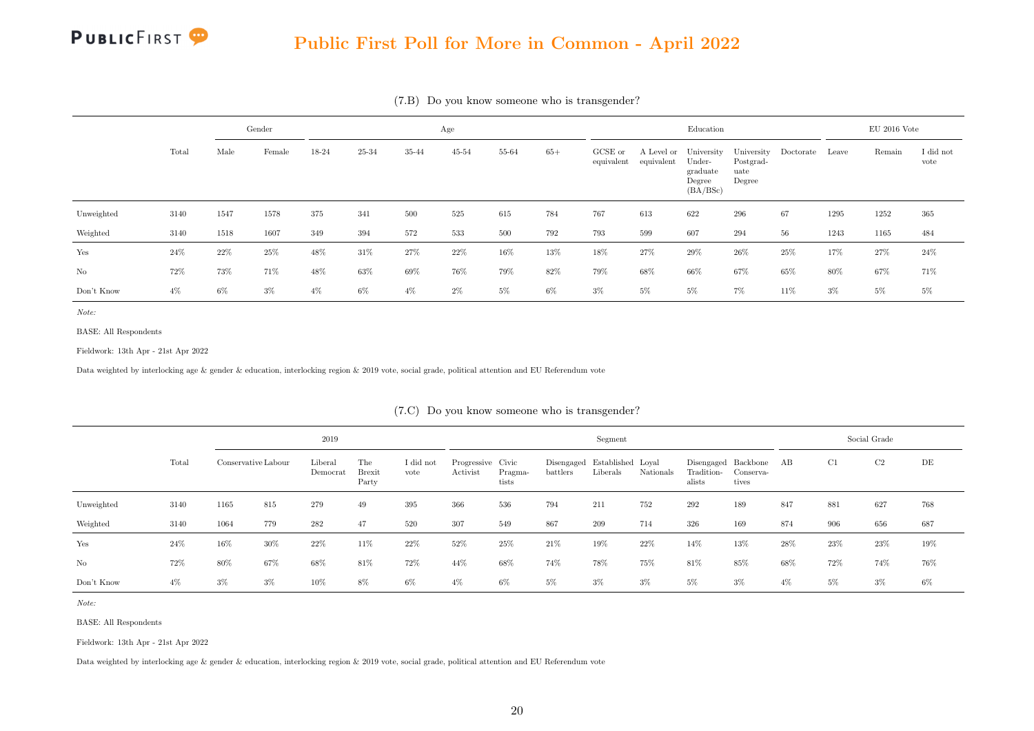## (7.B) Do you know someone who is transgender?

| | Total | Gender | | Age | | | | | | Education | | | | | EU 2016 Vote | | |
|---|---|---|---|---|---|---|---|---|---|---|---|---|---|---|---|---|---|
| | | Male | Female | 18-24 | 25-34 | 35-44 | 45-54 | 55-64 | 65+ | GCSE or equivalent | A Level or equivalent | University Under-graduate Degree (BA/BSc) | University Postgrad-uate Degree | Doctorate | Leave | Remain | I did not vote |
| Unweighted | 3140 | 1547 | 1578 | 375 | 341 | 500 | 525 | 615 | 784 | 767 | 613 | 622 | 296 | 67 | 1295 | 1252 | 365 |
| Weighted | 3140 | 1518 | 1607 | 349 | 394 | 572 | 533 | 500 | 792 | 793 | 599 | 607 | 294 | 56 | 1243 | 1165 | 484 |
| Yes | 24% | 22% | 25% | 48% | 31% | 27% | 22% | 16% | 13% | 18% | 27% | 29% | 26% | 25% | 17% | 27% | 24% |
| No | 72% | 73% | 71% | 48% | 63% | 69% | 76% | 79% | 82% | 79% | 68% | 66% | 67% | 65% | 80% | 67% | 71% |
| Don't Know | 4% | 6% | 3% | 4% | 6% | 4% | 2% | 5% | 6% | 3% | 5% | 5% | 7% | 11% | 3% | 5% | 5% |

*Note:*

BASE: All Respondents

Fieldwork: 13th Apr - 21st Apr 2022

Data weighted by interlocking age & gender & education, interlocking region & 2019 vote, social grade, political attention and EU Referendum vote

## (7.C) Do you know someone who is transgender?

| | Total | 2019 | | | | | Segment | | | | | | | Social Grade | | | |
|---|---|---|---|---|---|---|---|---|---|---|---|---|---|---|---|---|---|
| | | Conservative | Labour | Liberal Democrat | The Brexit Party | I did not vote | Progressive Activist | Civic Pragma-tists | Disengaged battlers | Established Liberals | Loyal Nationals | Disengaged Tradition-alists | Backbone Conserva-tives | AB | C1 | C2 | DE |
| Unweighted | 3140 | 1165 | 815 | 279 | 49 | 395 | 366 | 536 | 794 | 211 | 752 | 292 | 189 | 847 | 881 | 627 | 768 |
| Weighted | 3140 | 1064 | 779 | 282 | 47 | 520 | 307 | 549 | 867 | 209 | 714 | 326 | 169 | 874 | 906 | 656 | 687 |
| Yes | 24% | 16% | 30% | 22% | 11% | 22% | 52% | 25% | 21% | 19% | 22% | 14% | 13% | 28% | 23% | 23% | 19% |
| No | 72% | 80% | 67% | 68% | 81% | 72% | 44% | 68% | 74% | 78% | 75% | 81% | 85% | 68% | 72% | 74% | 76% |
| Don't Know | 4% | 3% | 3% | 10% | 8% | 6% | 4% | 6% | 5% | 3% | 3% | 5% | 3% | 4% | 5% | 3% | 6% |

*Note:*

BASE: All Respondents

Fieldwork: 13th Apr - 21st Apr 2022

Data weighted by interlocking age & gender & education, interlocking region & 2019 vote, social grade, political attention and EU Referendum vote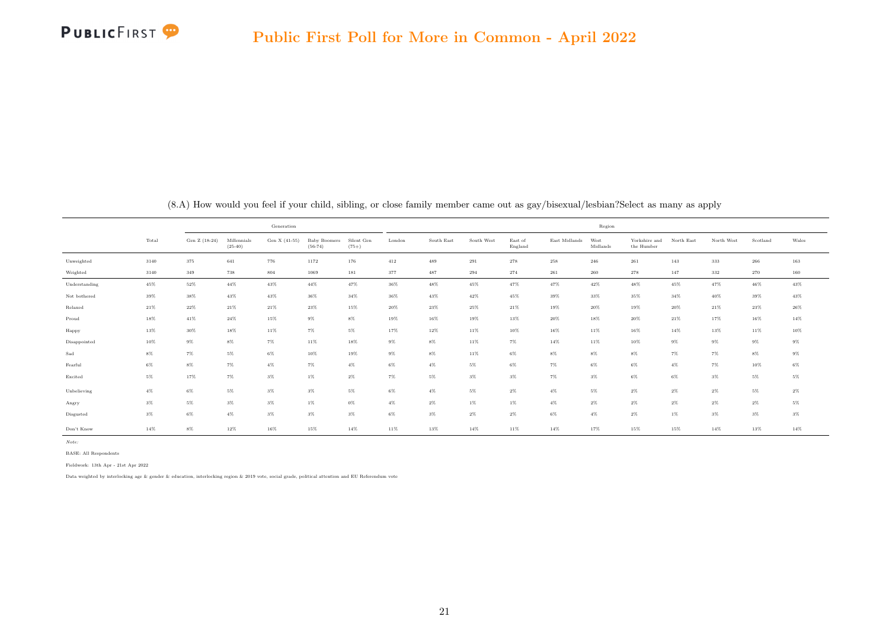## Public First Poll for More in Common - April 2022

(8.A) How would you feel if your child, sibling, or close family member came out as gay/bisexual/lesbian?Select as many as apply

| | Total | Generation | | | | | Region | | | | | | | | | | |
|---|---|---|---|---|---|---|---|---|---|---|---|---|---|---|---|---|---|
| | | Gen Z (18-24) | Millennials (25-40) | Gen X (41-55) | Baby Boomers (56-74) | Silent Gen (75+) | London | South East | South West | East of England | East Midlands | West Midlands | Yorkshire and the Humber | North East | North West | Scotland | Wales |
| Unweighted | 3140 | 375 | 641 | 776 | 1172 | 176 | 412 | 489 | 291 | 278 | 258 | 246 | 261 | 143 | 333 | 266 | 163 |
| Weighted | 3140 | 349 | 738 | 804 | 1069 | 181 | 377 | 487 | 294 | 274 | 261 | 260 | 278 | 147 | 332 | 270 | 160 |
| Understanding | 45% | 52% | 44% | 43% | 44% | 47% | 36% | 48% | 45% | 47% | 47% | 42% | 48% | 45% | 47% | 46% | 43% |
| Not bothered | 39% | 38% | 43% | 43% | 36% | 34% | 36% | 43% | 42% | 45% | 39% | 33% | 35% | 34% | 40% | 39% | 43% |
| Relaxed | 21% | 22% | 21% | 21% | 23% | 15% | 20% | 23% | 25% | 21% | 19% | 20% | 19% | 20% | 21% | 23% | 26% |
| Proud | 18% | 41% | 24% | 15% | 9% | 8% | 19% | 16% | 19% | 13% | 20% | 18% | 20% | 21% | 17% | 16% | 14% |
| Happy | 13% | 30% | 18% | 11% | 7% | 5% | 17% | 12% | 11% | 10% | 16% | 11% | 16% | 14% | 13% | 11% | 10% |
| Disappointed | 10% | 9% | 8% | 7% | 11% | 18% | 9% | 8% | 11% | 7% | 14% | 11% | 10% | 9% | 9% | 9% | 9% |
| Sad | 8% | 7% | 5% | 6% | 10% | 19% | 9% | 8% | 11% | 6% | 8% | 8% | 8% | 7% | 7% | 8% | 9% |
| Fearful | 6% | 8% | 7% | 4% | 7% | 4% | 6% | 4% | 5% | 6% | 7% | 6% | 6% | 4% | 7% | 10% | 6% |
| Excited | 5% | 17% | 7% | 3% | 1% | 2% | 7% | 5% | 3% | 3% | 7% | 3% | 6% | 6% | 3% | 5% | 5% |
| Unbelieving | 4% | 6% | 5% | 3% | 3% | 5% | 6% | 4% | 5% | 2% | 4% | 5% | 2% | 2% | 2% | 5% | 2% |
| Angry | 3% | 5% | 3% | 3% | 1% | 0% | 4% | 2% | 1% | 1% | 4% | 2% | 2% | 2% | 2% | 2% | 5% |
| Disgusted | 3% | 6% | 4% | 3% | 3% | 3% | 6% | 3% | 2% | 2% | 6% | 4% | 2% | 1% | 3% | 3% | 3% |
| Don't Know | 14% | 8% | 12% | 16% | 15% | 14% | 11% | 13% | 14% | 11% | 14% | 17% | 15% | 15% | 14% | 13% | 14% |

*Note:*

BASE: All Respondents

Fieldwork: 13th Apr - 21st Apr 2022

Data weighted by interlocking age & gender & education, interlocking region & 2019 vote, social grade, political attention and EU Referendum vote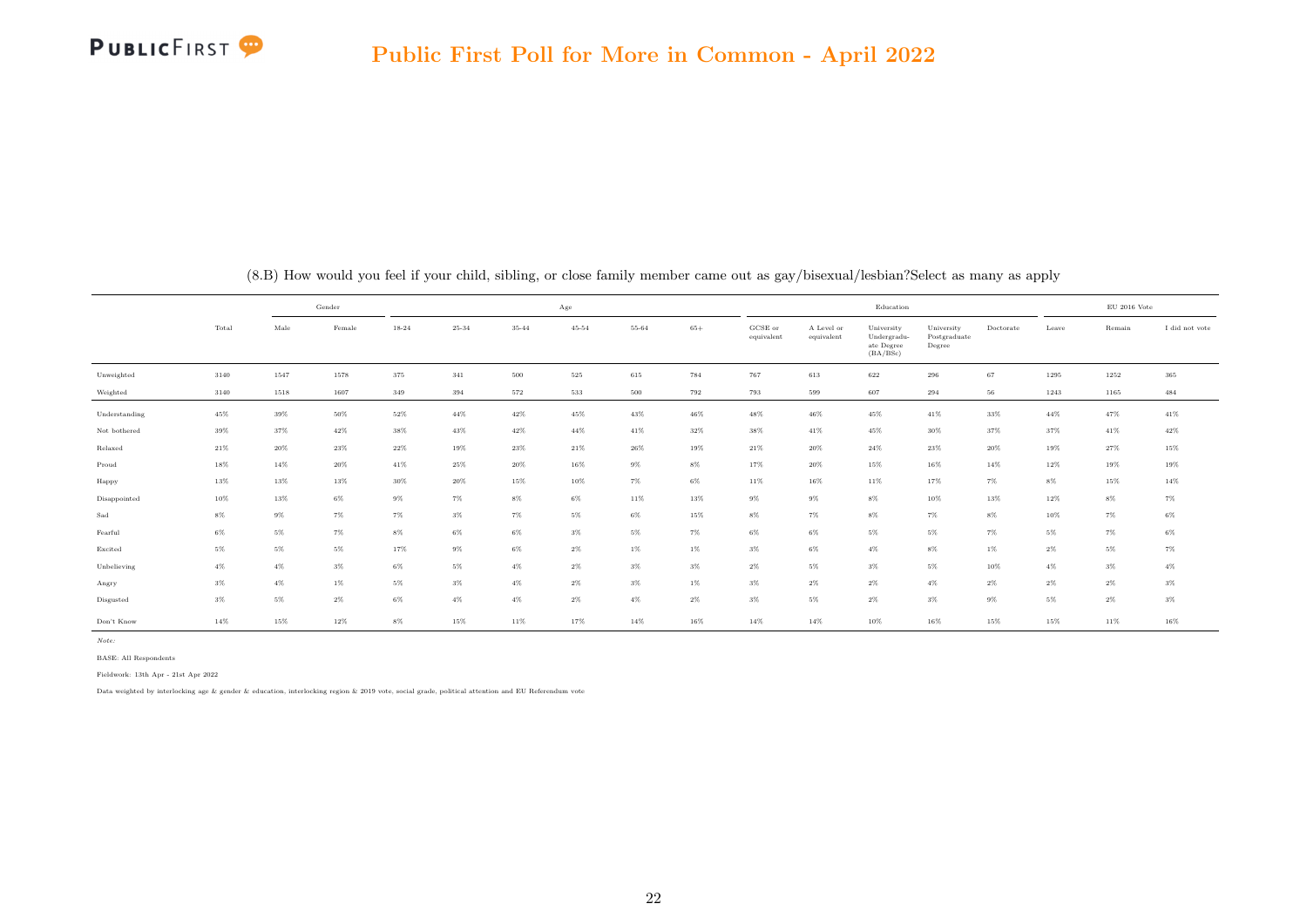# Public First Poll for More in Common - April 2022

(8.B) How would you feel if your child, sibling, or close family member came out as gay/bisexual/lesbian?Select as many as apply

| | | Gender | | Age | | | | | | Education | | | | | EU 2016 Vote | | |
|---|---|---|---|---|---|---|---|---|---|---|---|---|---|---|---|---|---|
| | Total | Male | Female | 18-24 | 25-34 | 35-44 | 45-54 | 55-64 | 65+ | GCSE or equivalent | A Level or equivalent | University Undergraduate Degree (BA/BSc) | University Postgraduate Degree | Doctorate | Leave | Remain | I did not vote |
| Unweighted | 3140 | 1547 | 1578 | 375 | 341 | 500 | 525 | 615 | 784 | 767 | 613 | 622 | 296 | 67 | 1295 | 1252 | 365 |
| Weighted | 3140 | 1518 | 1607 | 349 | 394 | 572 | 533 | 500 | 792 | 793 | 599 | 607 | 294 | 56 | 1243 | 1165 | 484 |
| Understanding | 45% | 39% | 50% | 52% | 44% | 42% | 45% | 43% | 46% | 48% | 46% | 45% | 41% | 33% | 44% | 47% | 41% |
| Not bothered | 39% | 37% | 42% | 38% | 43% | 42% | 44% | 41% | 32% | 38% | 41% | 45% | 30% | 37% | 37% | 41% | 42% |
| Relaxed | 21% | 20% | 23% | 22% | 19% | 23% | 21% | 26% | 19% | 21% | 20% | 24% | 23% | 20% | 19% | 27% | 15% |
| Proud | 18% | 14% | 20% | 41% | 25% | 20% | 16% | 9% | 8% | 17% | 20% | 15% | 16% | 14% | 12% | 19% | 19% |
| Happy | 13% | 13% | 13% | 30% | 20% | 15% | 10% | 7% | 6% | 11% | 16% | 11% | 17% | 7% | 8% | 15% | 14% |
| Disappointed | 10% | 13% | 6% | 9% | 7% | 8% | 6% | 11% | 13% | 9% | 9% | 8% | 10% | 13% | 12% | 8% | 7% |
| Sad | 8% | 9% | 7% | 7% | 3% | 7% | 5% | 6% | 15% | 8% | 7% | 8% | 7% | 8% | 10% | 7% | 6% |
| Fearful | 6% | 5% | 7% | 8% | 6% | 6% | 3% | 5% | 7% | 6% | 6% | 5% | 5% | 7% | 5% | 7% | 6% |
| Excited | 5% | 5% | 5% | 17% | 9% | 6% | 2% | 1% | 1% | 3% | 6% | 4% | 8% | 1% | 2% | 5% | 7% |
| Unbelieving | 4% | 4% | 3% | 6% | 5% | 4% | 2% | 3% | 3% | 2% | 5% | 3% | 5% | 10% | 4% | 3% | 4% |
| Angry | 3% | 4% | 1% | 5% | 3% | 4% | 2% | 3% | 1% | 3% | 2% | 2% | 4% | 2% | 2% | 2% | 3% |
| Disgusted | 3% | 5% | 2% | 6% | 4% | 4% | 2% | 4% | 2% | 3% | 5% | 2% | 3% | 9% | 5% | 2% | 3% |
| Don't Know | 14% | 15% | 12% | 8% | 15% | 11% | 17% | 14% | 16% | 14% | 14% | 10% | 16% | 15% | 15% | 11% | 16% |

*Note:*

BASE: All Respondents

Fieldwork: 13th Apr - 21st Apr 2022

Data weighted by interlocking age & gender & education, interlocking region & 2019 vote, social grade, political attention and EU Referendum vote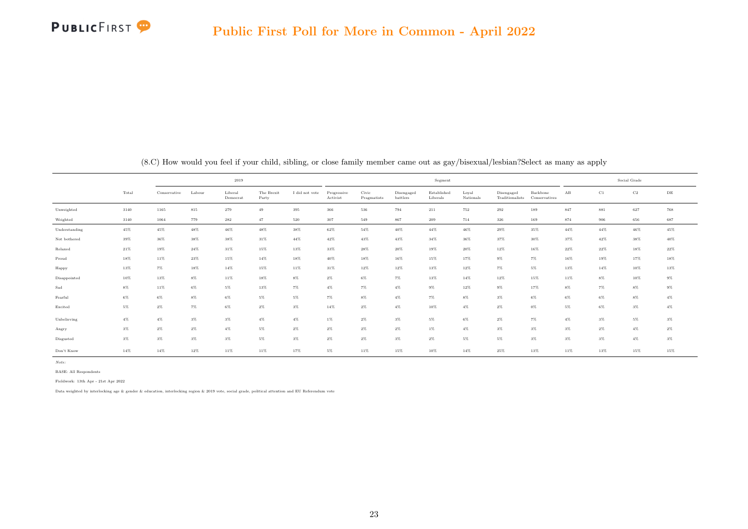# Public First Poll for More in Common - April 2022

(8.C) How would you feel if your child, sibling, or close family member came out as gay/bisexual/lesbian?Select as many as apply

| | | 2019 | | | | | Segment | | | | | | | Social Grade | | | |
|---|---|---|---|---|---|---|---|---|---|---|---|---|---|---|---|---|---|
| | Total | Conservative | Labour | Liberal Democrat | The Brexit Party | I did not vote | Progressive Activist | Civic Pragmatists | Disengaged battlers | Established Liberals | Loyal Nationals | Disengaged Traditionalists | Backbone Conservatives | AB | C1 | C2 | DE |
| Unweighted | 3140 | 1165 | 815 | 279 | 49 | 395 | 366 | 536 | 794 | 211 | 752 | 292 | 189 | 847 | 881 | 627 | 768 |
| Weighted | 3140 | 1064 | 779 | 282 | 47 | 520 | 307 | 549 | 867 | 209 | 714 | 326 | 169 | 874 | 906 | 656 | 687 |
| Understanding | 45% | 45% | 48% | 46% | 48% | 38% | 62% | 54% | 40% | 44% | 46% | 29% | 35% | 44% | 44% | 46% | 45% |
| Not bothered | 39% | 36% | 38% | 38% | 31% | 44% | 42% | 43% | 43% | 34% | 36% | 37% | 30% | 37% | 42% | 38% | 40% |
| Relaxed | 21% | 19% | 24% | 31% | 15% | 13% | 33% | 28% | 20% | 19% | 20% | 12% | 16% | 22% | 22% | 18% | 22% |
| Proud | 18% | 11% | 23% | 15% | 14% | 18% | 40% | 18% | 16% | 15% | 17% | 9% | 7% | 16% | 19% | 17% | 18% |
| Happy | 13% | 7% | 18% | 14% | 15% | 11% | 31% | 12% | 12% | 13% | 12% | 7% | 5% | 13% | 14% | 10% | 13% |
| Disappointed | 10% | 13% | 8% | 11% | 18% | 8% | 2% | 6% | 7% | 13% | 14% | 12% | 15% | 11% | 8% | 10% | 9% |
| Sad | 8% | 11% | 6% | 5% | 13% | 7% | 4% | 7% | 4% | 9% | 12% | 9% | 17% | 8% | 7% | 8% | 9% |
| Fearful | 6% | 6% | 8% | 6% | 5% | 5% | 7% | 8% | 4% | 7% | 8% | 3% | 6% | 6% | 6% | 8% | 4% |
| Excited | 5% | 2% | 7% | 6% | 2% | 3% | 14% | 2% | 4% | 10% | 4% | 2% | 0% | 5% | 6% | 3% | 4% |
| Unbelieving | 4% | 4% | 3% | 3% | 4% | 4% | 1% | 2% | 3% | 5% | 6% | 2% | 7% | 4% | 3% | 5% | 3% |
| Angry | 3% | 2% | 2% | 4% | 5% | 2% | 2% | 2% | 2% | 1% | 4% | 3% | 3% | 3% | 2% | 4% | 2% |
| Disgusted | 3% | 3% | 3% | 3% | 5% | 3% | 2% | 2% | 3% | 2% | 5% | 5% | 3% | 3% | 3% | 4% | 3% |
| Don't Know | 14% | 14% | 12% | 11% | 11% | 17% | 5% | 11% | 15% | 10% | 14% | 25% | 13% | 11% | 13% | 15% | 15% |

*Note:*

BASE: All Respondents

Fieldwork: 13th Apr - 21st Apr 2022

Data weighted by interlocking age & gender & education, interlocking region & 2019 vote, social grade, political attention and EU Referendum vote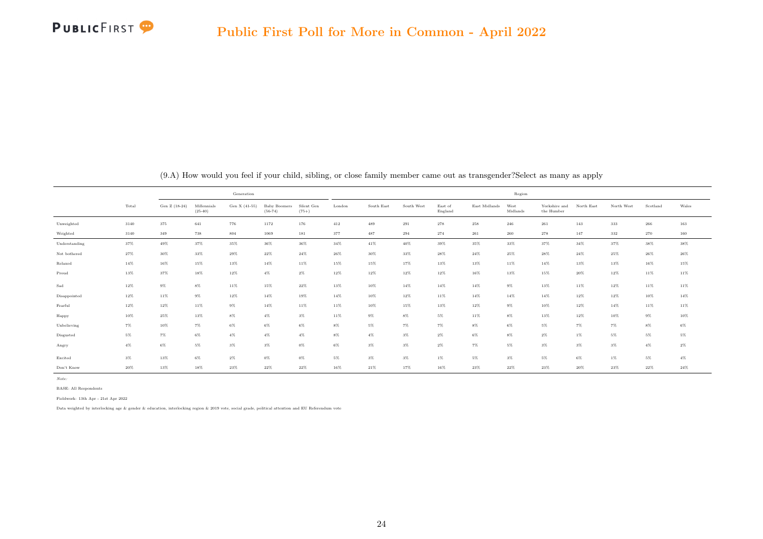# Public First Poll for More in Common - April 2022

(9.A) How would you feel if your child, sibling, or close family member came out as transgender?Select as many as apply

| | | Generation | | | | | Region | | | | | | | | | | |
|---|---|---|---|---|---|---|---|---|---|---|---|---|---|---|---|---|---|
| | Total | Gen Z (18-24) | Millennials (25-40) | Gen X (41-55) | Baby Boomers (56-74) | Silent Gen (75+) | London | South East | South West | East of England | East Midlands | West Midlands | Yorkshire and the Humber | North East | North West | Scotland | Wales |
| Unweighted | 3140 | 375 | 641 | 776 | 1172 | 176 | 412 | 489 | 291 | 278 | 258 | 246 | 261 | 143 | 333 | 266 | 163 |
| Weighted | 3140 | 349 | 738 | 804 | 1069 | 181 | 377 | 487 | 294 | 274 | 261 | 260 | 278 | 147 | 332 | 270 | 160 |
| Understanding | 37% | 49% | 37% | 35% | 36% | 36% | 34% | 41% | 40% | 39% | 35% | 33% | 37% | 34% | 37% | 38% | 38% |
| Not bothered | 27% | 30% | 33% | 29% | 22% | 24% | 26% | 30% | 33% | 28% | 24% | 25% | 28% | 24% | 25% | 26% | 26% |
| Relaxed | 14% | 16% | 15% | 13% | 14% | 11% | 15% | 15% | 17% | 13% | 13% | 11% | 14% | 13% | 13% | 16% | 15% |
| Proud | 13% | 37% | 18% | 12% | 4% | 2% | 12% | 12% | 12% | 12% | 16% | 13% | 15% | 20% | 12% | 11% | 11% |
| Sad | 12% | 9% | 8% | 11% | 15% | 22% | 13% | 10% | 14% | 14% | 14% | 9% | 13% | 11% | 12% | 11% | 11% |
| Disappointed | 12% | 11% | 9% | 12% | 14% | 19% | 14% | 10% | 12% | 11% | 14% | 14% | 14% | 12% | 12% | 10% | 14% |
| Fearful | 12% | 12% | 11% | 9% | 14% | 11% | 11% | 10% | 15% | 13% | 12% | 9% | 10% | 12% | 14% | 11% | 11% |
| Happy | 10% | 25% | 13% | 8% | 4% | 3% | 11% | 9% | 8% | 5% | 11% | 8% | 13% | 12% | 10% | 9% | 10% |
| Unbelieving | 7% | 10% | 7% | 6% | 6% | 6% | 8% | 5% | 7% | 7% | 8% | 6% | 5% | 7% | 7% | 8% | 6% |
| Disgusted | 5% | 7% | 6% | 4% | 4% | 4% | 8% | 4% | 3% | 2% | 6% | 8% | 2% | 1% | 5% | 5% | 5% |
| Angry | 4% | 6% | 5% | 3% | 3% | 0% | 6% | 3% | 3% | 2% | 7% | 5% | 3% | 3% | 3% | 4% | 2% |
| Excited | 3% | 13% | 6% | 2% | 0% | 0% | 5% | 3% | 3% | 1% | 5% | 3% | 5% | 6% | 1% | 5% | 4% |
| Don't Know | 20% | 13% | 18% | 23% | 22% | 22% | 16% | 21% | 17% | 16% | 23% | 22% | 23% | 20% | 23% | 22% | 24% |

*Note:*

BASE: All Respondents

Fieldwork: 13th Apr - 21st Apr 2022

Data weighted by interlocking age & gender & education, interlocking region & 2019 vote, social grade, political attention and EU Referendum vote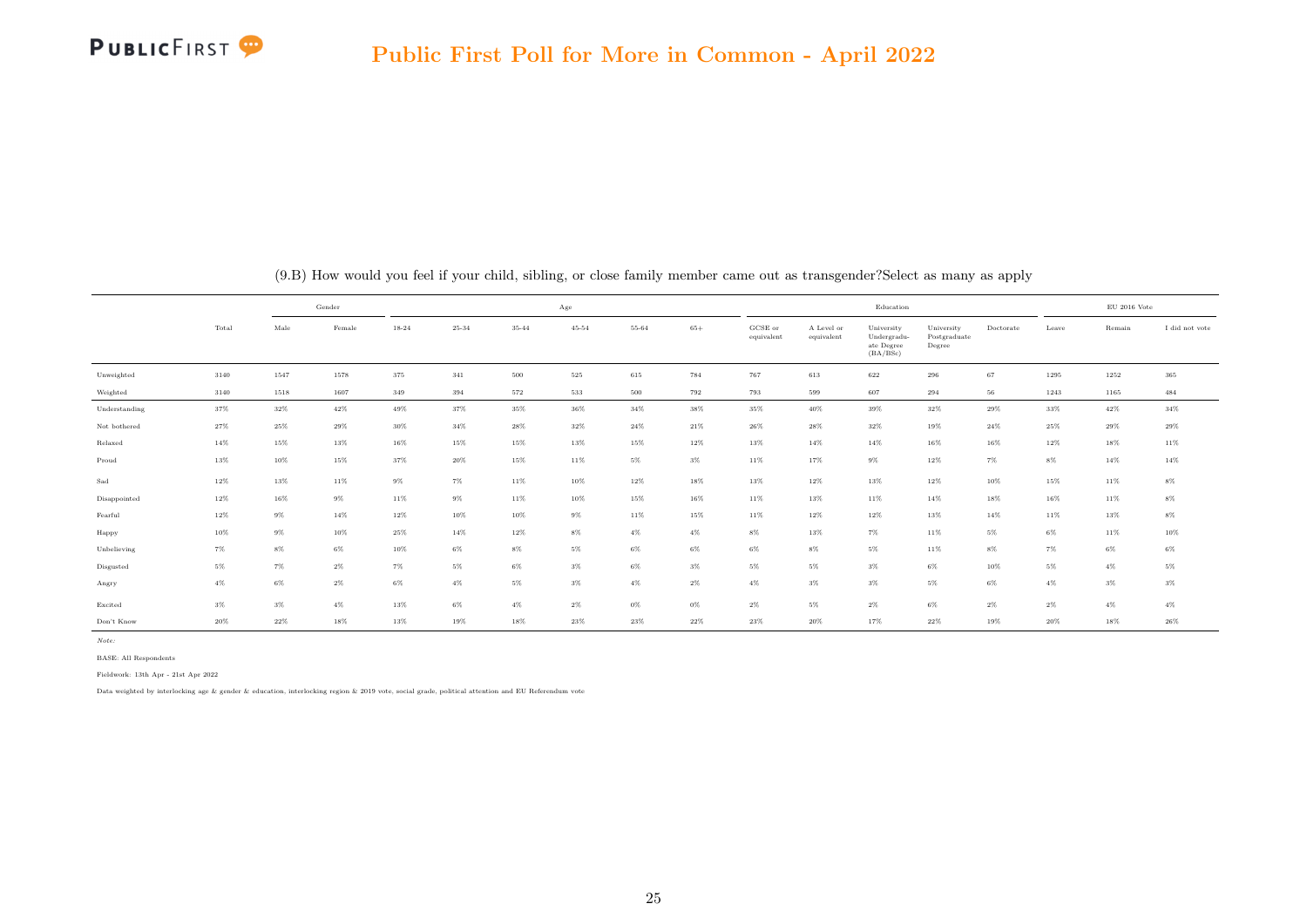## Public First Poll for More in Common - April 2022

(9.B) How would you feel if your child, sibling, or close family member came out as transgender?Select as many as apply

| | | Gender | | Age | | | | | | Education | | | | | EU 2016 Vote | | |
|---|---|---|---|---|---|---|---|---|---|---|---|---|---|---|---|---|---|
| | Total | Male | Female | 18-24 | 25-34 | 35-44 | 45-54 | 55-64 | 65+ | GCSE or equivalent | A Level or equivalent | University Undergraduate Degree (BA/BSc) | University Postgraduate Degree | Doctorate | Leave | Remain | I did not vote |
| Unweighted | 3140 | 1547 | 1578 | 375 | 341 | 500 | 525 | 615 | 784 | 767 | 613 | 622 | 296 | 67 | 1295 | 1252 | 365 |
| Weighted | 3140 | 1518 | 1607 | 349 | 394 | 572 | 533 | 500 | 792 | 793 | 599 | 607 | 294 | 56 | 1243 | 1165 | 484 |
| Understanding | 37% | 32% | 42% | 49% | 37% | 35% | 36% | 34% | 38% | 35% | 40% | 39% | 32% | 29% | 33% | 42% | 34% |
| Not bothered | 27% | 25% | 29% | 30% | 34% | 28% | 32% | 24% | 21% | 26% | 28% | 32% | 19% | 24% | 25% | 29% | 29% |
| Relaxed | 14% | 15% | 13% | 16% | 15% | 15% | 13% | 15% | 12% | 13% | 14% | 14% | 16% | 16% | 12% | 18% | 11% |
| Proud | 13% | 10% | 15% | 37% | 20% | 15% | 11% | 5% | 3% | 11% | 17% | 9% | 12% | 7% | 8% | 14% | 14% |
| Sad | 12% | 13% | 11% | 9% | 7% | 11% | 10% | 12% | 18% | 13% | 12% | 13% | 12% | 10% | 15% | 11% | 8% |
| Disappointed | 12% | 16% | 9% | 11% | 9% | 11% | 10% | 15% | 16% | 11% | 13% | 11% | 14% | 18% | 16% | 11% | 8% |
| Fearful | 12% | 9% | 14% | 12% | 10% | 10% | 9% | 11% | 15% | 11% | 12% | 12% | 13% | 14% | 11% | 13% | 8% |
| Happy | 10% | 9% | 10% | 25% | 14% | 12% | 8% | 4% | 4% | 8% | 13% | 7% | 11% | 5% | 6% | 11% | 10% |
| Unbelieving | 7% | 8% | 6% | 10% | 6% | 8% | 5% | 6% | 6% | 6% | 8% | 5% | 11% | 8% | 7% | 6% | 6% |
| Disgusted | 5% | 7% | 2% | 7% | 5% | 6% | 3% | 6% | 3% | 5% | 5% | 3% | 6% | 10% | 5% | 4% | 5% |
| Angry | 4% | 6% | 2% | 6% | 4% | 5% | 3% | 4% | 2% | 4% | 3% | 3% | 5% | 6% | 4% | 3% | 3% |
| Excited | 3% | 3% | 4% | 13% | 6% | 4% | 2% | 0% | 0% | 2% | 5% | 2% | 6% | 2% | 2% | 4% | 4% |
| Don't Know | 20% | 22% | 18% | 13% | 19% | 18% | 23% | 23% | 22% | 23% | 20% | 17% | 22% | 19% | 20% | 18% | 26% |

*Note:*

BASE: All Respondents

Fieldwork: 13th Apr - 21st Apr 2022

Data weighted by interlocking age & gender & education, interlocking region & 2019 vote, social grade, political attention and EU Referendum vote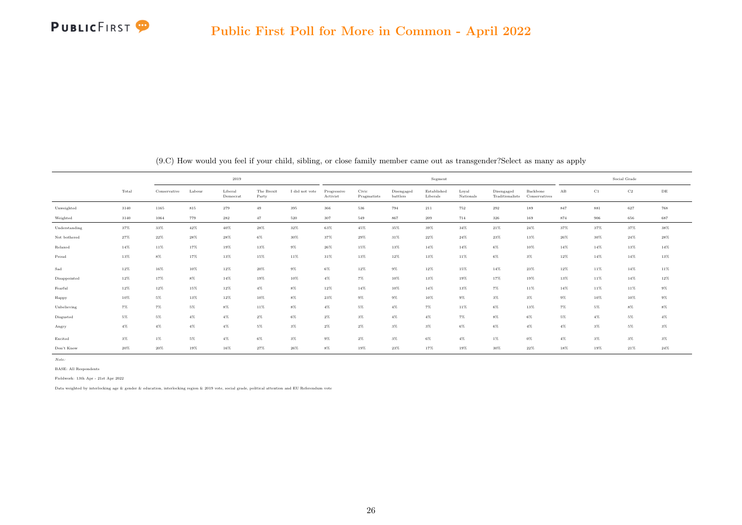# Public First Poll for More in Common - April 2022

(9.C) How would you feel if your child, sibling, or close family member came out as transgender?Select as many as apply

| | | 2019 | | | | | Segment | | | | | | | Social Grade | | | |
|---|---|---|---|---|---|---|---|---|---|---|---|---|---|---|---|---|---|
| | Total | Conservative | Labour | Liberal Democrat | The Brexit Party | I did not vote | Progressive Activist | Civic Pragmatists | Disengaged battlers | Established Liberals | Loyal Nationals | Disengaged Traditionalists | Backbone Conservatives | AB | C1 | C2 | DE |
| Unweighted | 3140 | 1165 | 815 | 279 | 49 | 395 | 366 | 536 | 794 | 211 | 752 | 292 | 189 | 847 | 881 | 627 | 768 |
| Weighted | 3140 | 1064 | 779 | 282 | 47 | 520 | 307 | 549 | 867 | 209 | 714 | 326 | 169 | 874 | 906 | 656 | 687 |
| Understanding | 37% | 33% | 42% | 40% | 28% | 32% | 63% | 45% | 35% | 39% | 34% | 21% | 24% | 37% | 37% | 37% | 38% |
| Not bothered | 27% | 22% | 28% | 28% | 6% | 30% | 37% | 29% | 31% | 22% | 24% | 23% | 13% | 26% | 30% | 24% | 28% |
| Relaxed | 14% | 11% | 17% | 19% | 13% | 9% | 26% | 15% | 13% | 14% | 14% | 6% | 10% | 14% | 14% | 13% | 14% |
| Proud | 13% | 8% | 17% | 13% | 15% | 11% | 31% | 13% | 12% | 13% | 11% | 6% | 3% | 12% | 14% | 14% | 13% |
| Sad | 12% | 16% | 10% | 12% | 20% | 9% | 6% | 12% | 9% | 12% | 15% | 14% | 23% | 12% | 11% | 14% | 11% |
| Disappointed | 12% | 17% | 8% | 14% | 19% | 10% | 4% | 7% | 10% | 13% | 19% | 17% | 19% | 13% | 11% | 14% | 12% |
| Fearful | 12% | 12% | 15% | 12% | 4% | 8% | 12% | 14% | 10% | 14% | 13% | 7% | 11% | 14% | 11% | 11% | 9% |
| Happy | 10% | 5% | 13% | 12% | 10% | 8% | 23% | 9% | 9% | 10% | 9% | 3% | 3% | 9% | 10% | 10% | 9% |
| Unbelieving | 7% | 7% | 5% | 8% | 11% | 8% | 4% | 5% | 4% | 7% | 11% | 6% | 13% | 7% | 5% | 8% | 8% |
| Disgusted | 5% | 5% | 4% | 4% | 2% | 6% | 2% | 3% | 4% | 4% | 7% | 8% | 6% | 5% | 4% | 5% | 4% |
| Angry | 4% | 4% | 4% | 4% | 5% | 3% | 2% | 2% | 3% | 3% | 6% | 6% | 4% | 4% | 3% | 5% | 3% |
| Excited | 3% | 1% | 5% | 4% | 6% | 3% | 9% | 2% | 3% | 6% | 4% | 1% | 0% | 4% | 3% | 3% | 3% |
| Don't Know | 20% | 20% | 19% | 16% | 27% | 26% | 8% | 19% | 23% | 17% | 19% | 30% | 22% | 18% | 19% | 21% | 24% |

*Note:*

BASE: All Respondents

Fieldwork: 13th Apr - 21st Apr 2022

Data weighted by interlocking age & gender & education, interlocking region & 2019 vote, social grade, political attention and EU Referendum vote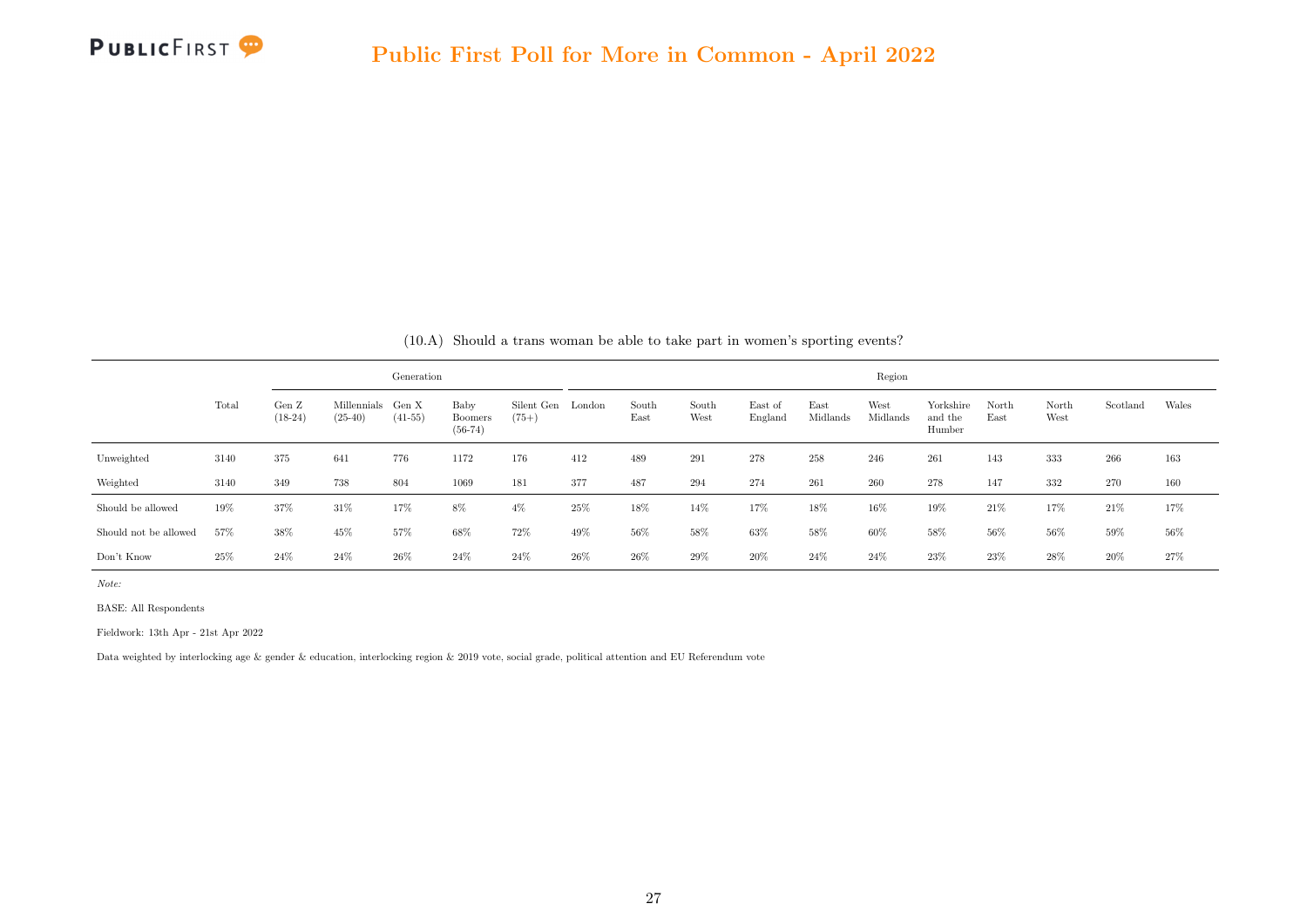(10.A) Should a trans woman be able to take part in women's sporting events?

| | Total | Generation | | | | | Region | | | | | | | | | | |
|---|---|---|---|---|---|---|---|---|---|---|---|---|---|---|---|---|---|
| | | Gen Z (18-24) | Millennials (25-40) | Gen X (41-55) | Baby Boomers (56-74) | Silent Gen (75+) | London | South East | South West | East of England | East Midlands | West Midlands | Yorkshire and the Humber | North East | North West | Scotland | Wales |
| Unweighted | 3140 | 375 | 641 | 776 | 1172 | 176 | 412 | 489 | 291 | 278 | 258 | 246 | 261 | 143 | 333 | 266 | 163 |
| Weighted | 3140 | 349 | 738 | 804 | 1069 | 181 | 377 | 487 | 294 | 274 | 261 | 260 | 278 | 147 | 332 | 270 | 160 |
| Should be allowed | 19% | 37% | 31% | 17% | 8% | 4% | 25% | 18% | 14% | 17% | 18% | 16% | 19% | 21% | 17% | 21% | 17% |
| Should not be allowed | 57% | 38% | 45% | 57% | 68% | 72% | 49% | 56% | 58% | 63% | 58% | 60% | 58% | 56% | 56% | 59% | 56% |
| Don't Know | 25% | 24% | 24% | 26% | 24% | 24% | 26% | 26% | 29% | 20% | 24% | 24% | 23% | 23% | 28% | 20% | 27% |

*Note:*

BASE: All Respondents

Fieldwork: 13th Apr - 21st Apr 2022

Data weighted by interlocking age & gender & education, interlocking region & 2019 vote, social grade, political attention and EU Referendum vote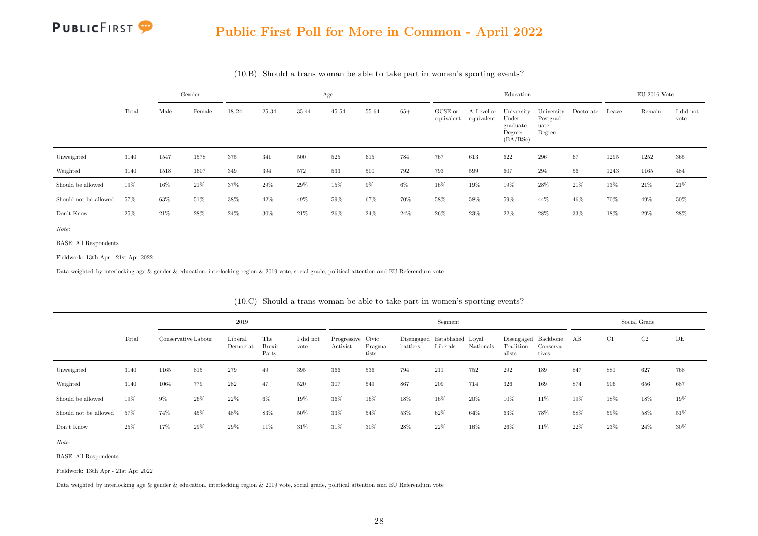(10.B) Should a trans woman be able to take part in women's sporting events?

| | Total | Gender | | Age | | | | | | Education | | | | | EU 2016 Vote | | |
|---|---|---|---|---|---|---|---|---|---|---|---|---|---|---|---|---|---|
| | | Male | Female | 18-24 | 25-34 | 35-44 | 45-54 | 55-64 | 65+ | GCSE or equivalent | A Level or equivalent | University Under-graduate Degree (BA/BSc) | University Postgrad-uate Degree | Doctorate | Leave | Remain | I did not vote |
| Unweighted | 3140 | 1547 | 1578 | 375 | 341 | 500 | 525 | 615 | 784 | 767 | 613 | 622 | 296 | 67 | 1295 | 1252 | 365 |
| Weighted | 3140 | 1518 | 1607 | 349 | 394 | 572 | 533 | 500 | 792 | 793 | 599 | 607 | 294 | 56 | 1243 | 1165 | 484 |
| Should be allowed | 19% | 16% | 21% | 37% | 29% | 29% | 15% | 9% | 6% | 16% | 19% | 19% | 28% | 21% | 13% | 21% | 21% |
| Should not be allowed | 57% | 63% | 51% | 38% | 42% | 49% | 59% | 67% | 70% | 58% | 58% | 59% | 44% | 46% | 70% | 49% | 50% |
| Don't Know | 25% | 21% | 28% | 24% | 30% | 21% | 26% | 24% | 24% | 26% | 23% | 22% | 28% | 33% | 18% | 29% | 28% |

*Note:*

BASE: All Respondents

Fieldwork: 13th Apr - 21st Apr 2022

Data weighted by interlocking age & gender & education, interlocking region & 2019 vote, social grade, political attention and EU Referendum vote

(10.C) Should a trans woman be able to take part in women's sporting events?

| | Total | 2019 | | | | | Segment | | | | | | | Social Grade | | | |
|---|---|---|---|---|---|---|---|---|---|---|---|---|---|---|---|---|---|
| | | Conservative | Labour | Liberal Democrat | The Brexit Party | I did not vote | Progressive Activist | Civic Pragma-tists | Disengaged battlers | Established Liberals | Loyal Nationals | Disengaged Tradition-alists | Backbone Conserva-tives | AB | C1 | C2 | DE |
| Unweighted | 3140 | 1165 | 815 | 279 | 49 | 395 | 366 | 536 | 794 | 211 | 752 | 292 | 189 | 847 | 881 | 627 | 768 |
| Weighted | 3140 | 1064 | 779 | 282 | 47 | 520 | 307 | 549 | 867 | 209 | 714 | 326 | 169 | 874 | 906 | 656 | 687 |
| Should be allowed | 19% | 9% | 26% | 22% | 6% | 19% | 36% | 16% | 18% | 16% | 20% | 10% | 11% | 19% | 18% | 18% | 19% |
| Should not be allowed | 57% | 74% | 45% | 48% | 83% | 50% | 33% | 54% | 53% | 62% | 64% | 63% | 78% | 58% | 59% | 58% | 51% |
| Don't Know | 25% | 17% | 29% | 29% | 11% | 31% | 31% | 30% | 28% | 22% | 16% | 26% | 11% | 22% | 23% | 24% | 30% |

*Note:*

BASE: All Respondents

Fieldwork: 13th Apr - 21st Apr 2022

Data weighted by interlocking age & gender & education, interlocking region & 2019 vote, social grade, political attention and EU Referendum vote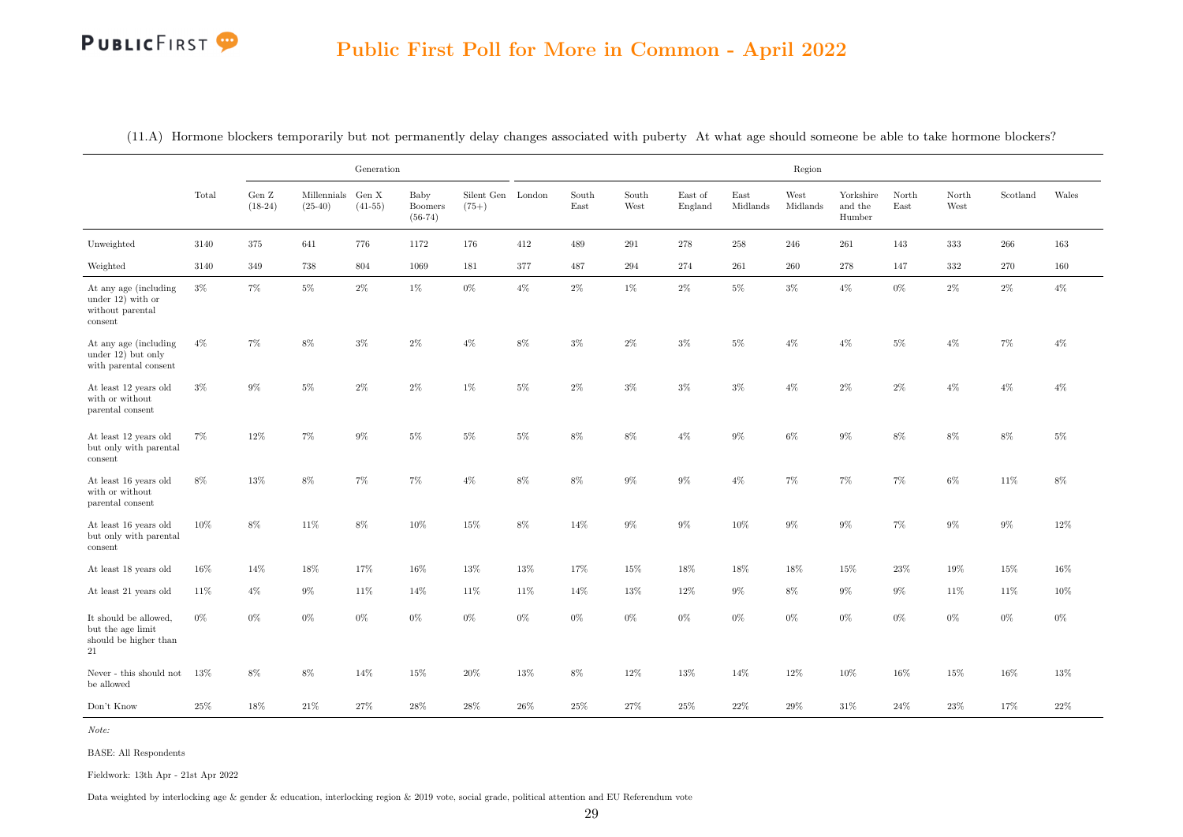# Public First Poll for More in Common - April 2022

(11.A) Hormone blockers temporarily but not permanently delay changes associated with puberty At what age should someone be able to take hormone blockers?

| | Total | Generation | | | | | Region | | | | | | | | | | |
|---|---|---|---|---|---|---|---|---|---|---|---|---|---|---|---|---|---|
| | | Gen Z (18-24) | Millennials (25-40) | Gen X (41-55) | Baby Boomers (56-74) | Silent Gen (75+) | London | South East | South West | East of England | East Midlands | West Midlands | Yorkshire and the Humber | North East | North West | Scotland | Wales |
| Unweighted | 3140 | 375 | 641 | 776 | 1172 | 176 | 412 | 489 | 291 | 278 | 258 | 246 | 261 | 143 | 333 | 266 | 163 |
| Weighted | 3140 | 349 | 738 | 804 | 1069 | 181 | 377 | 487 | 294 | 274 | 261 | 260 | 278 | 147 | 332 | 270 | 160 |
| At any age (including under 12) with or without parental consent | 3% | 7% | 5% | 2% | 1% | 0% | 4% | 2% | 1% | 2% | 5% | 3% | 4% | 0% | 2% | 2% | 4% |
| At any age (including under 12) but only with parental consent | 4% | 7% | 8% | 3% | 2% | 4% | 8% | 3% | 2% | 3% | 5% | 4% | 4% | 5% | 4% | 7% | 4% |
| At least 12 years old with or without parental consent | 3% | 9% | 5% | 2% | 2% | 1% | 5% | 2% | 3% | 3% | 3% | 4% | 2% | 2% | 4% | 4% | 4% |
| At least 12 years old but only with parental consent | 7% | 12% | 7% | 9% | 5% | 5% | 5% | 8% | 8% | 4% | 9% | 6% | 9% | 8% | 8% | 8% | 5% |
| At least 16 years old with or without parental consent | 8% | 13% | 8% | 7% | 7% | 4% | 8% | 8% | 9% | 9% | 4% | 7% | 7% | 7% | 6% | 11% | 8% |
| At least 16 years old but only with parental consent | 10% | 8% | 11% | 8% | 10% | 15% | 8% | 14% | 9% | 9% | 10% | 9% | 9% | 7% | 9% | 9% | 12% |
| At least 18 years old | 16% | 14% | 18% | 17% | 16% | 13% | 13% | 17% | 15% | 18% | 18% | 18% | 15% | 23% | 19% | 15% | 16% |
| At least 21 years old | 11% | 4% | 9% | 11% | 14% | 11% | 11% | 14% | 13% | 12% | 9% | 8% | 9% | 9% | 11% | 11% | 10% |
| It should be allowed, but the age limit should be higher than 21 | 0% | 0% | 0% | 0% | 0% | 0% | 0% | 0% | 0% | 0% | 0% | 0% | 0% | 0% | 0% | 0% | 0% |
| Never - this should not be allowed | 13% | 8% | 8% | 14% | 15% | 20% | 13% | 8% | 12% | 13% | 14% | 12% | 10% | 16% | 15% | 16% | 13% |
| Don't Know | 25% | 18% | 21% | 27% | 28% | 28% | 26% | 25% | 27% | 25% | 22% | 29% | 31% | 24% | 23% | 17% | 22% |

*Note:*

BASE: All Respondents

Fieldwork: 13th Apr - 21st Apr 2022

Data weighted by interlocking age & gender & education, interlocking region & 2019 vote, social grade, political attention and EU Referendum vote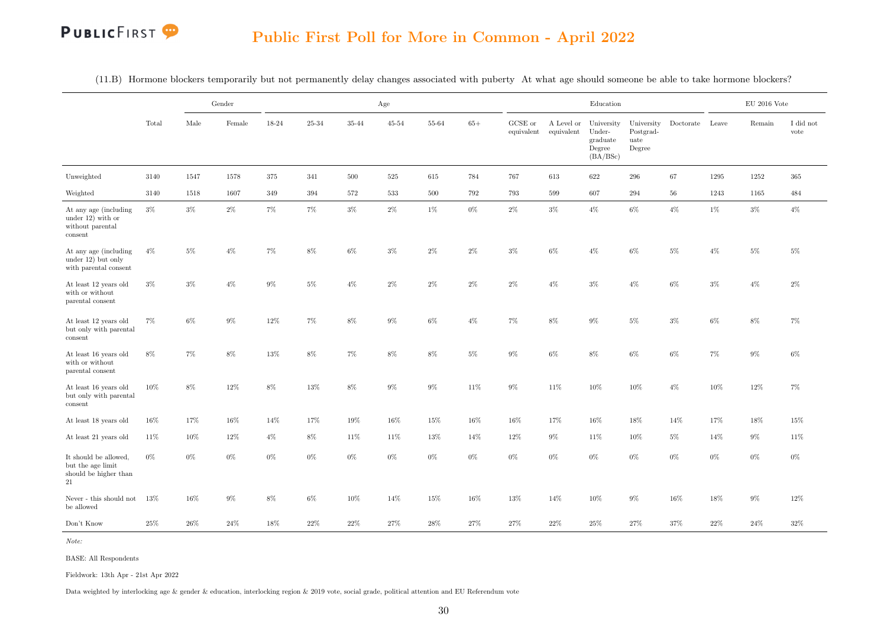## Public First Poll for More in Common - April 2022

(11.B) Hormone blockers temporarily but not permanently delay changes associated with puberty At what age should someone be able to take hormone blockers?

| | Total | Gender | | Age | | | | | | Education | | | | | EU 2016 Vote | | |
|---|---|---|---|---|---|---|---|---|---|---|---|---|---|---|---|---|---|
| | | Male | Female | 18-24 | 25-34 | 35-44 | 45-54 | 55-64 | 65+ | GCSE or equivalent | A Level or equivalent | University Undergraduate Degree (BA/BSc) | University Postgraduate Degree | Doctorate | Leave | Remain | I did not vote |
| Unweighted | 3140 | 1547 | 1578 | 375 | 341 | 500 | 525 | 615 | 784 | 767 | 613 | 622 | 296 | 67 | 1295 | 1252 | 365 |
| Weighted | 3140 | 1518 | 1607 | 349 | 394 | 572 | 533 | 500 | 792 | 793 | 599 | 607 | 294 | 56 | 1243 | 1165 | 484 |
| At any age (including under 12) with or without parental consent | 3% | 3% | 2% | 7% | 7% | 3% | 2% | 1% | 0% | 2% | 3% | 4% | 6% | 4% | 1% | 3% | 4% |
| At any age (including under 12) but only with parental consent | 4% | 5% | 4% | 7% | 8% | 6% | 3% | 2% | 2% | 3% | 6% | 4% | 6% | 5% | 4% | 5% | 5% |
| At least 12 years old with or without parental consent | 3% | 3% | 4% | 9% | 5% | 4% | 2% | 2% | 2% | 2% | 4% | 3% | 4% | 6% | 3% | 4% | 2% |
| At least 12 years old but only with parental consent | 7% | 6% | 9% | 12% | 7% | 8% | 9% | 6% | 4% | 7% | 8% | 9% | 5% | 3% | 6% | 8% | 7% |
| At least 16 years old with or without parental consent | 8% | 7% | 8% | 13% | 8% | 7% | 8% | 8% | 5% | 9% | 6% | 8% | 6% | 6% | 7% | 9% | 6% |
| At least 16 years old but only with parental consent | 10% | 8% | 12% | 8% | 13% | 8% | 9% | 9% | 11% | 9% | 11% | 10% | 10% | 4% | 10% | 12% | 7% |
| At least 18 years old | 16% | 17% | 16% | 14% | 17% | 19% | 16% | 15% | 16% | 16% | 17% | 16% | 18% | 14% | 17% | 18% | 15% |
| At least 21 years old | 11% | 10% | 12% | 4% | 8% | 11% | 11% | 13% | 14% | 12% | 9% | 11% | 10% | 5% | 14% | 9% | 11% |
| It should be allowed, but the age limit should be higher than 21 | 0% | 0% | 0% | 0% | 0% | 0% | 0% | 0% | 0% | 0% | 0% | 0% | 0% | 0% | 0% | 0% | 0% |
| Never - this should not be allowed | 13% | 16% | 9% | 8% | 6% | 10% | 14% | 15% | 16% | 13% | 14% | 10% | 9% | 16% | 18% | 9% | 12% |
| Don't Know | 25% | 26% | 24% | 18% | 22% | 22% | 27% | 28% | 27% | 27% | 22% | 25% | 27% | 37% | 22% | 24% | 32% |

*Note:*

BASE: All Respondents

Fieldwork: 13th Apr - 21st Apr 2022

Data weighted by interlocking age & gender & education, interlocking region & 2019 vote, social grade, political attention and EU Referendum vote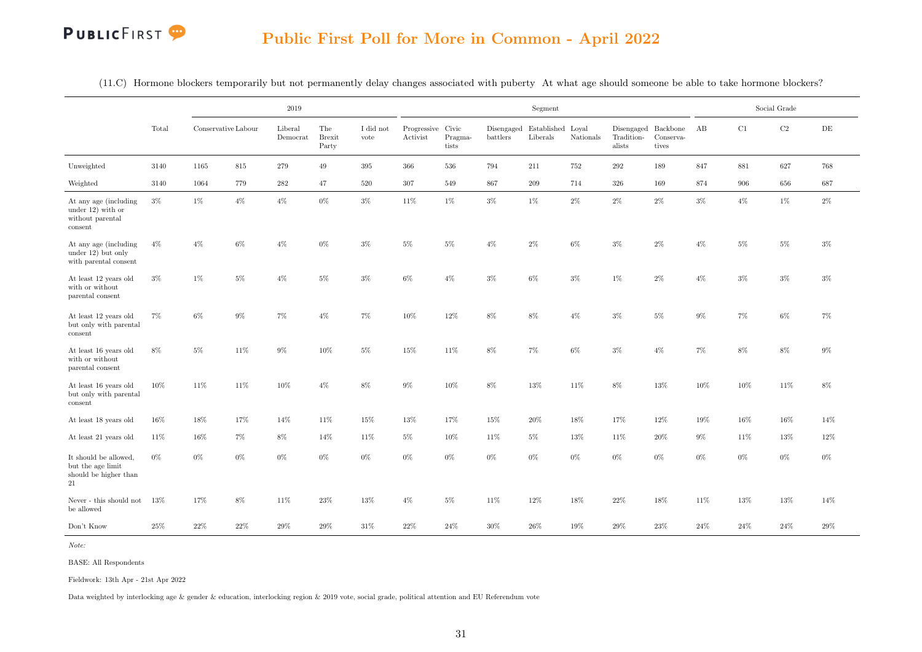# Public First Poll for More in Common - April 2022

(11.C) Hormone blockers temporarily but not permanently delay changes associated with puberty At what age should someone be able to take hormone blockers?

| | Total | 2019 | | | | | Segment | | | | | | | Social Grade | | | |
|---|---|---|---|---|---|---|---|---|---|---|---|---|---|---|---|---|---|
| | | Conservative | Labour | Liberal Democrat | The Brexit Party | I did not vote | Progressive Activist | Civic Pragma-tists | Disengaged battlers | Established Liberals | Loyal Nationals | Disengaged Tradition-alists | Backbone Conserva-tives | AB | C1 | C2 | DE |
| Unweighted | 3140 | 1165 | 815 | 279 | 49 | 395 | 366 | 536 | 794 | 211 | 752 | 292 | 189 | 847 | 881 | 627 | 768 |
| Weighted | 3140 | 1064 | 779 | 282 | 47 | 520 | 307 | 549 | 867 | 209 | 714 | 326 | 169 | 874 | 906 | 656 | 687 |
| At any age (including under 12) with or without parental consent | 3% | 1% | 4% | 4% | 0% | 3% | 11% | 1% | 3% | 1% | 2% | 2% | 2% | 3% | 4% | 1% | 2% |
| At any age (including under 12) but only with parental consent | 4% | 4% | 6% | 4% | 0% | 3% | 5% | 5% | 4% | 2% | 6% | 3% | 2% | 4% | 5% | 5% | 3% |
| At least 12 years old with or without parental consent | 3% | 1% | 5% | 4% | 5% | 3% | 6% | 4% | 3% | 6% | 3% | 1% | 2% | 4% | 3% | 3% | 3% |
| At least 12 years old but only with parental consent | 7% | 6% | 9% | 7% | 4% | 7% | 10% | 12% | 8% | 8% | 4% | 3% | 5% | 9% | 7% | 6% | 7% |
| At least 16 years old with or without parental consent | 8% | 5% | 11% | 9% | 10% | 5% | 15% | 11% | 8% | 7% | 6% | 3% | 4% | 7% | 8% | 8% | 9% |
| At least 16 years old but only with parental consent | 10% | 11% | 11% | 10% | 4% | 8% | 9% | 10% | 8% | 13% | 11% | 8% | 13% | 10% | 10% | 11% | 8% |
| At least 18 years old | 16% | 18% | 17% | 14% | 11% | 15% | 13% | 17% | 15% | 20% | 18% | 17% | 12% | 19% | 16% | 16% | 14% |
| At least 21 years old | 11% | 16% | 7% | 8% | 14% | 11% | 5% | 10% | 11% | 5% | 13% | 11% | 20% | 9% | 11% | 13% | 12% |
| It should be allowed, but the age limit should be higher than 21 | 0% | 0% | 0% | 0% | 0% | 0% | 0% | 0% | 0% | 0% | 0% | 0% | 0% | 0% | 0% | 0% | 0% |
| Never - this should not be allowed | 13% | 17% | 8% | 11% | 23% | 13% | 4% | 5% | 11% | 12% | 18% | 22% | 18% | 11% | 13% | 13% | 14% |
| Don't Know | 25% | 22% | 22% | 29% | 29% | 31% | 22% | 24% | 30% | 26% | 19% | 29% | 23% | 24% | 24% | 24% | 29% |

*Note:*

BASE: All Respondents

Fieldwork: 13th Apr - 21st Apr 2022

Data weighted by interlocking age & gender & education, interlocking region & 2019 vote, social grade, political attention and EU Referendum vote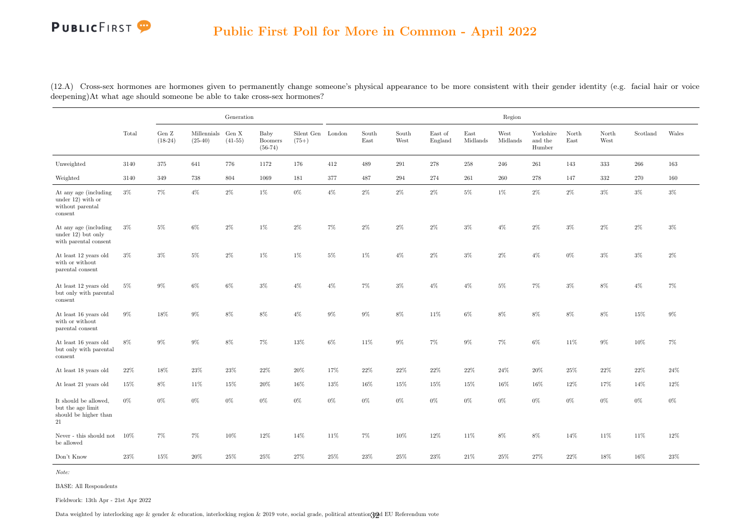# Public First Poll for More in Common - April 2022

(12.A) Cross-sex hormones are hormones given to permanently change someone's physical appearance to be more consistent with their gender identity (e.g. facial hair or voice deepening)At what age should someone be able to take cross-sex hormones?

| | Total | Generation | | | | | Region | | | | | | | | | | | |
|---|---|---|---|---|---|---|---|---|---|---|---|---|---|---|---|---|---|---|
| | | Gen Z (18-24) | Millennials (25-40) | Gen X (41-55) | Baby Boomers (56-74) | Silent Gen (75+) | London | South East | South West | East of England | East Midlands | West Midlands | Yorkshire and the Humber | North East | North West | Scotland | Wales |
| Unweighted | 3140 | 375 | 641 | 776 | 1172 | 176 | 412 | 489 | 291 | 278 | 258 | 246 | 261 | 143 | 333 | 266 | 163 |
| Weighted | 3140 | 349 | 738 | 804 | 1069 | 181 | 377 | 487 | 294 | 274 | 261 | 260 | 278 | 147 | 332 | 270 | 160 |
| At any age (including under 12) with or without parental consent | 3% | 7% | 4% | 2% | 1% | 0% | 4% | 2% | 2% | 2% | 5% | 1% | 2% | 2% | 3% | 3% | 3% |
| At any age (including under 12) but only with parental consent | 3% | 5% | 6% | 2% | 1% | 2% | 7% | 2% | 2% | 2% | 3% | 4% | 2% | 3% | 2% | 2% | 3% |
| At least 12 years old with or without parental consent | 3% | 3% | 5% | 2% | 1% | 1% | 5% | 1% | 4% | 2% | 3% | 2% | 4% | 0% | 3% | 3% | 2% |
| At least 12 years old but only with parental consent | 5% | 9% | 6% | 6% | 3% | 4% | 4% | 7% | 3% | 4% | 4% | 5% | 7% | 3% | 8% | 4% | 7% |
| At least 16 years old with or without parental consent | 9% | 18% | 9% | 8% | 8% | 4% | 9% | 9% | 8% | 11% | 6% | 8% | 8% | 8% | 8% | 15% | 9% |
| At least 16 years old but only with parental consent | 8% | 9% | 9% | 8% | 7% | 13% | 6% | 11% | 9% | 7% | 9% | 7% | 6% | 11% | 9% | 10% | 7% |
| At least 18 years old | 22% | 18% | 23% | 23% | 22% | 20% | 17% | 22% | 22% | 22% | 22% | 24% | 20% | 25% | 22% | 22% | 24% |
| At least 21 years old | 15% | 8% | 11% | 15% | 20% | 16% | 13% | 16% | 15% | 15% | 15% | 16% | 16% | 12% | 17% | 14% | 12% |
| It should be allowed, but the age limit should be higher than 21 | 0% | 0% | 0% | 0% | 0% | 0% | 0% | 0% | 0% | 0% | 0% | 0% | 0% | 0% | 0% | 0% | 0% |
| Never - this should not be allowed | 10% | 7% | 7% | 10% | 12% | 14% | 11% | 7% | 10% | 12% | 11% | 8% | 8% | 14% | 11% | 11% | 12% |
| Don't Know | 23% | 15% | 20% | 25% | 25% | 27% | 25% | 23% | 25% | 23% | 21% | 25% | 27% | 22% | 18% | 16% | 23% |

*Note:*

BASE: All Respondents

Fieldwork: 13th Apr - 21st Apr 2022

Data weighted by interlocking age & gender & education, interlocking region & 2019 vote, social grade, political attention and EU Referendum vote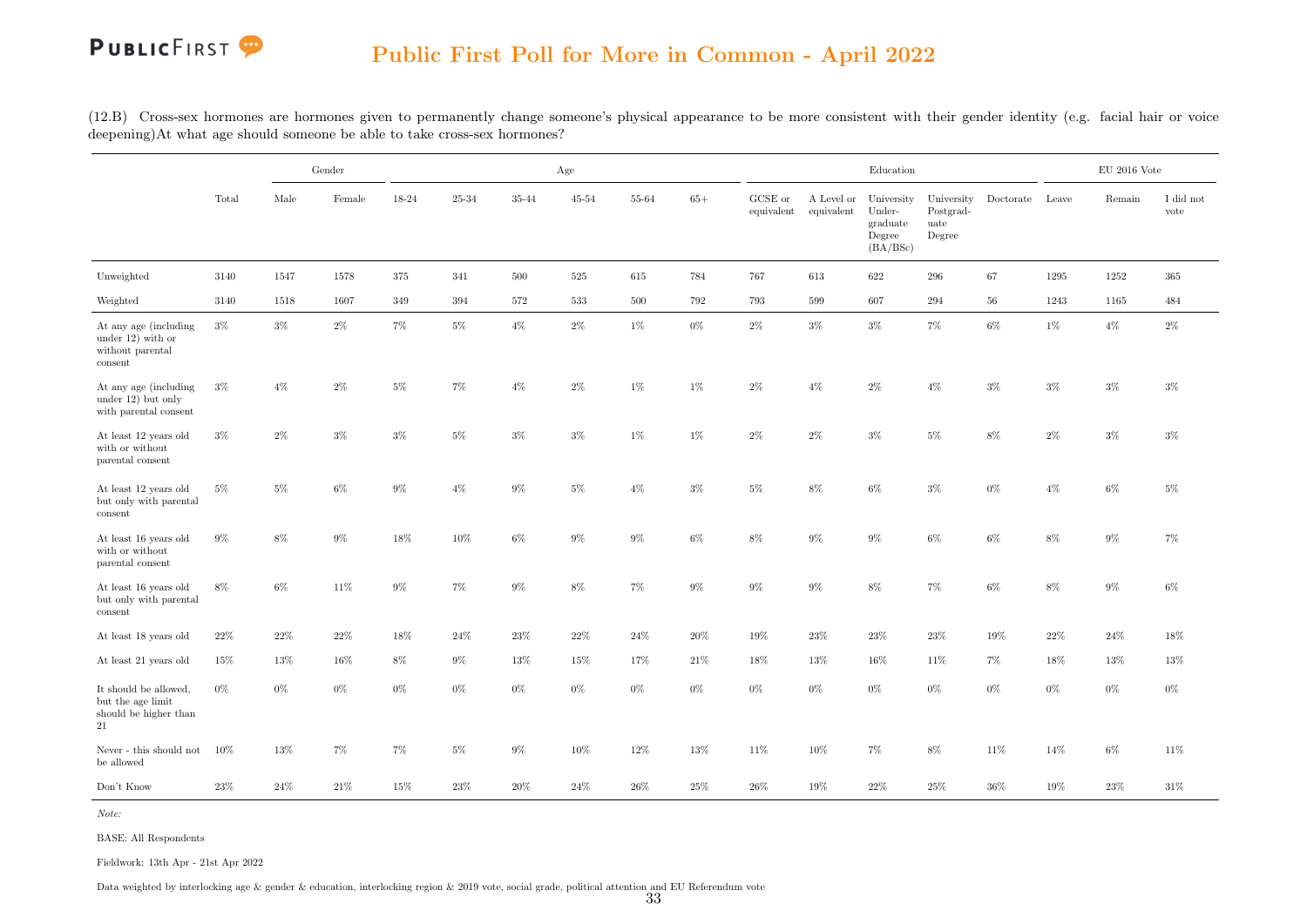# Public First Poll for More in Common - April 2022

(12.B) Cross-sex hormones are hormones given to permanently change someone's physical appearance to be more consistent with their gender identity (e.g. facial hair or voice deepening)At what age should someone be able to take cross-sex hormones?

| | Total | Gender | | Age | | | | | | Education | | | | | EU 2016 Vote | | |
|---|---|---|---|---|---|---|---|---|---|---|---|---|---|---|---|---|---|
| | | Male | Female | 18-24 | 25-34 | 35-44 | 45-54 | 55-64 | 65+ | GCSE or equivalent | A Level or equivalent | University Under-graduate Degree (BA/BSc) | University Postgrad-uate Degree | Doctorate | Leave | Remain | I did not vote |
| Unweighted | 3140 | 1547 | 1578 | 375 | 341 | 500 | 525 | 615 | 784 | 767 | 613 | 622 | 296 | 67 | 1295 | 1252 | 365 |
| Weighted | 3140 | 1518 | 1607 | 349 | 394 | 572 | 533 | 500 | 792 | 793 | 599 | 607 | 294 | 56 | 1243 | 1165 | 484 |
| At any age (including under 12) with or without parental consent | 3% | 3% | 2% | 7% | 5% | 4% | 2% | 1% | 0% | 2% | 3% | 3% | 7% | 6% | 1% | 4% | 2% |
| At any age (including under 12) but only with parental consent | 3% | 4% | 2% | 5% | 7% | 4% | 2% | 1% | 1% | 2% | 4% | 2% | 4% | 3% | 3% | 3% | 3% |
| At least 12 years old with or without parental consent | 3% | 2% | 3% | 3% | 5% | 3% | 3% | 1% | 1% | 2% | 2% | 3% | 5% | 8% | 2% | 3% | 3% |
| At least 12 years old but only with parental consent | 5% | 5% | 6% | 9% | 4% | 9% | 5% | 4% | 3% | 5% | 8% | 6% | 3% | 0% | 4% | 6% | 5% |
| At least 16 years old with or without parental consent | 9% | 8% | 9% | 18% | 10% | 6% | 9% | 9% | 6% | 8% | 9% | 9% | 6% | 6% | 8% | 9% | 7% |
| At least 16 years old but only with parental consent | 8% | 6% | 11% | 9% | 7% | 9% | 8% | 7% | 9% | 9% | 9% | 8% | 7% | 6% | 8% | 9% | 6% |
| At least 18 years old | 22% | 22% | 22% | 18% | 24% | 23% | 22% | 24% | 20% | 19% | 23% | 23% | 23% | 19% | 22% | 24% | 18% |
| At least 21 years old | 15% | 13% | 16% | 8% | 9% | 13% | 15% | 17% | 21% | 18% | 13% | 16% | 11% | 7% | 18% | 13% | 13% |
| It should be allowed, but the age limit should be higher than 21 | 0% | 0% | 0% | 0% | 0% | 0% | 0% | 0% | 0% | 0% | 0% | 0% | 0% | 0% | 0% | 0% | 0% |
| Never - this should not be allowed | 10% | 13% | 7% | 7% | 5% | 9% | 10% | 12% | 13% | 11% | 10% | 7% | 8% | 11% | 14% | 6% | 11% |
| Don't Know | 23% | 24% | 21% | 15% | 23% | 20% | 24% | 26% | 25% | 26% | 19% | 22% | 25% | 36% | 19% | 23% | 31% |

*Note:*

BASE: All Respondents

Fieldwork: 13th Apr - 21st Apr 2022

Data weighted by interlocking age & gender & education, interlocking region & 2019 vote, social grade, political attention and EU Referendum vote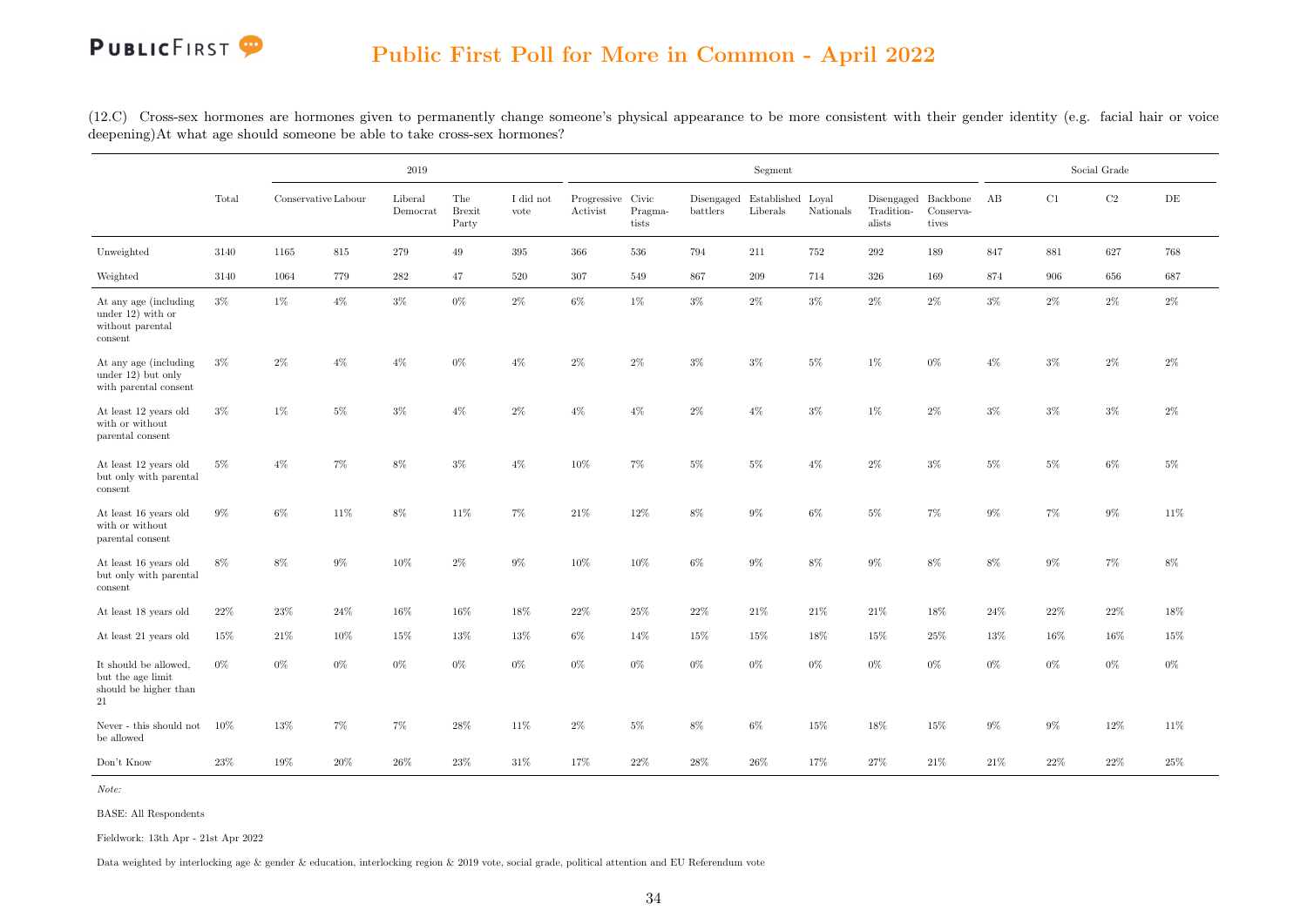# Public First Poll for More in Common - April 2022

(12.C) Cross-sex hormones are hormones given to permanently change someone's physical appearance to be more consistent with their gender identity (e.g. facial hair or voice deepening)At what age should someone be able to take cross-sex hormones?

| | Total | 2019 | | | | | Segment | | | | | | | Social Grade | | | |
|---|---|---|---|---|---|---|---|---|---|---|---|---|---|---|---|---|---|
| | | Conservative | Labour | Liberal Democrat | The Brexit Party | I did not vote | Progressive Activist | Civic Pragmatists | Disengaged battlers | Established Liberals | Loyal Nationals | Disengaged Traditionalists | Backbone Conservatives | AB | C1 | C2 | DE |
| Unweighted | 3140 | 1165 | 815 | 279 | 49 | 395 | 366 | 536 | 794 | 211 | 752 | 292 | 189 | 847 | 881 | 627 | 768 |
| Weighted | 3140 | 1064 | 779 | 282 | 47 | 520 | 307 | 549 | 867 | 209 | 714 | 326 | 169 | 874 | 906 | 656 | 687 |
| At any age (including under 12) with or without parental consent | 3% | 1% | 4% | 3% | 0% | 2% | 6% | 1% | 3% | 2% | 3% | 2% | 2% | 3% | 2% | 2% | 2% |
| At any age (including under 12) but only with parental consent | 3% | 2% | 4% | 4% | 0% | 4% | 2% | 2% | 3% | 3% | 5% | 1% | 0% | 4% | 3% | 2% | 2% |
| At least 12 years old with or without parental consent | 3% | 1% | 5% | 3% | 4% | 2% | 4% | 4% | 2% | 4% | 3% | 1% | 2% | 3% | 3% | 3% | 2% |
| At least 12 years old but only with parental consent | 5% | 4% | 7% | 8% | 3% | 4% | 10% | 7% | 5% | 5% | 4% | 2% | 3% | 5% | 5% | 6% | 5% |
| At least 16 years old with or without parental consent | 9% | 6% | 11% | 8% | 11% | 7% | 21% | 12% | 8% | 9% | 6% | 5% | 7% | 9% | 7% | 9% | 11% |
| At least 16 years old but only with parental consent | 8% | 8% | 9% | 10% | 2% | 9% | 10% | 10% | 6% | 9% | 8% | 9% | 8% | 8% | 9% | 7% | 8% |
| At least 18 years old | 22% | 23% | 24% | 16% | 16% | 18% | 22% | 25% | 22% | 21% | 21% | 21% | 18% | 24% | 22% | 22% | 18% |
| At least 21 years old | 15% | 21% | 10% | 15% | 13% | 13% | 6% | 14% | 15% | 15% | 18% | 15% | 25% | 13% | 16% | 16% | 15% |
| It should be allowed, but the age limit should be higher than 21 | 0% | 0% | 0% | 0% | 0% | 0% | 0% | 0% | 0% | 0% | 0% | 0% | 0% | 0% | 0% | 0% | 0% |
| Never - this should not be allowed | 10% | 13% | 7% | 7% | 28% | 11% | 2% | 5% | 8% | 6% | 15% | 18% | 15% | 9% | 9% | 12% | 11% |
| Don't Know | 23% | 19% | 20% | 26% | 23% | 31% | 17% | 22% | 28% | 26% | 17% | 27% | 21% | 21% | 22% | 22% | 25% |

*Note:*

BASE: All Respondents

Fieldwork: 13th Apr - 21st Apr 2022

Data weighted by interlocking age & gender & education, interlocking region & 2019 vote, social grade, political attention and EU Referendum vote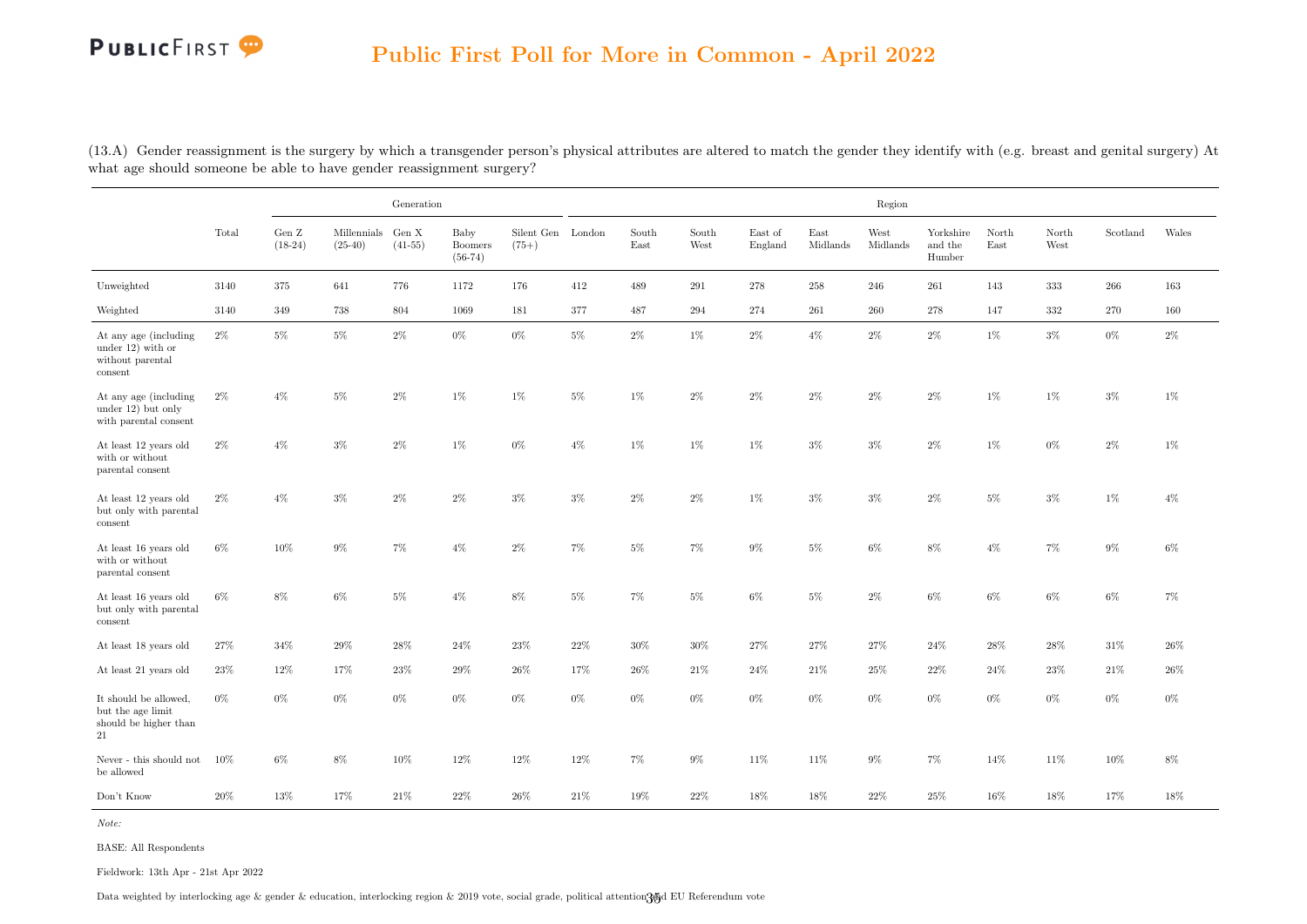(13.A) Gender reassignment is the surgery by which a transgender person's physical attributes are altered to match the gender they identify with (e.g. breast and genital surgery) At what age should someone be able to have gender reassignment surgery?

| | Total | Generation | | | | | Region | | | | | | | | | | |
|---|---|---|---|---|---|---|---|---|---|---|---|---|---|---|---|---|---|
| | | Gen Z (18-24) | Millennials (25-40) | Gen X (41-55) | Baby Boomers (56-74) | Silent Gen (75+) | London | South East | South West | East of England | East Midlands | West Midlands | Yorkshire and the Humber | North East | North West | Scotland | Wales |
| Unweighted | 3140 | 375 | 641 | 776 | 1172 | 176 | 412 | 489 | 291 | 278 | 258 | 246 | 261 | 143 | 333 | 266 | 163 |
| Weighted | 3140 | 349 | 738 | 804 | 1069 | 181 | 377 | 487 | 294 | 274 | 261 | 260 | 278 | 147 | 332 | 270 | 160 |
| At any age (including under 12) with or without parental consent | 2% | 5% | 5% | 2% | 0% | 0% | 5% | 2% | 1% | 2% | 4% | 2% | 2% | 1% | 3% | 0% | 2% |
| At any age (including under 12) but only with parental consent | 2% | 4% | 5% | 2% | 1% | 1% | 5% | 1% | 2% | 2% | 2% | 2% | 2% | 1% | 1% | 3% | 1% |
| At least 12 years old with or without parental consent | 2% | 4% | 3% | 2% | 1% | 0% | 4% | 1% | 1% | 1% | 3% | 3% | 2% | 1% | 0% | 2% | 1% |
| At least 12 years old but only with parental consent | 2% | 4% | 3% | 2% | 2% | 3% | 3% | 2% | 2% | 1% | 3% | 3% | 2% | 5% | 3% | 1% | 4% |
| At least 16 years old with or without parental consent | 6% | 10% | 9% | 7% | 4% | 2% | 7% | 5% | 7% | 9% | 5% | 6% | 8% | 4% | 7% | 9% | 6% |
| At least 16 years old but only with parental consent | 6% | 8% | 6% | 5% | 4% | 8% | 5% | 7% | 5% | 6% | 5% | 2% | 6% | 6% | 6% | 6% | 7% |
| At least 18 years old | 27% | 34% | 29% | 28% | 24% | 23% | 22% | 30% | 30% | 27% | 27% | 27% | 24% | 28% | 28% | 31% | 26% |
| At least 21 years old | 23% | 12% | 17% | 23% | 29% | 26% | 17% | 26% | 21% | 24% | 21% | 25% | 22% | 24% | 23% | 21% | 26% |
| It should be allowed, but the age limit should be higher than 21 | 0% | 0% | 0% | 0% | 0% | 0% | 0% | 0% | 0% | 0% | 0% | 0% | 0% | 0% | 0% | 0% | 0% |
| Never - this should not be allowed | 10% | 6% | 8% | 10% | 12% | 12% | 12% | 7% | 9% | 11% | 11% | 9% | 7% | 14% | 11% | 10% | 8% |
| Don't Know | 20% | 13% | 17% | 21% | 22% | 26% | 21% | 19% | 22% | 18% | 18% | 22% | 25% | 16% | 18% | 17% | 18% |

*Note:*

BASE: All Respondents

Fieldwork: 13th Apr - 21st Apr 2022

Data weighted by interlocking age & gender & education, interlocking region & 2019 vote, social grade, political attention and EU Referendum vote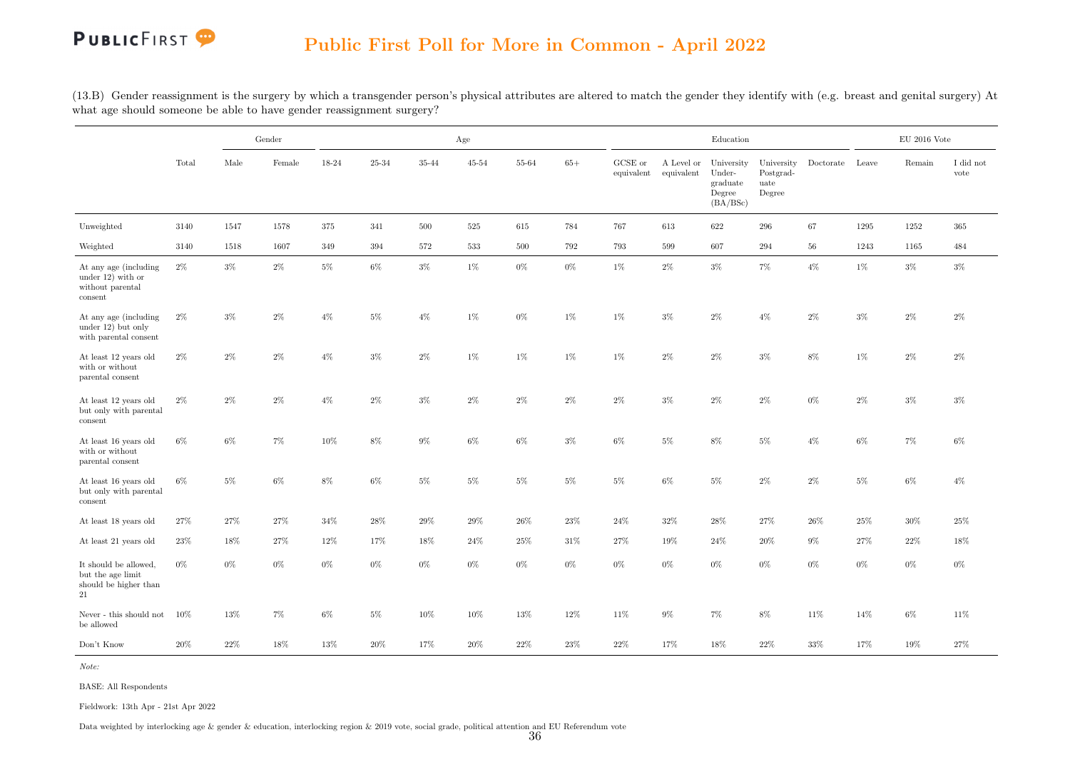## Public First Poll for More in Common - April 2022

(13.B) Gender reassignment is the surgery by which a transgender person's physical attributes are altered to match the gender they identify with (e.g. breast and genital surgery) At what age should someone be able to have gender reassignment surgery?

| | | Gender | | Age | | | | | | Education | | | | | EU 2016 Vote | | |
|---|---|---|---|---|---|---|---|---|---|---|---|---|---|---|---|---|---|
| | Total | Male | Female | 18-24 | 25-34 | 35-44 | 45-54 | 55-64 | 65+ | GCSE or equivalent | A Level or equivalent | University Under-graduate Degree (BA/BSc) | University Postgrad-uate Degree | Doctorate | Leave | Remain | I did not vote |
| Unweighted | 3140 | 1547 | 1578 | 375 | 341 | 500 | 525 | 615 | 784 | 767 | 613 | 622 | 296 | 67 | 1295 | 1252 | 365 |
| Weighted | 3140 | 1518 | 1607 | 349 | 394 | 572 | 533 | 500 | 792 | 793 | 599 | 607 | 294 | 56 | 1243 | 1165 | 484 |
| At any age (including under 12) with or without parental consent | 2% | 3% | 2% | 5% | 6% | 3% | 1% | 0% | 0% | 1% | 2% | 3% | 7% | 4% | 1% | 3% | 3% |
| At any age (including under 12) but only with parental consent | 2% | 3% | 2% | 4% | 5% | 4% | 1% | 0% | 1% | 1% | 3% | 2% | 4% | 2% | 3% | 2% | 2% |
| At least 12 years old with or without parental consent | 2% | 2% | 2% | 4% | 3% | 2% | 1% | 1% | 1% | 1% | 2% | 2% | 3% | 8% | 1% | 2% | 2% |
| At least 12 years old but only with parental consent | 2% | 2% | 2% | 4% | 2% | 3% | 2% | 2% | 2% | 2% | 3% | 2% | 2% | 0% | 2% | 3% | 3% |
| At least 16 years old with or without parental consent | 6% | 6% | 7% | 10% | 8% | 9% | 6% | 6% | 3% | 6% | 5% | 8% | 5% | 4% | 6% | 7% | 6% |
| At least 16 years old but only with parental consent | 6% | 5% | 6% | 8% | 6% | 5% | 5% | 5% | 5% | 5% | 6% | 5% | 2% | 2% | 5% | 6% | 4% |
| At least 18 years old | 27% | 27% | 27% | 34% | 28% | 29% | 29% | 26% | 23% | 24% | 32% | 28% | 27% | 26% | 25% | 30% | 25% |
| At least 21 years old | 23% | 18% | 27% | 12% | 17% | 18% | 24% | 25% | 31% | 27% | 19% | 24% | 20% | 9% | 27% | 22% | 18% |
| It should be allowed, but the age limit should be higher than 21 | 0% | 0% | 0% | 0% | 0% | 0% | 0% | 0% | 0% | 0% | 0% | 0% | 0% | 0% | 0% | 0% | 0% |
| Never - this should not be allowed | 10% | 13% | 7% | 6% | 5% | 10% | 10% | 13% | 12% | 11% | 9% | 7% | 8% | 11% | 14% | 6% | 11% |
| Don't Know | 20% | 22% | 18% | 13% | 20% | 17% | 20% | 22% | 23% | 22% | 17% | 18% | 22% | 33% | 17% | 19% | 27% |

*Note:*

BASE: All Respondents

Fieldwork: 13th Apr - 21st Apr 2022

Data weighted by interlocking age & gender & education, interlocking region & 2019 vote, social grade, political attention and EU Referendum vote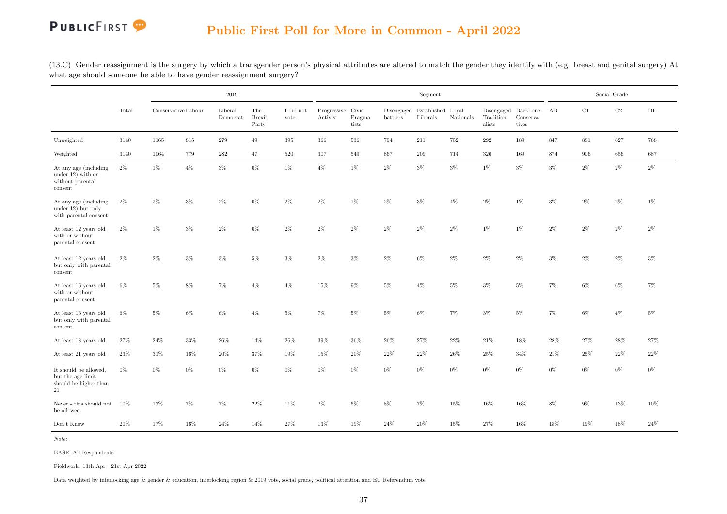## Public First Poll for More in Common - April 2022

(13.C) Gender reassignment is the surgery by which a transgender person's physical attributes are altered to match the gender they identify with (e.g. breast and genital surgery) At what age should someone be able to have gender reassignment surgery?

| | | 2019 | | | | | Segment | | | | | | | Social Grade | | | |
|---|---|---|---|---|---|---|---|---|---|---|---|---|---|---|---|---|---|
| | Total | Conservative | Labour | Liberal Democrat | The Brexit Party | I did not vote | Progressive Activist | Civic Pragmatists | Disengaged battlers | Established Liberals | Loyal Nationals | Disengaged Traditionalists | Backbone Conservatives | AB | C1 | C2 | DE |
| Unweighted | 3140 | 1165 | 815 | 279 | 49 | 395 | 366 | 536 | 794 | 211 | 752 | 292 | 189 | 847 | 881 | 627 | 768 |
| Weighted | 3140 | 1064 | 779 | 282 | 47 | 520 | 307 | 549 | 867 | 209 | 714 | 326 | 169 | 874 | 906 | 656 | 687 |
| At any age (including under 12) with or without parental consent | 2% | 1% | 4% | 3% | 0% | 1% | 4% | 1% | 2% | 3% | 3% | 1% | 3% | 3% | 2% | 2% | 2% |
| At any age (including under 12) but only with parental consent | 2% | 2% | 3% | 2% | 0% | 2% | 2% | 1% | 2% | 3% | 4% | 2% | 1% | 3% | 2% | 2% | 1% |
| At least 12 years old with or without parental consent | 2% | 1% | 3% | 2% | 0% | 2% | 2% | 2% | 2% | 2% | 2% | 1% | 1% | 2% | 2% | 2% | 2% |
| At least 12 years old but only with parental consent | 2% | 2% | 3% | 3% | 5% | 3% | 2% | 3% | 2% | 6% | 2% | 2% | 2% | 3% | 2% | 2% | 3% |
| At least 16 years old with or without parental consent | 6% | 5% | 8% | 7% | 4% | 4% | 15% | 9% | 5% | 4% | 5% | 3% | 5% | 7% | 6% | 6% | 7% |
| At least 16 years old but only with parental consent | 6% | 5% | 6% | 6% | 4% | 5% | 7% | 5% | 5% | 6% | 7% | 3% | 5% | 7% | 6% | 4% | 5% |
| At least 18 years old | 27% | 24% | 33% | 26% | 14% | 26% | 39% | 36% | 26% | 27% | 22% | 21% | 18% | 28% | 27% | 28% | 27% |
| At least 21 years old | 23% | 31% | 16% | 20% | 37% | 19% | 15% | 20% | 22% | 22% | 26% | 25% | 34% | 21% | 25% | 22% | 22% |
| It should be allowed, but the age limit should be higher than 21 | 0% | 0% | 0% | 0% | 0% | 0% | 0% | 0% | 0% | 0% | 0% | 0% | 0% | 0% | 0% | 0% | 0% |
| Never - this should not be allowed | 10% | 13% | 7% | 7% | 22% | 11% | 2% | 5% | 8% | 7% | 15% | 16% | 16% | 8% | 9% | 13% | 10% |
| Don't Know | 20% | 17% | 16% | 24% | 14% | 27% | 13% | 19% | 24% | 20% | 15% | 27% | 16% | 18% | 19% | 18% | 24% |

*Note:*

BASE: All Respondents

Fieldwork: 13th Apr - 21st Apr 2022

Data weighted by interlocking age & gender & education, interlocking region & 2019 vote, social grade, political attention and EU Referendum vote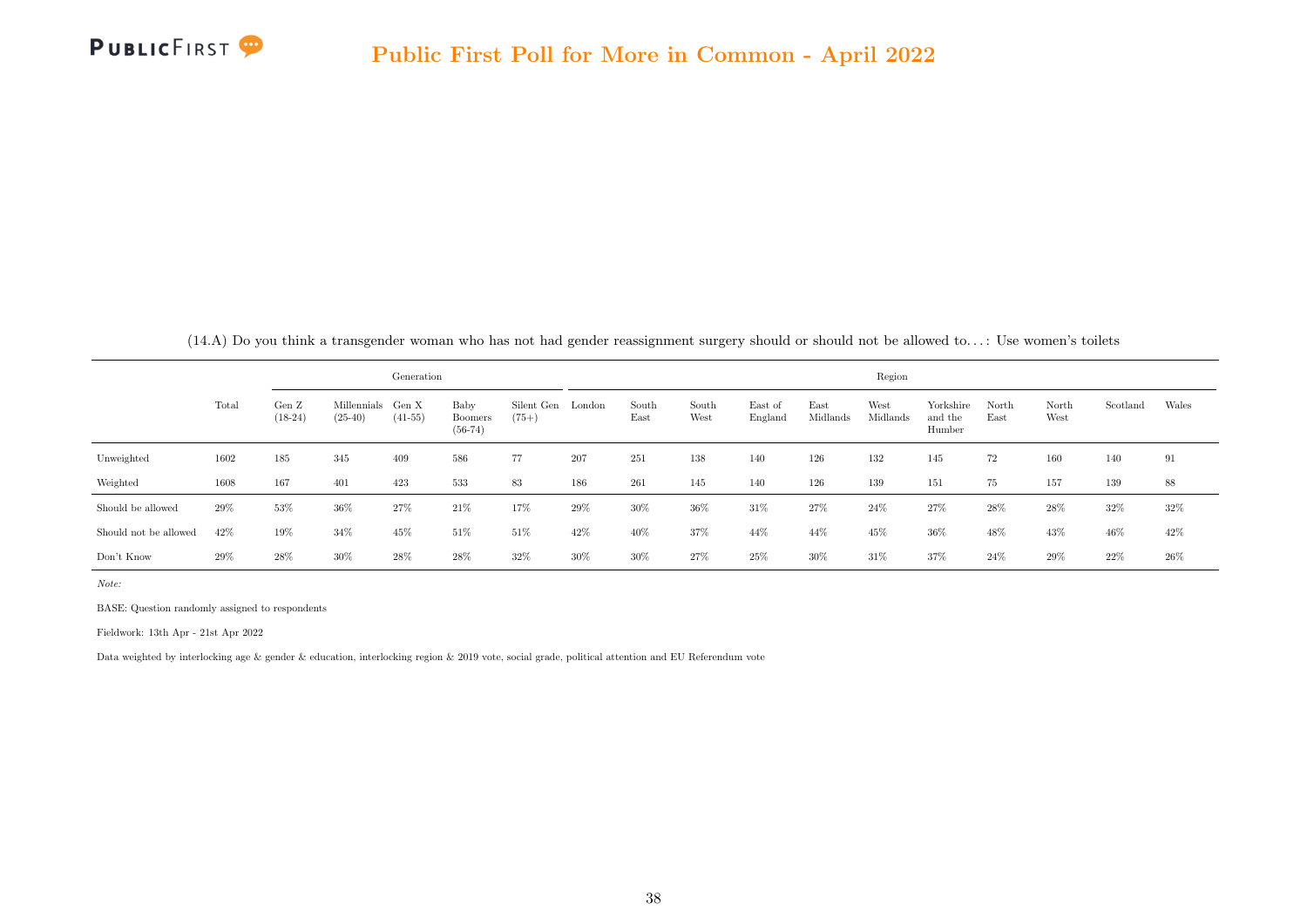(14.A) Do you think a transgender woman who has not had gender reassignment surgery should or should not be allowed to...: Use women's toilets

| | Total | Generation | | | | | Region | | | | | | | | | | | |
|---|---|---|---|---|---|---|---|---|---|---|---|---|---|---|---|---|---|---|
| | | Gen Z (18-24) | Millennials (25-40) | Gen X (41-55) | Baby Boomers (56-74) | Silent Gen (75+) | London | South East | South West | East of England | East Midlands | West Midlands | Yorkshire and the Humber | North East | North West | Scotland | Wales |
| Unweighted | 1602 | 185 | 345 | 409 | 586 | 77 | 207 | 251 | 138 | 140 | 126 | 132 | 145 | 72 | 160 | 140 | 91 |
| Weighted | 1608 | 167 | 401 | 423 | 533 | 83 | 186 | 261 | 145 | 140 | 126 | 139 | 151 | 75 | 157 | 139 | 88 |
| Should be allowed | 29% | 53% | 36% | 27% | 21% | 17% | 29% | 30% | 36% | 31% | 27% | 24% | 27% | 28% | 28% | 32% | 32% |
| Should not be allowed | 42% | 19% | 34% | 45% | 51% | 51% | 42% | 40% | 37% | 44% | 44% | 45% | 36% | 48% | 43% | 46% | 42% |
| Don't Know | 29% | 28% | 30% | 28% | 28% | 32% | 30% | 30% | 27% | 25% | 30% | 31% | 37% | 24% | 29% | 22% | 26% |

*Note:*

BASE: Question randomly assigned to respondents

Fieldwork: 13th Apr - 21st Apr 2022

Data weighted by interlocking age & gender & education, interlocking region & 2019 vote, social grade, political attention and EU Referendum vote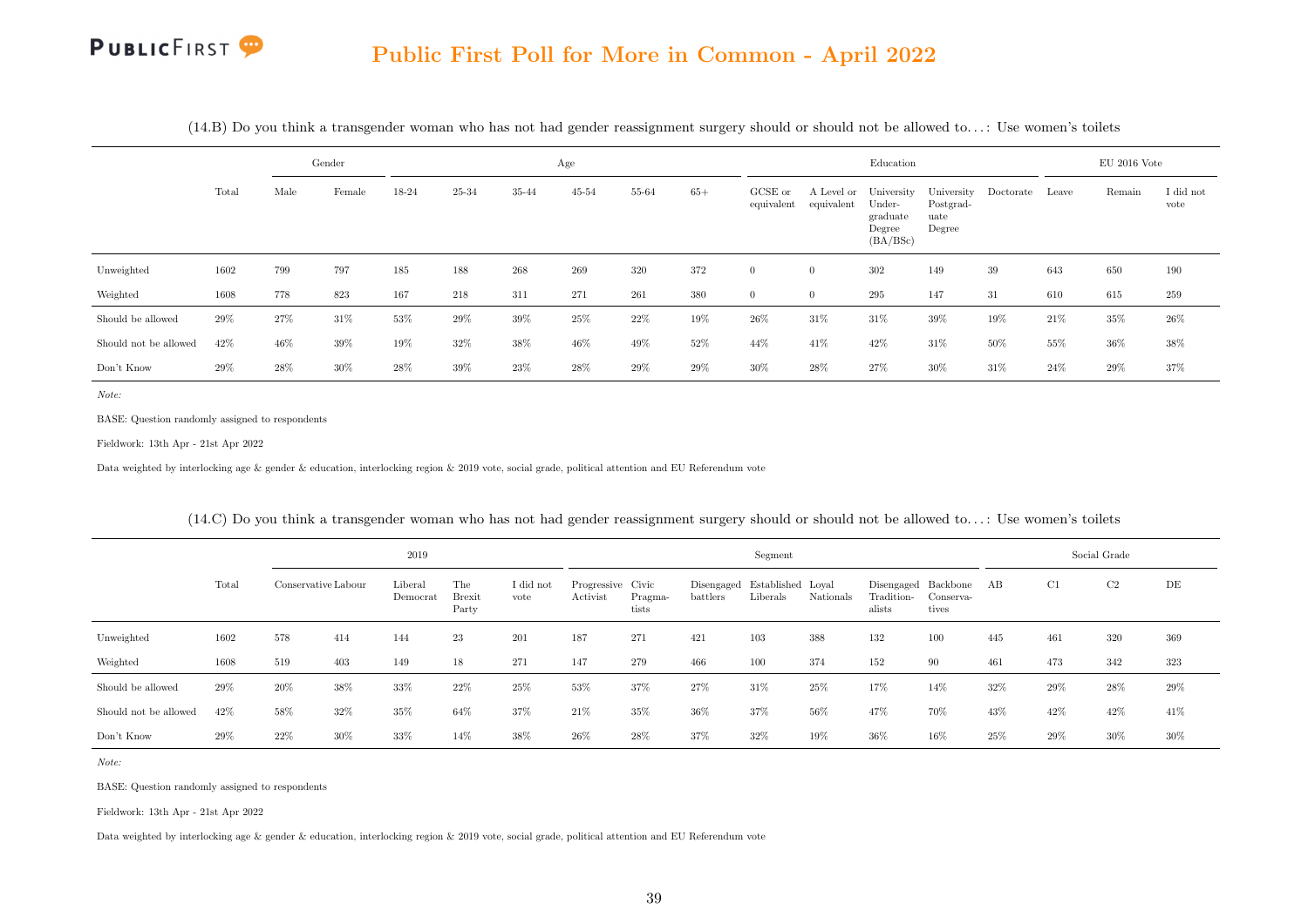# Public First Poll for More in Common - April 2022

(14.B) Do you think a transgender woman who has not had gender reassignment surgery should or should not be allowed to…: Use women's toilets

| | Total | Gender | | Age | | | | | | Education | | | | | EU 2016 Vote | | |
|---|---|---|---|---|---|---|---|---|---|---|---|---|---|---|---|---|---|
| | | Male | Female | 18-24 | 25-34 | 35-44 | 45-54 | 55-64 | 65+ | GCSE or equivalent | A Level or equivalent | University Under-graduate Degree (BA/BSc) | University Postgrad-uate Degree | Doctorate | Leave | Remain | I did not vote |
| Unweighted | 1602 | 799 | 797 | 185 | 188 | 268 | 269 | 320 | 372 | 0 | 0 | 302 | 149 | 39 | 643 | 650 | 190 |
| Weighted | 1608 | 778 | 823 | 167 | 218 | 311 | 271 | 261 | 380 | 0 | 0 | 295 | 147 | 31 | 610 | 615 | 259 |
| Should be allowed | 29% | 27% | 31% | 53% | 29% | 39% | 25% | 22% | 19% | 26% | 31% | 31% | 39% | 19% | 21% | 35% | 26% |
| Should not be allowed | 42% | 46% | 39% | 19% | 32% | 38% | 46% | 49% | 52% | 44% | 41% | 42% | 31% | 50% | 55% | 36% | 38% |
| Don't Know | 29% | 28% | 30% | 28% | 39% | 23% | 28% | 29% | 29% | 30% | 28% | 27% | 30% | 31% | 24% | 29% | 37% |

*Note:*

BASE: Question randomly assigned to respondents

Fieldwork: 13th Apr - 21st Apr 2022

Data weighted by interlocking age & gender & education, interlocking region & 2019 vote, social grade, political attention and EU Referendum vote

(14.C) Do you think a transgender woman who has not had gender reassignment surgery should or should not be allowed to…: Use women's toilets

| | Total | 2019 | | | | | Segment | | | | | | | Social Grade | | | |
|---|---|---|---|---|---|---|---|---|---|---|---|---|---|---|---|---|---|
| | | Conservative | Labour | Liberal Democrat | The Brexit Party | I did not vote | Progressive Activist | Civic Pragma-tists | Disengaged battlers | Established Liberals | Loyal Nationals | Disengaged Tradition-alists | Backbone Conserva-tives | AB | C1 | C2 | DE |
| Unweighted | 1602 | 578 | 414 | 144 | 23 | 201 | 187 | 271 | 421 | 103 | 388 | 132 | 100 | 445 | 461 | 320 | 369 |
| Weighted | 1608 | 519 | 403 | 149 | 18 | 271 | 147 | 279 | 466 | 100 | 374 | 152 | 90 | 461 | 473 | 342 | 323 |
| Should be allowed | 29% | 20% | 38% | 33% | 22% | 25% | 53% | 37% | 27% | 31% | 25% | 17% | 14% | 32% | 29% | 28% | 29% |
| Should not be allowed | 42% | 58% | 32% | 35% | 64% | 37% | 21% | 35% | 36% | 37% | 56% | 47% | 70% | 43% | 42% | 42% | 41% |
| Don't Know | 29% | 22% | 30% | 33% | 14% | 38% | 26% | 28% | 37% | 32% | 19% | 36% | 16% | 25% | 29% | 30% | 30% |

*Note:*

BASE: Question randomly assigned to respondents

Fieldwork: 13th Apr - 21st Apr 2022

Data weighted by interlocking age & gender & education, interlocking region & 2019 vote, social grade, political attention and EU Referendum vote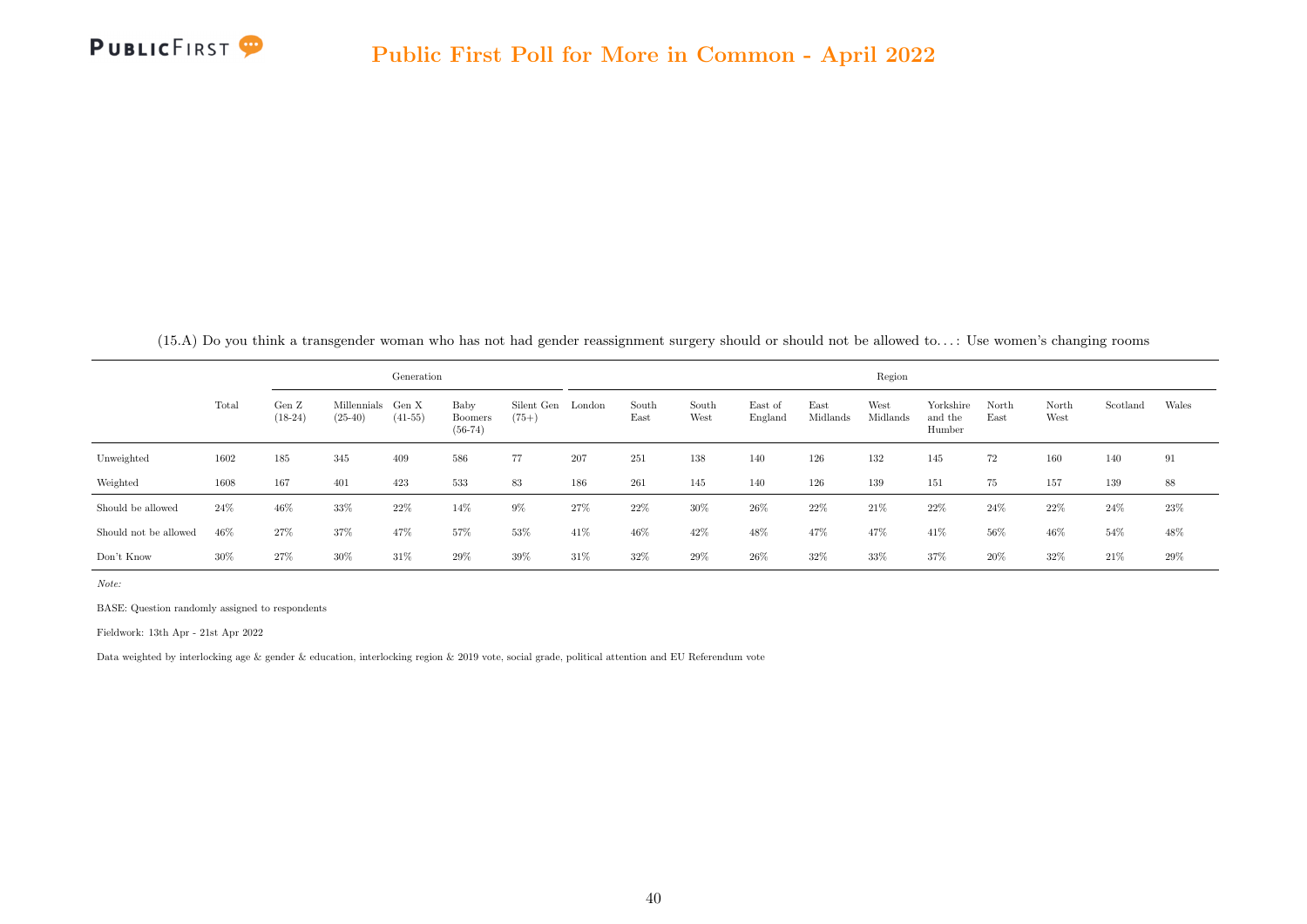(15.A) Do you think a transgender woman who has not had gender reassignment surgery should or should not be allowed to. . . : Use women's changing rooms

| | Total | Generation | | | | | Region | | | | | | | | | | | |
|---|---|---|---|---|---|---|---|---|---|---|---|---|---|---|---|---|---|---|
| | | Gen Z (18-24) | Millennials (25-40) | Gen X (41-55) | Baby Boomers (56-74) | Silent Gen (75+) | London | South East | South West | East of England | East Midlands | West Midlands | Yorkshire and the Humber | North East | North West | Scotland | Wales |
| Unweighted | 1602 | 185 | 345 | 409 | 586 | 77 | 207 | 251 | 138 | 140 | 126 | 132 | 145 | 72 | 160 | 140 | 91 |
| Weighted | 1608 | 167 | 401 | 423 | 533 | 83 | 186 | 261 | 145 | 140 | 126 | 139 | 151 | 75 | 157 | 139 | 88 |
| Should be allowed | 24% | 46% | 33% | 22% | 14% | 9% | 27% | 22% | 30% | 26% | 22% | 21% | 22% | 24% | 22% | 24% | 23% |
| Should not be allowed | 46% | 27% | 37% | 47% | 57% | 53% | 41% | 46% | 42% | 48% | 47% | 47% | 41% | 56% | 46% | 54% | 48% |
| Don't Know | 30% | 27% | 30% | 31% | 29% | 39% | 31% | 32% | 29% | 26% | 32% | 33% | 37% | 20% | 32% | 21% | 29% |

*Note:*

BASE: Question randomly assigned to respondents

Fieldwork: 13th Apr - 21st Apr 2022

Data weighted by interlocking age & gender & education, interlocking region & 2019 vote, social grade, political attention and EU Referendum vote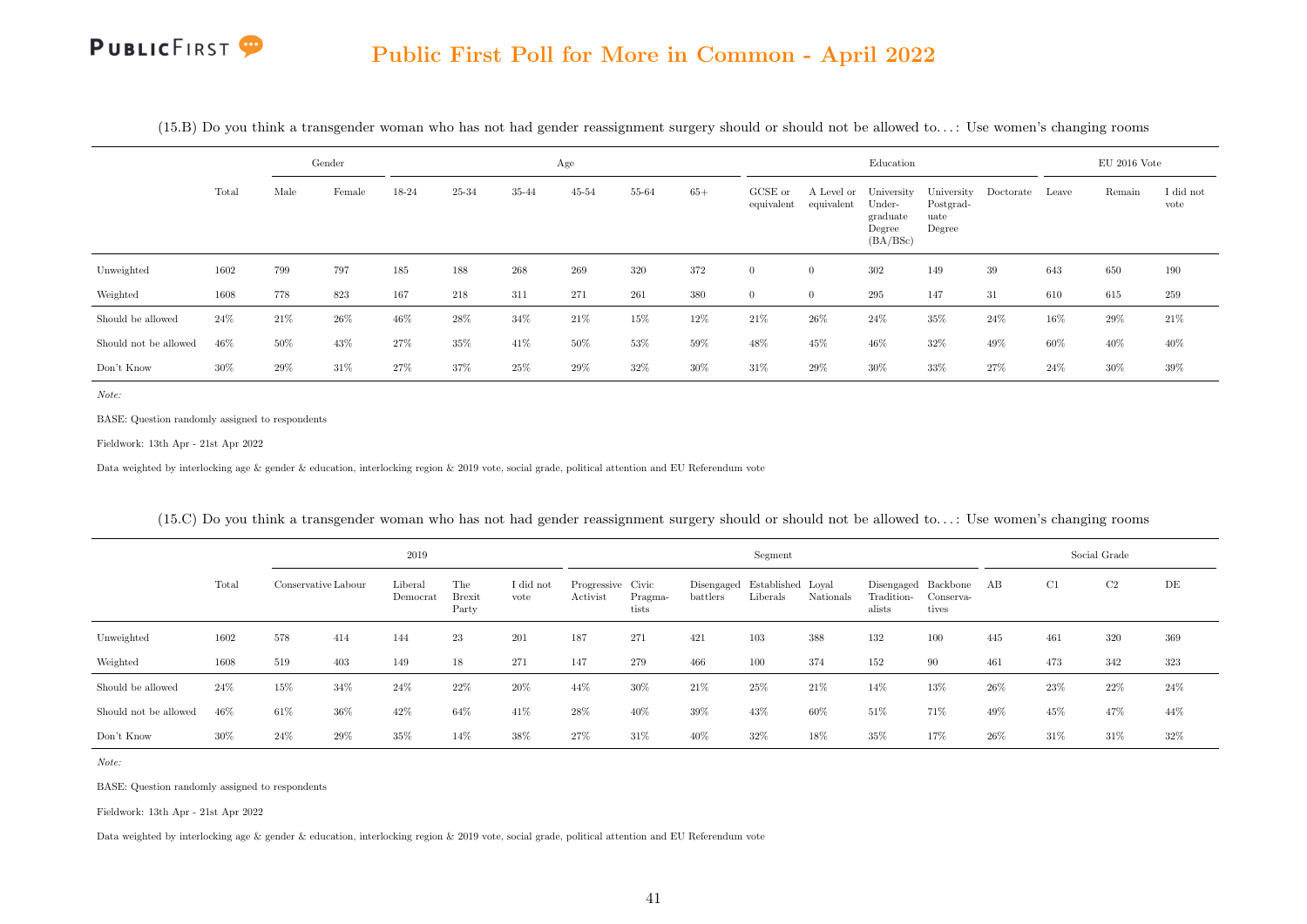(15.B) Do you think a transgender woman who has not had gender reassignment surgery should or should not be allowed to...: Use women's changing rooms

| | Total | Gender | | Age | | | | | | Education | | | | | EU 2016 Vote | | |
|---|---|---|---|---|---|---|---|---|---|---|---|---|---|---|---|---|---|
| | | Male | Female | 18-24 | 25-34 | 35-44 | 45-54 | 55-64 | 65+ | GCSE or equivalent | A Level or equivalent | University Under-graduate Degree (BA/BSc) | University Postgrad-uate Degree | Doctorate | Leave | Remain | I did not vote |
| Unweighted | 1602 | 799 | 797 | 185 | 188 | 268 | 269 | 320 | 372 | 0 | 0 | 302 | 149 | 39 | 643 | 650 | 190 |
| Weighted | 1608 | 778 | 823 | 167 | 218 | 311 | 271 | 261 | 380 | 0 | 0 | 295 | 147 | 31 | 610 | 615 | 259 |
| Should be allowed | 24% | 21% | 26% | 46% | 28% | 34% | 21% | 15% | 12% | 21% | 26% | 24% | 35% | 24% | 16% | 29% | 21% |
| Should not be allowed | 46% | 50% | 43% | 27% | 35% | 41% | 50% | 53% | 59% | 48% | 45% | 46% | 32% | 49% | 60% | 40% | 40% |
| Don't Know | 30% | 29% | 31% | 27% | 37% | 25% | 29% | 32% | 30% | 31% | 29% | 30% | 33% | 27% | 24% | 30% | 39% |

*Note:*

BASE: Question randomly assigned to respondents

Fieldwork: 13th Apr - 21st Apr 2022

Data weighted by interlocking age & gender & education, interlocking region & 2019 vote, social grade, political attention and EU Referendum vote

(15.C) Do you think a transgender woman who has not had gender reassignment surgery should or should not be allowed to...: Use women's changing rooms

| | Total | 2019 | | | | | Segment | | | | | | | Social Grade | | | |
|---|---|---|---|---|---|---|---|---|---|---|---|---|---|---|---|---|---|
| | | Conservative | Labour | Liberal Democrat | The Brexit Party | I did not vote | Progressive Activist | Civic Pragma-tists | Disengaged battlers | Established Liberals | Loyal Nationals | Disengaged Tradition-alists | Backbone Conserva-tives | AB | C1 | C2 | DE |
| Unweighted | 1602 | 578 | 414 | 144 | 23 | 201 | 187 | 271 | 421 | 103 | 388 | 132 | 100 | 445 | 461 | 320 | 369 |
| Weighted | 1608 | 519 | 403 | 149 | 18 | 271 | 147 | 279 | 466 | 100 | 374 | 152 | 90 | 461 | 473 | 342 | 323 |
| Should be allowed | 24% | 15% | 34% | 24% | 22% | 20% | 44% | 30% | 21% | 25% | 21% | 14% | 13% | 26% | 23% | 22% | 24% |
| Should not be allowed | 46% | 61% | 36% | 42% | 64% | 41% | 28% | 40% | 39% | 43% | 60% | 51% | 71% | 49% | 45% | 47% | 44% |
| Don't Know | 30% | 24% | 29% | 35% | 14% | 38% | 27% | 31% | 40% | 32% | 18% | 35% | 17% | 26% | 31% | 31% | 32% |

*Note:*

BASE: Question randomly assigned to respondents

Fieldwork: 13th Apr - 21st Apr 2022

Data weighted by interlocking age & gender & education, interlocking region & 2019 vote, social grade, political attention and EU Referendum vote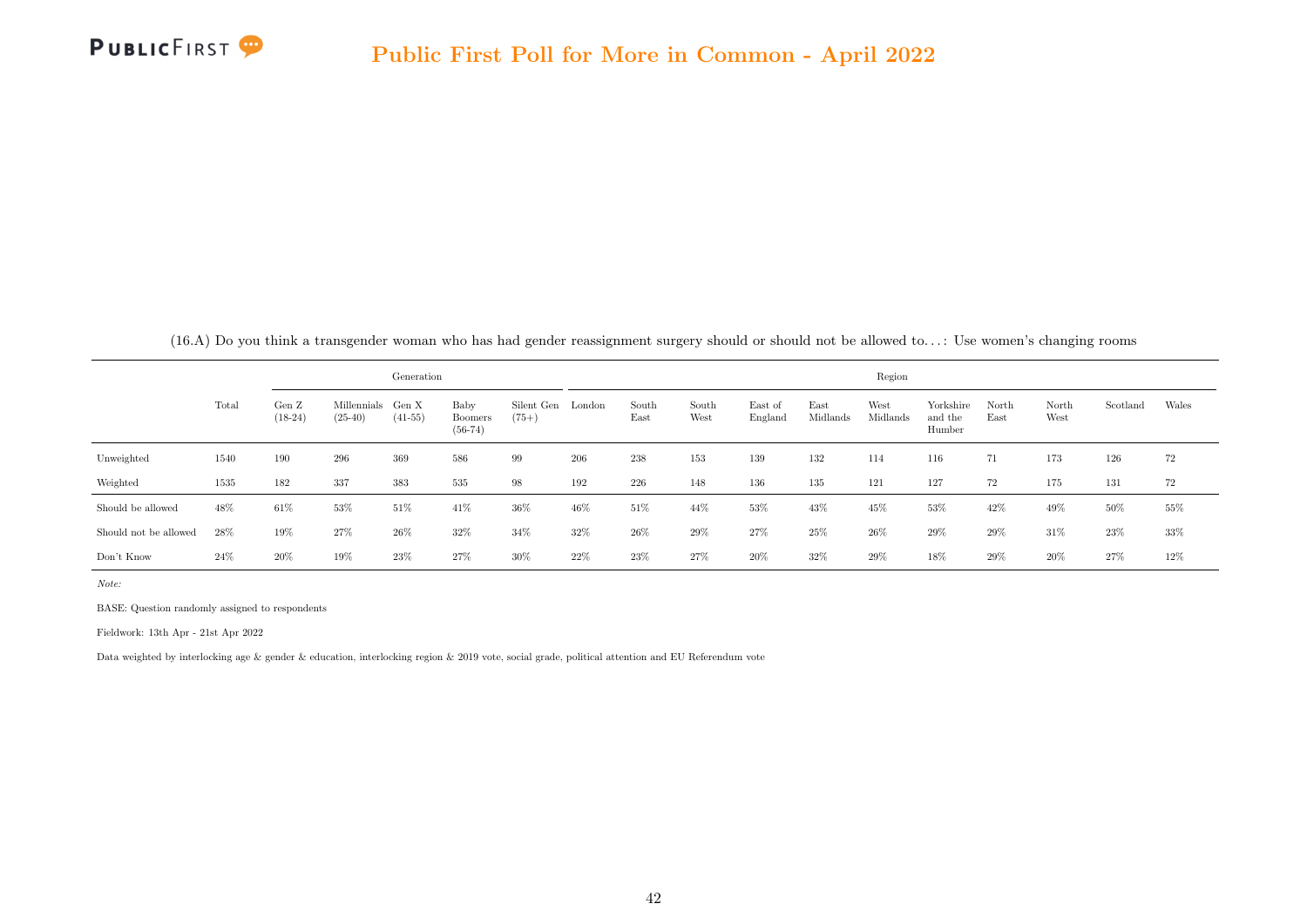(16.A) Do you think a transgender woman who has had gender reassignment surgery should or should not be allowed to. . . : Use women's changing rooms

| | Total | Generation | | | | | Region | | | | | | | | | | | |
|---|---|---|---|---|---|---|---|---|---|---|---|---|---|---|---|---|---|---|
| | | Gen Z (18-24) | Millennials (25-40) | Gen X (41-55) | Baby Boomers (56-74) | Silent Gen (75+) | London | South East | South West | East of England | East Midlands | West Midlands | Yorkshire and the Humber | North East | North West | Scotland | Wales |
| Unweighted | 1540 | 190 | 296 | 369 | 586 | 99 | 206 | 238 | 153 | 139 | 132 | 114 | 116 | 71 | 173 | 126 | 72 |
| Weighted | 1535 | 182 | 337 | 383 | 535 | 98 | 192 | 226 | 148 | 136 | 135 | 121 | 127 | 72 | 175 | 131 | 72 |
| Should be allowed | 48% | 61% | 53% | 51% | 41% | 36% | 46% | 51% | 44% | 53% | 43% | 45% | 53% | 42% | 49% | 50% | 55% |
| Should not be allowed | 28% | 19% | 27% | 26% | 32% | 34% | 32% | 26% | 29% | 27% | 25% | 26% | 29% | 29% | 31% | 23% | 33% |
| Don't Know | 24% | 20% | 19% | 23% | 27% | 30% | 22% | 23% | 27% | 20% | 32% | 29% | 18% | 29% | 20% | 27% | 12% |

*Note:*

BASE: Question randomly assigned to respondents

Fieldwork: 13th Apr - 21st Apr 2022

Data weighted by interlocking age & gender & education, interlocking region & 2019 vote, social grade, political attention and EU Referendum vote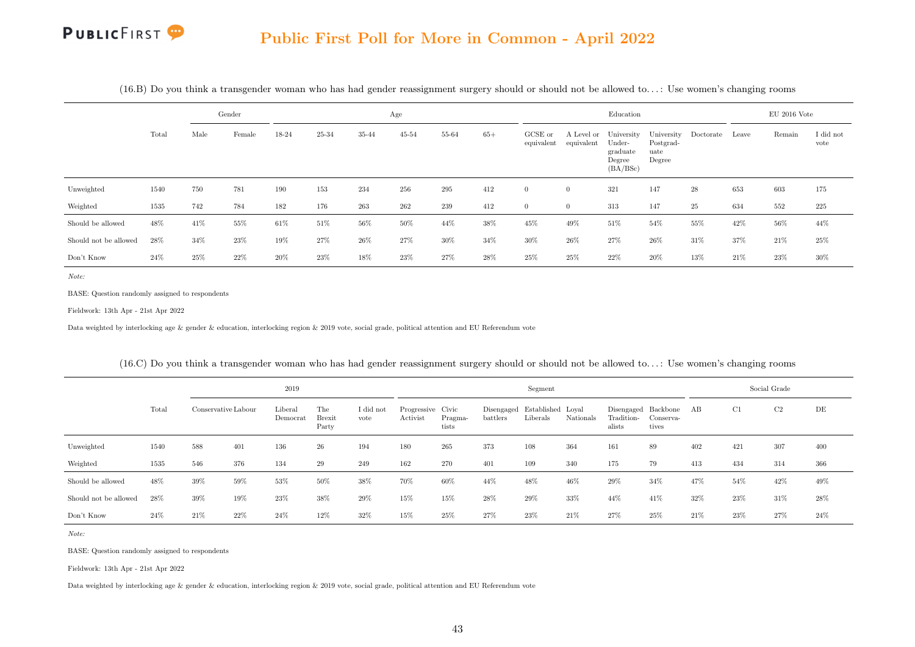(16.B) Do you think a transgender woman who has had gender reassignment surgery should or should not be allowed to…: Use women's changing rooms

| | Total | Gender | | Age | | | | | | Education | | | | | EU 2016 Vote | | |
|---|---|---|---|---|---|---|---|---|---|---|---|---|---|---|---|---|---|
| | | Male | Female | 18-24 | 25-34 | 35-44 | 45-54 | 55-64 | 65+ | GCSE or equivalent | A Level or equivalent | University Undergraduate Degree (BA/BSc) | University Postgraduate Degree | Doctorate | Leave | Remain | I did not vote |
| Unweighted | 1540 | 750 | 781 | 190 | 153 | 234 | 256 | 295 | 412 | 0 | 0 | 321 | 147 | 28 | 653 | 603 | 175 |
| Weighted | 1535 | 742 | 784 | 182 | 176 | 263 | 262 | 239 | 412 | 0 | 0 | 313 | 147 | 25 | 634 | 552 | 225 |
| Should be allowed | 48% | 41% | 55% | 61% | 51% | 56% | 50% | 44% | 38% | 45% | 49% | 51% | 54% | 55% | 42% | 56% | 44% |
| Should not be allowed | 28% | 34% | 23% | 19% | 27% | 26% | 27% | 30% | 34% | 30% | 26% | 27% | 26% | 31% | 37% | 21% | 25% |
| Don't Know | 24% | 25% | 22% | 20% | 23% | 18% | 23% | 27% | 28% | 25% | 25% | 22% | 20% | 13% | 21% | 23% | 30% |

*Note:*

BASE: Question randomly assigned to respondents

Fieldwork: 13th Apr - 21st Apr 2022

Data weighted by interlocking age & gender & education, interlocking region & 2019 vote, social grade, political attention and EU Referendum vote

(16.C) Do you think a transgender woman who has had gender reassignment surgery should or should not be allowed to…: Use women's changing rooms

| | Total | 2019 | | | | | Segment | | | | | | | Social Grade | | | |
|---|---|---|---|---|---|---|---|---|---|---|---|---|---|---|---|---|---|
| | | Conservative | Labour | Liberal Democrat | The Brexit Party | I did not vote | Progressive Activist | Civic Pragmatists | Disengaged battlers | Established Liberals | Loyal Nationals | Disengaged Traditionalists | Backbone Conservatives | AB | C1 | C2 | DE |
| Unweighted | 1540 | 588 | 401 | 136 | 26 | 194 | 180 | 265 | 373 | 108 | 364 | 161 | 89 | 402 | 421 | 307 | 400 |
| Weighted | 1535 | 546 | 376 | 134 | 29 | 249 | 162 | 270 | 401 | 109 | 340 | 175 | 79 | 413 | 434 | 314 | 366 |
| Should be allowed | 48% | 39% | 59% | 53% | 50% | 38% | 70% | 60% | 44% | 48% | 46% | 29% | 34% | 47% | 54% | 42% | 49% |
| Should not be allowed | 28% | 39% | 19% | 23% | 38% | 29% | 15% | 15% | 28% | 29% | 33% | 44% | 41% | 32% | 23% | 31% | 28% |
| Don't Know | 24% | 21% | 22% | 24% | 12% | 32% | 15% | 25% | 27% | 23% | 21% | 27% | 25% | 21% | 23% | 27% | 24% |

*Note:*

BASE: Question randomly assigned to respondents

Fieldwork: 13th Apr - 21st Apr 2022

Data weighted by interlocking age & gender & education, interlocking region & 2019 vote, social grade, political attention and EU Referendum vote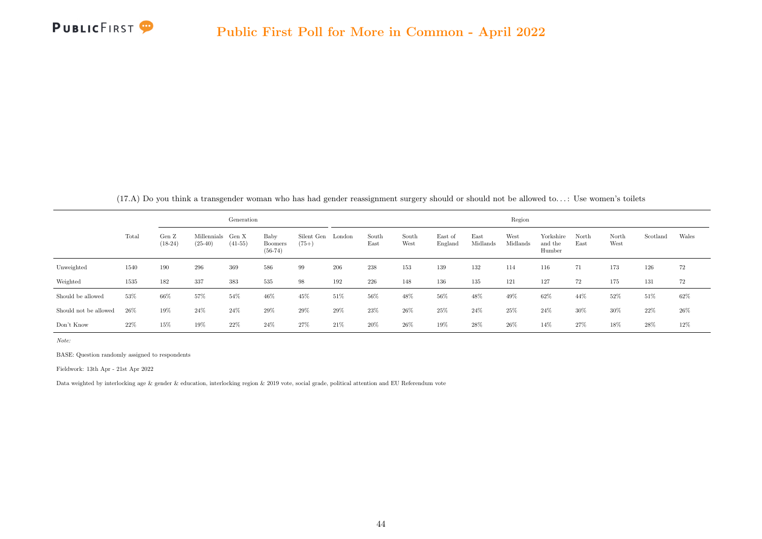(17.A) Do you think a transgender woman who has had gender reassignment surgery should or should not be allowed to...: Use women's toilets

| | Total | Generation | | | | | Region | | | | | | | | | | |
|---|---|---|---|---|---|---|---|---|---|---|---|---|---|---|---|---|---|
| | | Gen Z (18-24) | Millennials (25-40) | Gen X (41-55) | Baby Boomers (56-74) | Silent Gen (75+) | London | South East | South West | East of England | East Midlands | West Midlands | Yorkshire and the Humber | North East | North West | Scotland | Wales |
| Unweighted | 1540 | 190 | 296 | 369 | 586 | 99 | 206 | 238 | 153 | 139 | 132 | 114 | 116 | 71 | 173 | 126 | 72 |
| Weighted | 1535 | 182 | 337 | 383 | 535 | 98 | 192 | 226 | 148 | 136 | 135 | 121 | 127 | 72 | 175 | 131 | 72 |
| Should be allowed | 53% | 66% | 57% | 54% | 46% | 45% | 51% | 56% | 48% | 56% | 48% | 49% | 62% | 44% | 52% | 51% | 62% |
| Should not be allowed | 26% | 19% | 24% | 24% | 29% | 29% | 29% | 23% | 26% | 25% | 24% | 25% | 24% | 30% | 30% | 22% | 26% |
| Don't Know | 22% | 15% | 19% | 22% | 24% | 27% | 21% | 20% | 26% | 19% | 28% | 26% | 14% | 27% | 18% | 28% | 12% |

*Note:*

BASE: Question randomly assigned to respondents

Fieldwork: 13th Apr - 21st Apr 2022

Data weighted by interlocking age & gender & education, interlocking region & 2019 vote, social grade, political attention and EU Referendum vote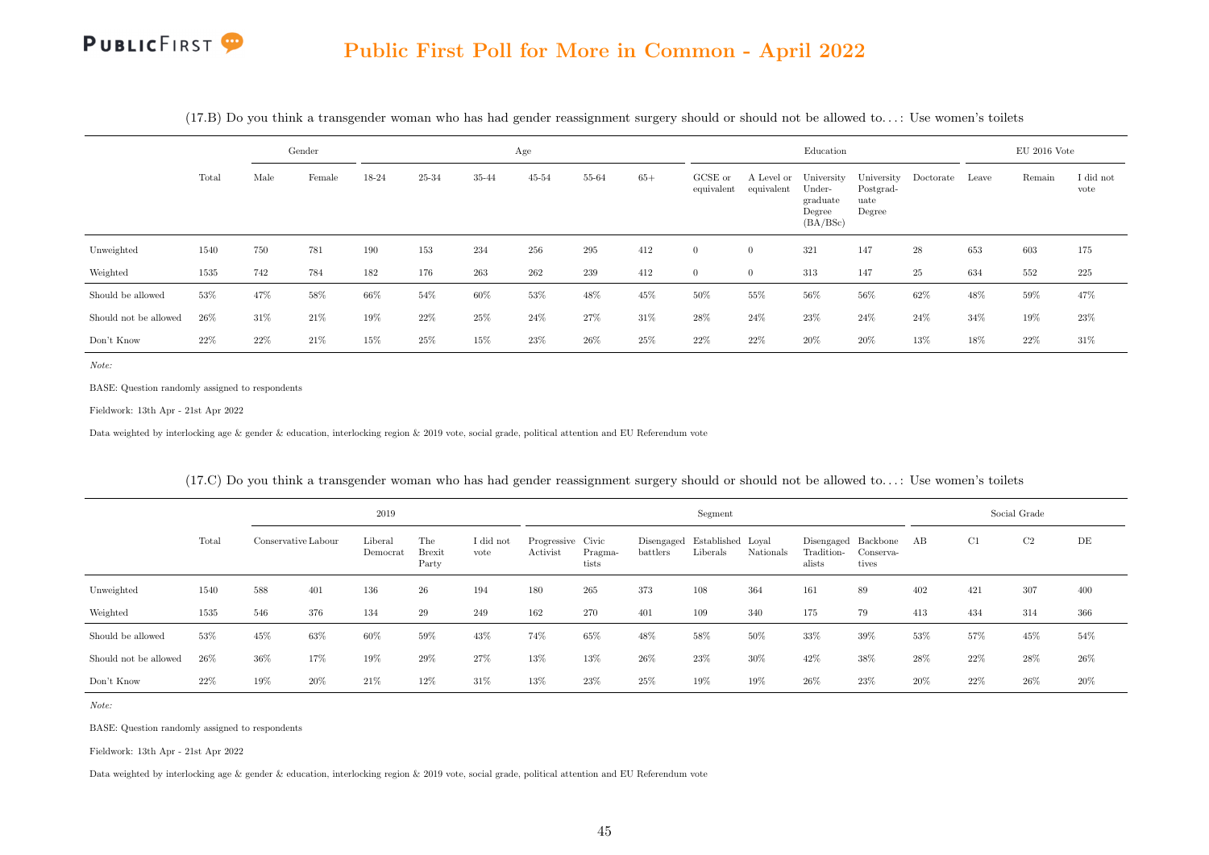## Public First Poll for More in Common - April 2022

(17.B) Do you think a transgender woman who has had gender reassignment surgery should or should not be allowed to…: Use women's toilets

| | Total | Gender | | Age | | | | | | Education | | | | | EU 2016 Vote | | |
|---|---|---|---|---|---|---|---|---|---|---|---|---|---|---|---|---|---|
| | | Male | Female | 18-24 | 25-34 | 35-44 | 45-54 | 55-64 | 65+ | GCSE or equivalent | A Level or equivalent | University Undergraduate Degree (BA/BSc) | University Postgraduate Degree | Doctorate | Leave | Remain | I did not vote |
| Unweighted | 1540 | 750 | 781 | 190 | 153 | 234 | 256 | 295 | 412 | 0 | 0 | 321 | 147 | 28 | 653 | 603 | 175 |
| Weighted | 1535 | 742 | 784 | 182 | 176 | 263 | 262 | 239 | 412 | 0 | 0 | 313 | 147 | 25 | 634 | 552 | 225 |
| Should be allowed | 53% | 47% | 58% | 66% | 54% | 60% | 53% | 48% | 45% | 50% | 55% | 56% | 56% | 62% | 48% | 59% | 47% |
| Should not be allowed | 26% | 31% | 21% | 19% | 22% | 25% | 24% | 27% | 31% | 28% | 24% | 23% | 24% | 24% | 34% | 19% | 23% |
| Don't Know | 22% | 22% | 21% | 15% | 25% | 15% | 23% | 26% | 25% | 22% | 22% | 20% | 20% | 13% | 18% | 22% | 31% |

*Note:*

BASE: Question randomly assigned to respondents

Fieldwork: 13th Apr - 21st Apr 2022

Data weighted by interlocking age & gender & education, interlocking region & 2019 vote, social grade, political attention and EU Referendum vote

(17.C) Do you think a transgender woman who has had gender reassignment surgery should or should not be allowed to…: Use women's toilets

| | Total | 2019 | | | | | Segment | | | | | | | Social Grade | | | |
|---|---|---|---|---|---|---|---|---|---|---|---|---|---|---|---|---|---|
| | | Conservative | Labour | Liberal Democrat | The Brexit Party | I did not vote | Progressive Activist | Civic Pragmatists | Disengaged battlers | Established Liberals | Loyal Nationals | Disengaged Traditionalists | Backbone Conservatives | AB | C1 | C2 | DE |
| Unweighted | 1540 | 588 | 401 | 136 | 26 | 194 | 180 | 265 | 373 | 108 | 364 | 161 | 89 | 402 | 421 | 307 | 400 |
| Weighted | 1535 | 546 | 376 | 134 | 29 | 249 | 162 | 270 | 401 | 109 | 340 | 175 | 79 | 413 | 434 | 314 | 366 |
| Should be allowed | 53% | 45% | 63% | 60% | 59% | 43% | 74% | 65% | 48% | 58% | 50% | 33% | 39% | 53% | 57% | 45% | 54% |
| Should not be allowed | 26% | 36% | 17% | 19% | 29% | 27% | 13% | 13% | 26% | 23% | 30% | 42% | 38% | 28% | 22% | 28% | 26% |
| Don't Know | 22% | 19% | 20% | 21% | 12% | 31% | 13% | 23% | 25% | 19% | 19% | 26% | 23% | 20% | 22% | 26% | 20% |

*Note:*

BASE: Question randomly assigned to respondents

Fieldwork: 13th Apr - 21st Apr 2022

Data weighted by interlocking age & gender & education, interlocking region & 2019 vote, social grade, political attention and EU Referendum vote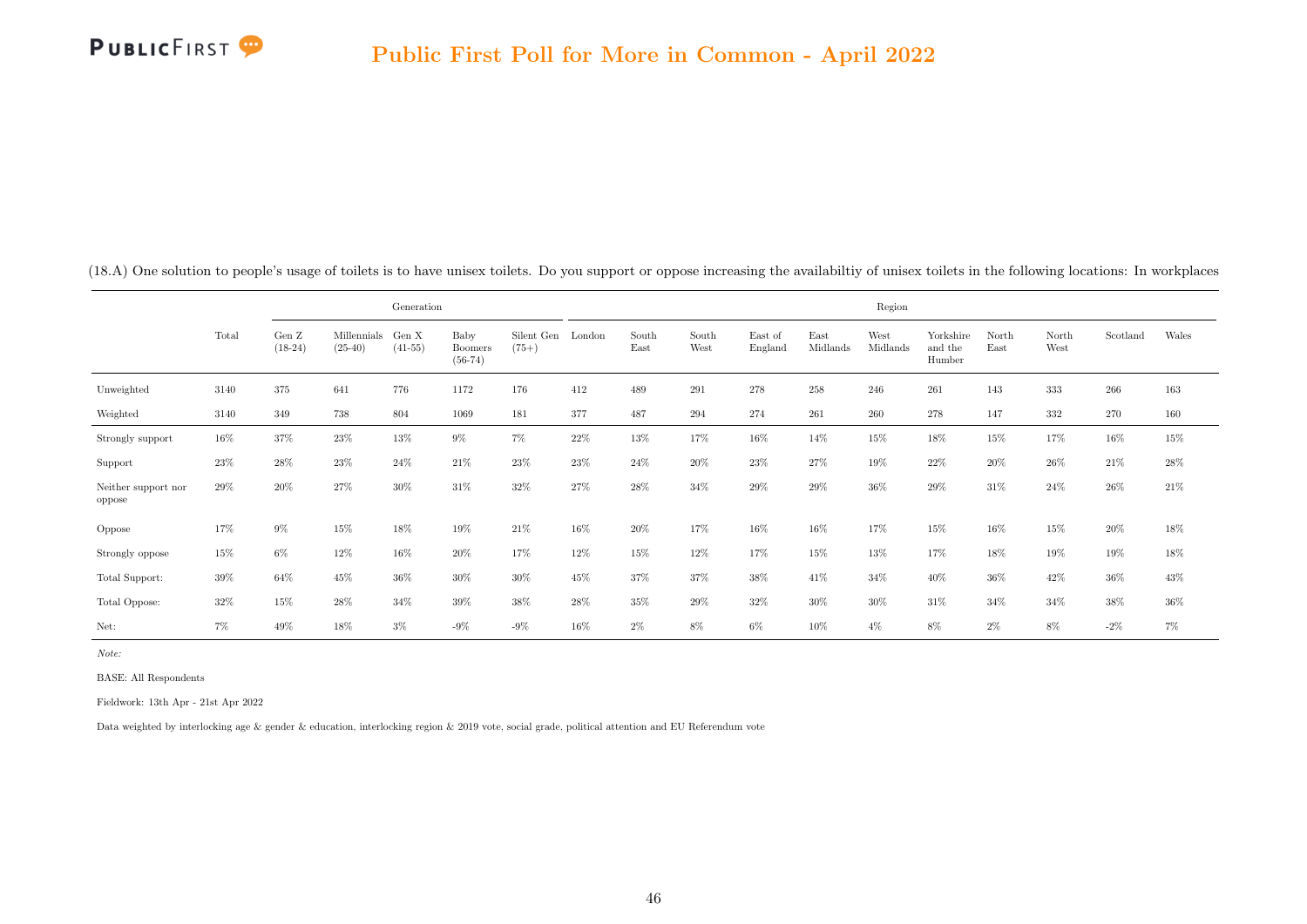(18.A) One solution to people's usage of toilets is to have unisex toilets. Do you support or oppose increasing the availabiltiy of unisex toilets in the following locations: In workplaces

| | Total | Generation | | | | | Region | | | | | | | | | | |
|---|---|---|---|---|---|---|---|---|---|---|---|---|---|---|---|---|---|
| | | Gen Z (18-24) | Millennials (25-40) | Gen X (41-55) | Baby Boomers (56-74) | Silent Gen (75+) | London | South East | South West | East of England | East Midlands | West Midlands | Yorkshire and the Humber | North East | North West | Scotland | Wales |
| Unweighted | 3140 | 375 | 641 | 776 | 1172 | 176 | 412 | 489 | 291 | 278 | 258 | 246 | 261 | 143 | 333 | 266 | 163 |
| Weighted | 3140 | 349 | 738 | 804 | 1069 | 181 | 377 | 487 | 294 | 274 | 261 | 260 | 278 | 147 | 332 | 270 | 160 |
| Strongly support | 16% | 37% | 23% | 13% | 9% | 7% | 22% | 13% | 17% | 16% | 14% | 15% | 18% | 15% | 17% | 16% | 15% |
| Support | 23% | 28% | 23% | 24% | 21% | 23% | 23% | 24% | 20% | 23% | 27% | 19% | 22% | 20% | 26% | 21% | 28% |
| Neither support nor oppose | 29% | 20% | 27% | 30% | 31% | 32% | 27% | 28% | 34% | 29% | 29% | 36% | 29% | 31% | 24% | 26% | 21% |
| Oppose | 17% | 9% | 15% | 18% | 19% | 21% | 16% | 20% | 17% | 16% | 16% | 17% | 15% | 16% | 15% | 20% | 18% |
| Strongly oppose | 15% | 6% | 12% | 16% | 20% | 17% | 12% | 15% | 12% | 17% | 15% | 13% | 17% | 18% | 19% | 19% | 18% |
| Total Support: | 39% | 64% | 45% | 36% | 30% | 30% | 45% | 37% | 37% | 38% | 41% | 34% | 40% | 36% | 42% | 36% | 43% |
| Total Oppose: | 32% | 15% | 28% | 34% | 39% | 38% | 28% | 35% | 29% | 32% | 30% | 30% | 31% | 34% | 34% | 38% | 36% |
| Net: | 7% | 49% | 18% | 3% | -9% | -9% | 16% | 2% | 8% | 6% | 10% | 4% | 8% | 2% | 8% | -2% | 7% |

*Note:*

BASE: All Respondents

Fieldwork: 13th Apr - 21st Apr 2022

Data weighted by interlocking age & gender & education, interlocking region & 2019 vote, social grade, political attention and EU Referendum vote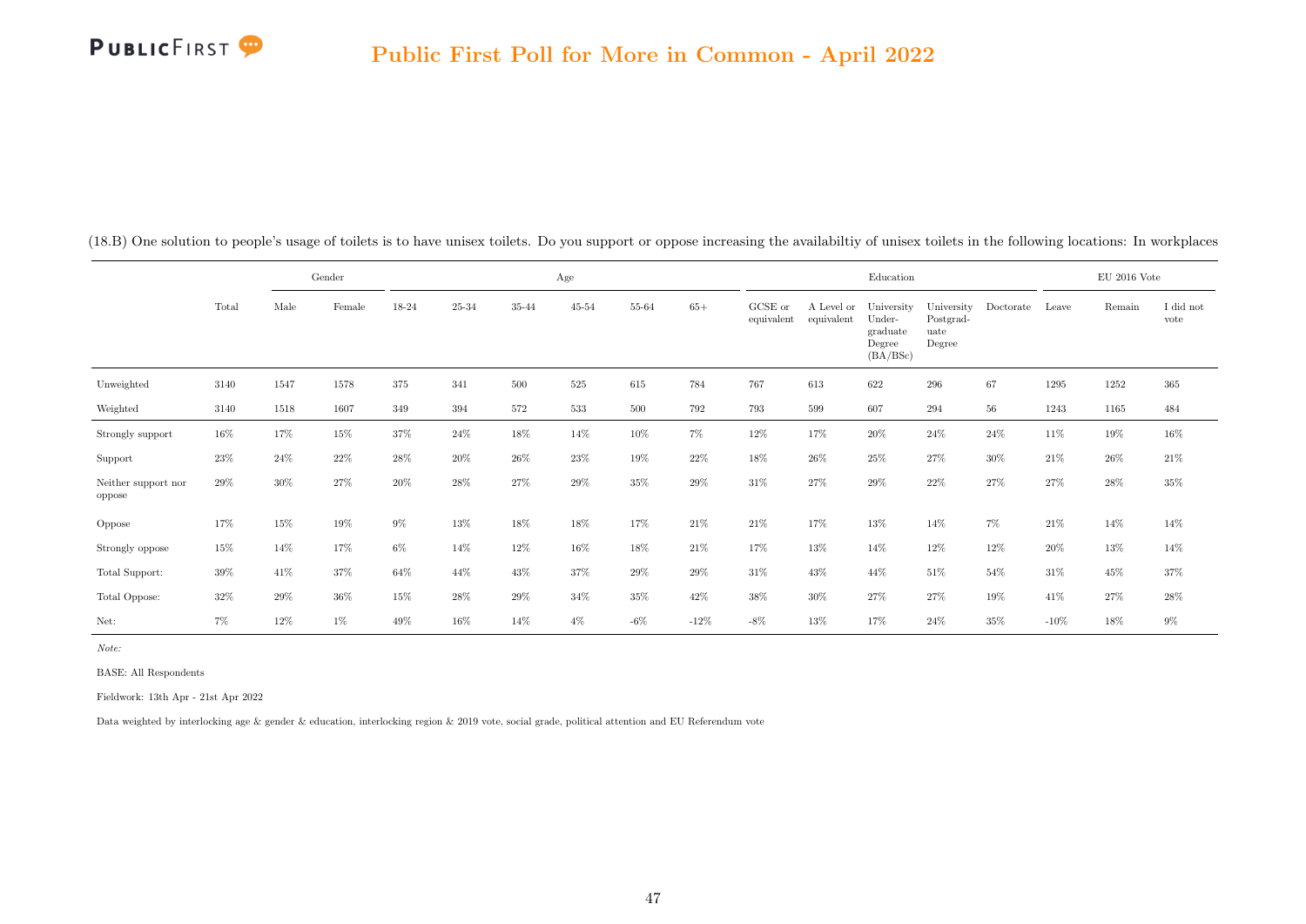## Public First Poll for More in Common - April 2022

(18.B) One solution to people's usage of toilets is to have unisex toilets. Do you support or oppose increasing the availabiltiy of unisex toilets in the following locations: In workplaces

| | | Gender | | Age | | | | | | Education | | | | | EU 2016 Vote | | |
|---|---|---|---|---|---|---|---|---|---|---|---|---|---|---|---|---|---|
| | Total | Male | Female | 18-24 | 25-34 | 35-44 | 45-54 | 55-64 | 65+ | GCSE or equivalent | A Level or equivalent | University Under-graduate Degree (BA/BSc) | University Postgrad-uate Degree | Doctorate | Leave | Remain | I did not vote |
| Unweighted | 3140 | 1547 | 1578 | 375 | 341 | 500 | 525 | 615 | 784 | 767 | 613 | 622 | 296 | 67 | 1295 | 1252 | 365 |
| Weighted | 3140 | 1518 | 1607 | 349 | 394 | 572 | 533 | 500 | 792 | 793 | 599 | 607 | 294 | 56 | 1243 | 1165 | 484 |
| Strongly support | 16% | 17% | 15% | 37% | 24% | 18% | 14% | 10% | 7% | 12% | 17% | 20% | 24% | 24% | 11% | 19% | 16% |
| Support | 23% | 24% | 22% | 28% | 20% | 26% | 23% | 19% | 22% | 18% | 26% | 25% | 27% | 30% | 21% | 26% | 21% |
| Neither support nor oppose | 29% | 30% | 27% | 20% | 28% | 27% | 29% | 35% | 29% | 31% | 27% | 29% | 22% | 27% | 27% | 28% | 35% |
| Oppose | 17% | 15% | 19% | 9% | 13% | 18% | 18% | 17% | 21% | 21% | 17% | 13% | 14% | 7% | 21% | 14% | 14% |
| Strongly oppose | 15% | 14% | 17% | 6% | 14% | 12% | 16% | 18% | 21% | 17% | 13% | 14% | 12% | 12% | 20% | 13% | 14% |
| Total Support: | 39% | 41% | 37% | 64% | 44% | 43% | 37% | 29% | 29% | 31% | 43% | 44% | 51% | 54% | 31% | 45% | 37% |
| Total Oppose: | 32% | 29% | 36% | 15% | 28% | 29% | 34% | 35% | 42% | 38% | 30% | 27% | 27% | 19% | 41% | 27% | 28% |
| Net: | 7% | 12% | 1% | 49% | 16% | 14% | 4% | -6% | -12% | -8% | 13% | 17% | 24% | 35% | -10% | 18% | 9% |

*Note:*

BASE: All Respondents

Fieldwork: 13th Apr - 21st Apr 2022

Data weighted by interlocking age & gender & education, interlocking region & 2019 vote, social grade, political attention and EU Referendum vote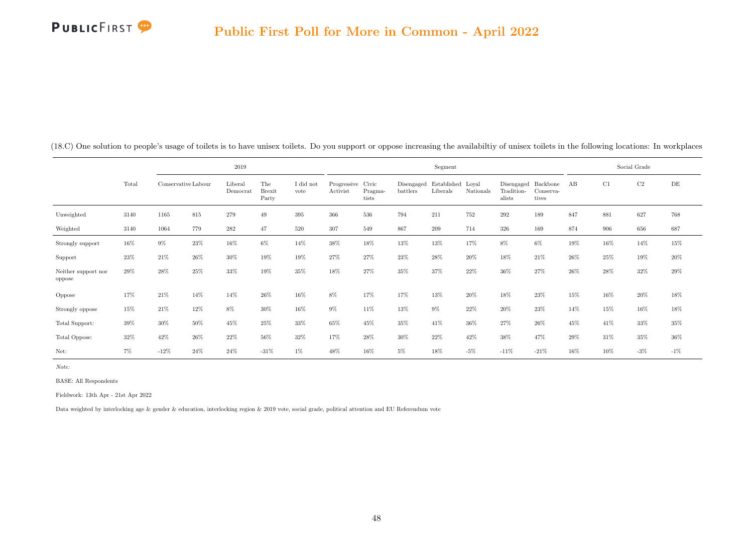## Public First Poll for More in Common - April 2022

(18.C) One solution to people's usage of toilets is to have unisex toilets. Do you support or oppose increasing the availabiltiy of unisex toilets in the following locations: In workplaces

| | Total | 2019 | | | | | Segment | | | | | | | Social Grade | | | |
|---|---|---|---|---|---|---|---|---|---|---|---|---|---|---|---|---|---|
| | Total | Conservative | Labour | Liberal Democrat | The Brexit Party | I did not vote | Progressive Activist | Civic Pragmatists | Disengaged battlers | Established Liberals | Loyal Nationals | Disengaged Traditionalists | Backbone Conservatives | AB | C1 | C2 | DE |
| Unweighted | 3140 | 1165 | 815 | 279 | 49 | 395 | 366 | 536 | 794 | 211 | 752 | 292 | 189 | 847 | 881 | 627 | 768 |
| Weighted | 3140 | 1064 | 779 | 282 | 47 | 520 | 307 | 549 | 867 | 209 | 714 | 326 | 169 | 874 | 906 | 656 | 687 |
| Strongly support | 16% | 9% | 23% | 16% | 6% | 14% | 38% | 18% | 13% | 13% | 17% | 8% | 6% | 19% | 16% | 14% | 15% |
| Support | 23% | 21% | 26% | 30% | 19% | 19% | 27% | 27% | 23% | 28% | 20% | 18% | 21% | 26% | 25% | 19% | 20% |
| Neither support nor oppose | 29% | 28% | 25% | 33% | 19% | 35% | 18% | 27% | 35% | 37% | 22% | 36% | 27% | 26% | 28% | 32% | 29% |
| Oppose | 17% | 21% | 14% | 14% | 26% | 16% | 8% | 17% | 17% | 13% | 20% | 18% | 23% | 15% | 16% | 20% | 18% |
| Strongly oppose | 15% | 21% | 12% | 8% | 30% | 16% | 9% | 11% | 13% | 9% | 22% | 20% | 23% | 14% | 15% | 16% | 18% |
| Total Support: | 39% | 30% | 50% | 45% | 25% | 33% | 65% | 45% | 35% | 41% | 36% | 27% | 26% | 45% | 41% | 33% | 35% |
| Total Oppose: | 32% | 42% | 26% | 22% | 56% | 32% | 17% | 28% | 30% | 22% | 42% | 38% | 47% | 29% | 31% | 35% | 36% |
| Net: | 7% | -12% | 24% | 24% | -31% | 1% | 48% | 16% | 5% | 18% | -5% | -11% | -21% | 16% | 10% | -3% | -1% |

*Note:*

BASE: All Respondents

Fieldwork: 13th Apr - 21st Apr 2022

Data weighted by interlocking age & gender & education, interlocking region & 2019 vote, social grade, political attention and EU Referendum vote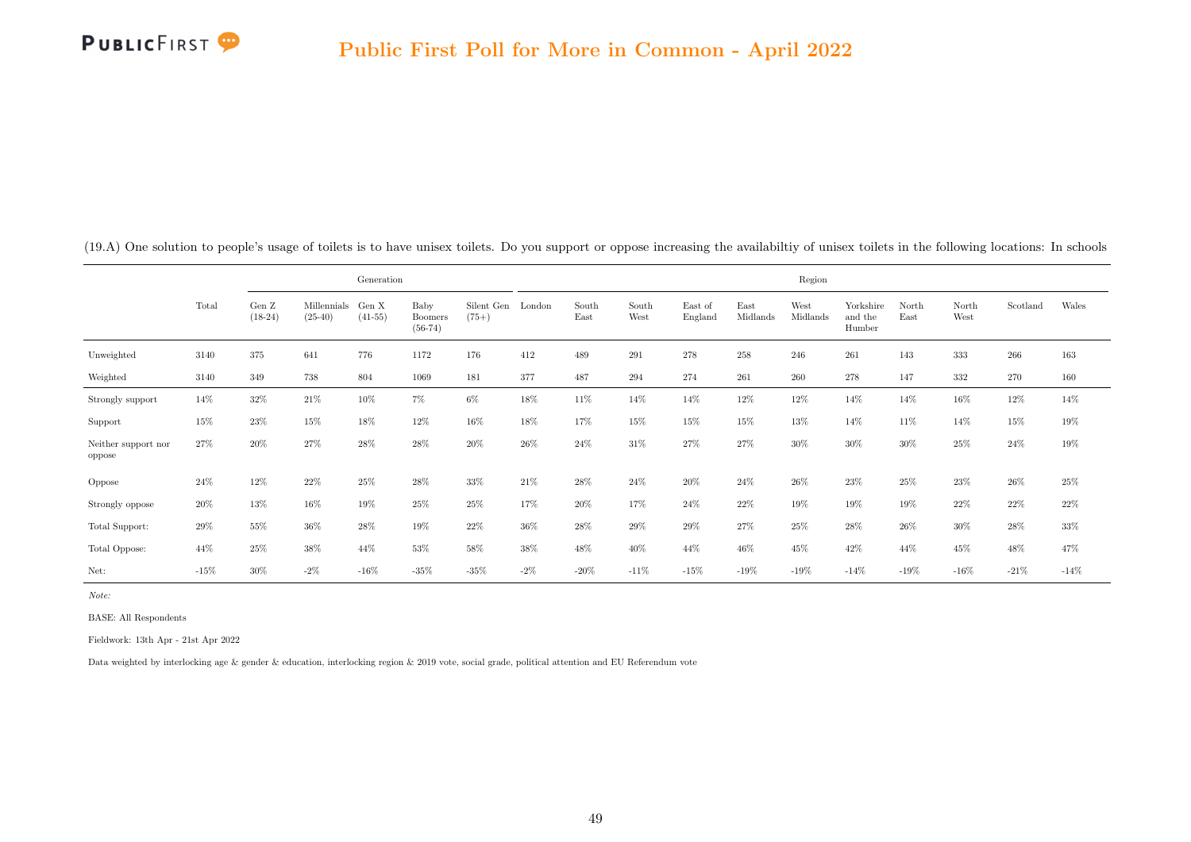## Public First Poll for More in Common - April 2022

(19.A) One solution to people's usage of toilets is to have unisex toilets. Do you support or oppose increasing the availabiltiy of unisex toilets in the following locations: In schools

| | Total | Generation | | | | | Region | | | | | | | | | | |
|---|---|---|---|---|---|---|---|---|---|---|---|---|---|---|---|---|---|
| | | Gen Z (18-24) | Millennials (25-40) | Gen X (41-55) | Baby Boomers (56-74) | Silent Gen (75+) | London | South East | South West | East of England | East Midlands | West Midlands | Yorkshire and the Humber | North East | North West | Scotland | Wales |
| Unweighted | 3140 | 375 | 641 | 776 | 1172 | 176 | 412 | 489 | 291 | 278 | 258 | 246 | 261 | 143 | 333 | 266 | 163 |
| Weighted | 3140 | 349 | 738 | 804 | 1069 | 181 | 377 | 487 | 294 | 274 | 261 | 260 | 278 | 147 | 332 | 270 | 160 |
| Strongly support | 14% | 32% | 21% | 10% | 7% | 6% | 18% | 11% | 14% | 14% | 12% | 12% | 14% | 14% | 16% | 12% | 14% |
| Support | 15% | 23% | 15% | 18% | 12% | 16% | 18% | 17% | 15% | 15% | 15% | 13% | 14% | 11% | 14% | 15% | 19% |
| Neither support nor oppose | 27% | 20% | 27% | 28% | 28% | 20% | 26% | 24% | 31% | 27% | 27% | 30% | 30% | 30% | 25% | 24% | 19% |
| Oppose | 24% | 12% | 22% | 25% | 28% | 33% | 21% | 28% | 24% | 20% | 24% | 26% | 23% | 25% | 23% | 26% | 25% |
| Strongly oppose | 20% | 13% | 16% | 19% | 25% | 25% | 17% | 20% | 17% | 24% | 22% | 19% | 19% | 19% | 22% | 22% | 22% |
| Total Support: | 29% | 55% | 36% | 28% | 19% | 22% | 36% | 28% | 29% | 29% | 27% | 25% | 28% | 26% | 30% | 28% | 33% |
| Total Oppose: | 44% | 25% | 38% | 44% | 53% | 58% | 38% | 48% | 40% | 44% | 46% | 45% | 42% | 44% | 45% | 48% | 47% |
| Net: | -15% | 30% | -2% | -16% | -35% | -35% | -2% | -20% | -11% | -15% | -19% | -19% | -14% | -19% | -16% | -21% | -14% |

*Note:*

BASE: All Respondents

Fieldwork: 13th Apr - 21st Apr 2022

Data weighted by interlocking age & gender & education, interlocking region & 2019 vote, social grade, political attention and EU Referendum vote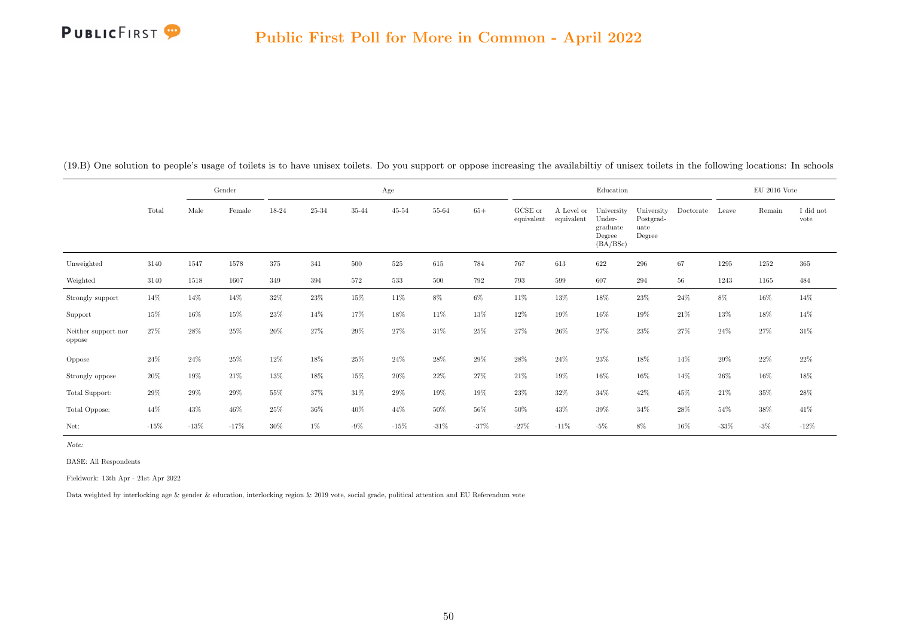## Public First Poll for More in Common - April 2022

(19.B) One solution to people's usage of toilets is to have unisex toilets. Do you support or oppose increasing the availabiltiy of unisex toilets in the following locations: In schools

| | | Gender | | Age | | | | | | Education | | | | | EU 2016 Vote | | |
|---|---|---|---|---|---|---|---|---|---|---|---|---|---|---|---|---|---|
| | Total | Male | Female | 18-24 | 25-34 | 35-44 | 45-54 | 55-64 | 65+ | GCSE or equivalent | A Level or equivalent | University Under-graduate Degree (BA/BSc) | University Postgrad-uate Degree | Doctorate | Leave | Remain | I did not vote |
| Unweighted | 3140 | 1547 | 1578 | 375 | 341 | 500 | 525 | 615 | 784 | 767 | 613 | 622 | 296 | 67 | 1295 | 1252 | 365 |
| Weighted | 3140 | 1518 | 1607 | 349 | 394 | 572 | 533 | 500 | 792 | 793 | 599 | 607 | 294 | 56 | 1243 | 1165 | 484 |
| Strongly support | 14% | 14% | 14% | 32% | 23% | 15% | 11% | 8% | 6% | 11% | 13% | 18% | 23% | 24% | 8% | 16% | 14% |
| Support | 15% | 16% | 15% | 23% | 14% | 17% | 18% | 11% | 13% | 12% | 19% | 16% | 19% | 21% | 13% | 18% | 14% |
| Neither support nor oppose | 27% | 28% | 25% | 20% | 27% | 29% | 27% | 31% | 25% | 27% | 26% | 27% | 23% | 27% | 24% | 27% | 31% |
| Oppose | 24% | 24% | 25% | 12% | 18% | 25% | 24% | 28% | 29% | 28% | 24% | 23% | 18% | 14% | 29% | 22% | 22% |
| Strongly oppose | 20% | 19% | 21% | 13% | 18% | 15% | 20% | 22% | 27% | 21% | 19% | 16% | 16% | 14% | 26% | 16% | 18% |
| Total Support: | 29% | 29% | 29% | 55% | 37% | 31% | 29% | 19% | 19% | 23% | 32% | 34% | 42% | 45% | 21% | 35% | 28% |
| Total Oppose: | 44% | 43% | 46% | 25% | 36% | 40% | 44% | 50% | 56% | 50% | 43% | 39% | 34% | 28% | 54% | 38% | 41% |
| Net: | -15% | -13% | -17% | 30% | 1% | -9% | -15% | -31% | -37% | -27% | -11% | -5% | 8% | 16% | -33% | -3% | -12% |

*Note:*

BASE: All Respondents

Fieldwork: 13th Apr - 21st Apr 2022

Data weighted by interlocking age & gender & education, interlocking region & 2019 vote, social grade, political attention and EU Referendum vote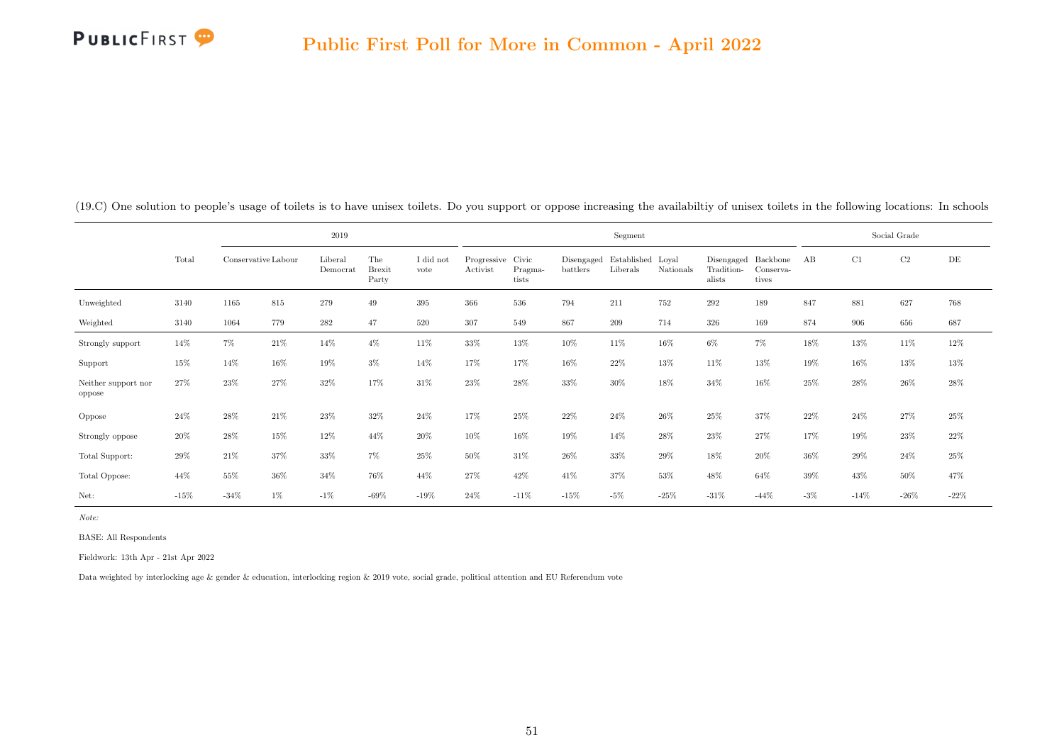# Public First Poll for More in Common - April 2022

(19.C) One solution to people's usage of toilets is to have unisex toilets. Do you support or oppose increasing the availabiltiy of unisex toilets in the following locations: In schools

| | Total | 2019 | | | | | Segment | | | | | | | Social Grade | | | |
|---|---|---|---|---|---|---|---|---|---|---|---|---|---|---|---|---|---|
| | | Conservative | Labour | Liberal Democrat | The Brexit Party | I did not vote | Progressive Activist | Civic Pragmatists | Disengaged battlers | Established Liberals | Loyal Nationals | Disengaged Traditionalists | Backbone Conservatives | AB | C1 | C2 | DE |
| Unweighted | 3140 | 1165 | 815 | 279 | 49 | 395 | 366 | 536 | 794 | 211 | 752 | 292 | 189 | 847 | 881 | 627 | 768 |
| Weighted | 3140 | 1064 | 779 | 282 | 47 | 520 | 307 | 549 | 867 | 209 | 714 | 326 | 169 | 874 | 906 | 656 | 687 |
| Strongly support | 14% | 7% | 21% | 14% | 4% | 11% | 33% | 13% | 10% | 11% | 16% | 6% | 7% | 18% | 13% | 11% | 12% |
| Support | 15% | 14% | 16% | 19% | 3% | 14% | 17% | 17% | 16% | 22% | 13% | 11% | 13% | 19% | 16% | 13% | 13% |
| Neither support nor oppose | 27% | 23% | 27% | 32% | 17% | 31% | 23% | 28% | 33% | 30% | 18% | 34% | 16% | 25% | 28% | 26% | 28% |
| Oppose | 24% | 28% | 21% | 23% | 32% | 24% | 17% | 25% | 22% | 24% | 26% | 25% | 37% | 22% | 24% | 27% | 25% |
| Strongly oppose | 20% | 28% | 15% | 12% | 44% | 20% | 10% | 16% | 19% | 14% | 28% | 23% | 27% | 17% | 19% | 23% | 22% |
| Total Support: | 29% | 21% | 37% | 33% | 7% | 25% | 50% | 31% | 26% | 33% | 29% | 18% | 20% | 36% | 29% | 24% | 25% |
| Total Oppose: | 44% | 55% | 36% | 34% | 76% | 44% | 27% | 42% | 41% | 37% | 53% | 48% | 64% | 39% | 43% | 50% | 47% |
| Net: | -15% | -34% | 1% | -1% | -69% | -19% | 24% | -11% | -15% | -5% | -25% | -31% | -44% | -3% | -14% | -26% | -22% |

*Note:*

BASE: All Respondents

Fieldwork: 13th Apr - 21st Apr 2022

Data weighted by interlocking age & gender & education, interlocking region & 2019 vote, social grade, political attention and EU Referendum vote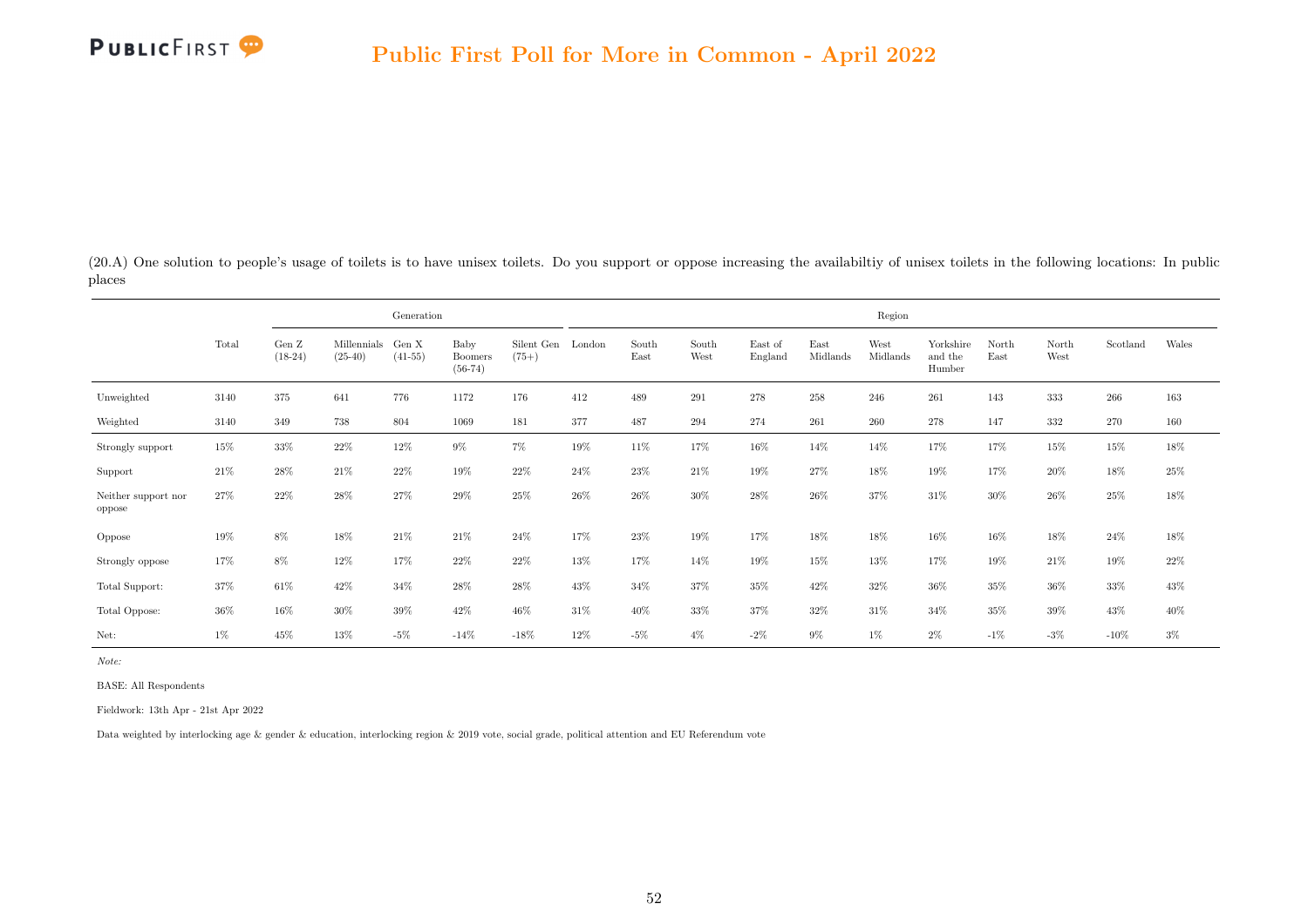# Public First Poll for More in Common - April 2022

(20.A) One solution to people's usage of toilets is to have unisex toilets. Do you support or oppose increasing the availabiltiy of unisex toilets in the following locations: In public places

| | Total | Generation | | | | | Region | | | | | | | | | | | |
|---|---|---|---|---|---|---|---|---|---|---|---|---|---|---|---|---|---|---|
| | | Gen Z (18-24) | Millennials (25-40) | Gen X (41-55) | Baby Boomers (56-74) | Silent Gen (75+) | London | South East | South West | East of England | East Midlands | West Midlands | Yorkshire and the Humber | North East | North West | Scotland | Wales |
| Unweighted | 3140 | 375 | 641 | 776 | 1172 | 176 | 412 | 489 | 291 | 278 | 258 | 246 | 261 | 143 | 333 | 266 | 163 |
| Weighted | 3140 | 349 | 738 | 804 | 1069 | 181 | 377 | 487 | 294 | 274 | 261 | 260 | 278 | 147 | 332 | 270 | 160 |
| Strongly support | 15% | 33% | 22% | 12% | 9% | 7% | 19% | 11% | 17% | 16% | 14% | 14% | 17% | 17% | 15% | 15% | 18% |
| Support | 21% | 28% | 21% | 22% | 19% | 22% | 24% | 23% | 21% | 19% | 27% | 18% | 19% | 17% | 20% | 18% | 25% |
| Neither support nor oppose | 27% | 22% | 28% | 27% | 29% | 25% | 26% | 26% | 30% | 28% | 26% | 37% | 31% | 30% | 26% | 25% | 18% |
| Oppose | 19% | 8% | 18% | 21% | 21% | 24% | 17% | 23% | 19% | 17% | 18% | 18% | 16% | 16% | 18% | 24% | 18% |
| Strongly oppose | 17% | 8% | 12% | 17% | 22% | 22% | 13% | 17% | 14% | 19% | 15% | 13% | 17% | 19% | 21% | 19% | 22% |
| Total Support: | 37% | 61% | 42% | 34% | 28% | 28% | 43% | 34% | 37% | 35% | 42% | 32% | 36% | 35% | 36% | 33% | 43% |
| Total Oppose: | 36% | 16% | 30% | 39% | 42% | 46% | 31% | 40% | 33% | 37% | 32% | 31% | 34% | 35% | 39% | 43% | 40% |
| Net: | 1% | 45% | 13% | -5% | -14% | -18% | 12% | -5% | 4% | -2% | 9% | 1% | 2% | -1% | -3% | -10% | 3% |

*Note:*

BASE: All Respondents

Fieldwork: 13th Apr - 21st Apr 2022

Data weighted by interlocking age & gender & education, interlocking region & 2019 vote, social grade, political attention and EU Referendum vote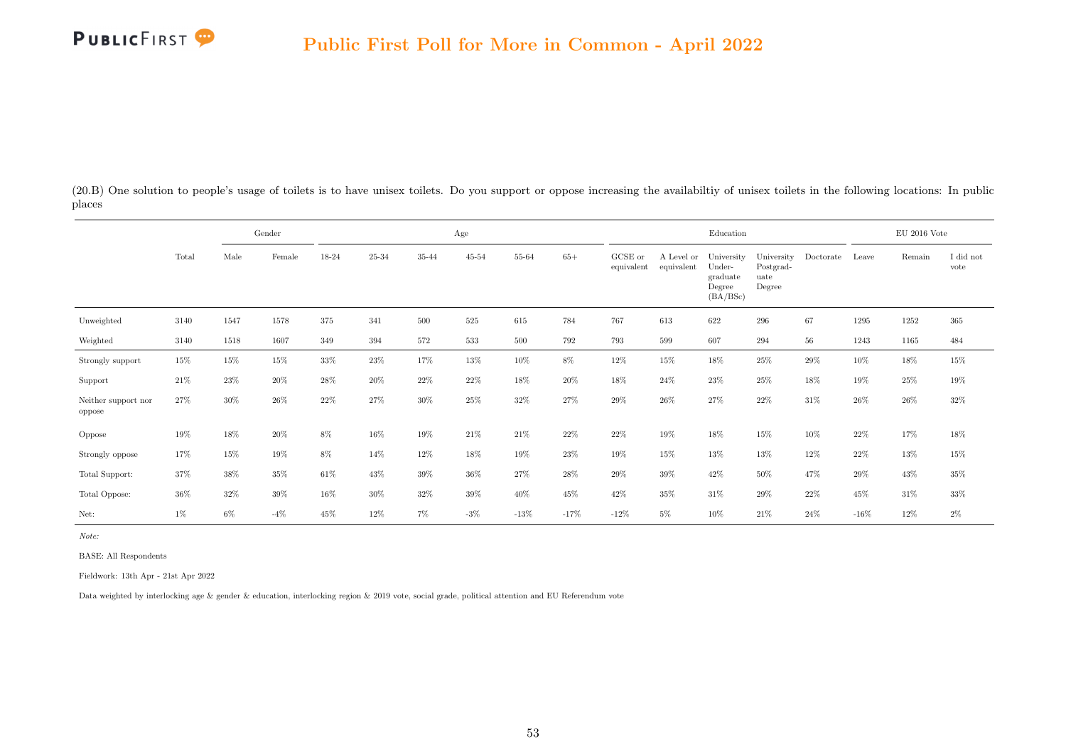# Public First Poll for More in Common - April 2022

(20.B) One solution to people's usage of toilets is to have unisex toilets. Do you support or oppose increasing the availabiltiy of unisex toilets in the following locations: In public places

| | | Gender | | Age | | | | | | Education | | | | | EU 2016 Vote | | |
|---|---|---|---|---|---|---|---|---|---|---|---|---|---|---|---|---|---|
| | Total | Male | Female | 18-24 | 25-34 | 35-44 | 45-54 | 55-64 | 65+ | GCSE or equivalent | A Level or equivalent | University Under-graduate Degree (BA/BSc) | University Postgrad-uate Degree | Doctorate | Leave | Remain | I did not vote |
| Unweighted | 3140 | 1547 | 1578 | 375 | 341 | 500 | 525 | 615 | 784 | 767 | 613 | 622 | 296 | 67 | 1295 | 1252 | 365 |
| Weighted | 3140 | 1518 | 1607 | 349 | 394 | 572 | 533 | 500 | 792 | 793 | 599 | 607 | 294 | 56 | 1243 | 1165 | 484 |
| Strongly support | 15% | 15% | 15% | 33% | 23% | 17% | 13% | 10% | 8% | 12% | 15% | 18% | 25% | 29% | 10% | 18% | 15% |
| Support | 21% | 23% | 20% | 28% | 20% | 22% | 22% | 18% | 20% | 18% | 24% | 23% | 25% | 18% | 19% | 25% | 19% |
| Neither support nor oppose | 27% | 30% | 26% | 22% | 27% | 30% | 25% | 32% | 27% | 29% | 26% | 27% | 22% | 31% | 26% | 26% | 32% |
| Oppose | 19% | 18% | 20% | 8% | 16% | 19% | 21% | 21% | 22% | 22% | 19% | 18% | 15% | 10% | 22% | 17% | 18% |
| Strongly oppose | 17% | 15% | 19% | 8% | 14% | 12% | 18% | 19% | 23% | 19% | 15% | 13% | 13% | 12% | 22% | 13% | 15% |
| Total Support: | 37% | 38% | 35% | 61% | 43% | 39% | 36% | 27% | 28% | 29% | 39% | 42% | 50% | 47% | 29% | 43% | 35% |
| Total Oppose: | 36% | 32% | 39% | 16% | 30% | 32% | 39% | 40% | 45% | 42% | 35% | 31% | 29% | 22% | 45% | 31% | 33% |
| Net: | 1% | 6% | -4% | 45% | 12% | 7% | -3% | -13% | -17% | -12% | 5% | 10% | 21% | 24% | -16% | 12% | 2% |

*Note:*

BASE: All Respondents

Fieldwork: 13th Apr - 21st Apr 2022

Data weighted by interlocking age & gender & education, interlocking region & 2019 vote, social grade, political attention and EU Referendum vote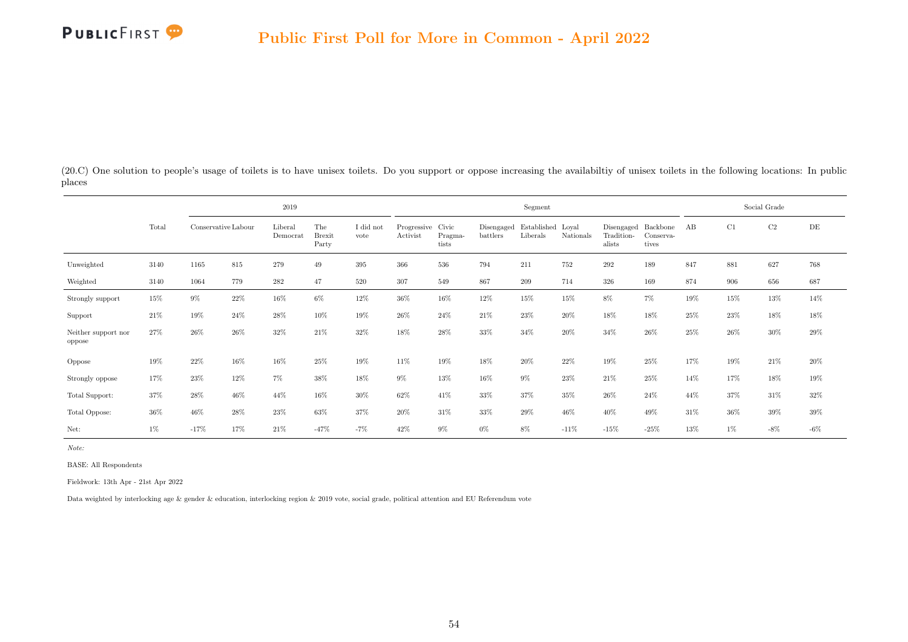(20.C) One solution to people's usage of toilets is to have unisex toilets. Do you support or oppose increasing the availabiltiy of unisex toilets in the following locations: In public places

| | Total | 2019 | | | | | Segment | | | | | | | Social Grade | | | |
|---|---|---|---|---|---|---|---|---|---|---|---|---|---|---|---|---|---|
| | | Conservative | Labour | Liberal Democrat | The Brexit Party | I did not vote | Progressive Activist | Civic Pragmatists | Disengaged battlers | Established Liberals | Loyal Nationals | Disengaged Traditionalists | Backbone Conservatives | AB | C1 | C2 | DE |
| Unweighted | 3140 | 1165 | 815 | 279 | 49 | 395 | 366 | 536 | 794 | 211 | 752 | 292 | 189 | 847 | 881 | 627 | 768 |
| Weighted | 3140 | 1064 | 779 | 282 | 47 | 520 | 307 | 549 | 867 | 209 | 714 | 326 | 169 | 874 | 906 | 656 | 687 |
| Strongly support | 15% | 9% | 22% | 16% | 6% | 12% | 36% | 16% | 12% | 15% | 15% | 8% | 7% | 19% | 15% | 13% | 14% |
| Support | 21% | 19% | 24% | 28% | 10% | 19% | 26% | 24% | 21% | 23% | 20% | 18% | 18% | 25% | 23% | 18% | 18% |
| Neither support nor oppose | 27% | 26% | 26% | 32% | 21% | 32% | 18% | 28% | 33% | 34% | 20% | 34% | 26% | 25% | 26% | 30% | 29% |
| Oppose | 19% | 22% | 16% | 16% | 25% | 19% | 11% | 19% | 18% | 20% | 22% | 19% | 25% | 17% | 19% | 21% | 20% |
| Strongly oppose | 17% | 23% | 12% | 7% | 38% | 18% | 9% | 13% | 16% | 9% | 23% | 21% | 25% | 14% | 17% | 18% | 19% |
| Total Support: | 37% | 28% | 46% | 44% | 16% | 30% | 62% | 41% | 33% | 37% | 35% | 26% | 24% | 44% | 37% | 31% | 32% |
| Total Oppose: | 36% | 46% | 28% | 23% | 63% | 37% | 20% | 31% | 33% | 29% | 46% | 40% | 49% | 31% | 36% | 39% | 39% |
| Net: | 1% | -17% | 17% | 21% | -47% | -7% | 42% | 9% | 0% | 8% | -11% | -15% | -25% | 13% | 1% | -8% | -6% |

*Note:*

BASE: All Respondents

Fieldwork: 13th Apr - 21st Apr 2022

Data weighted by interlocking age & gender & education, interlocking region & 2019 vote, social grade, political attention and EU Referendum vote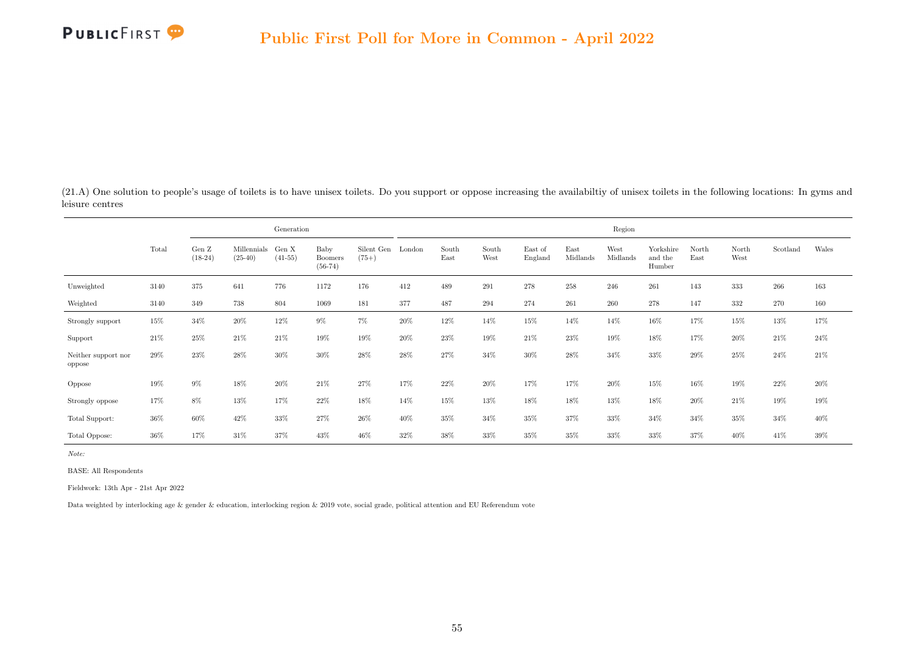(21.A) One solution to people's usage of toilets is to have unisex toilets. Do you support or oppose increasing the availabiltiy of unisex toilets in the following locations: In gyms and leisure centres

| | Total | Generation | | | | | Region | | | | | | | | | | | |
|---|---|---|---|---|---|---|---|---|---|---|---|---|---|---|---|---|---|---|
| | | Gen Z (18-24) | Millennials (25-40) | Gen X (41-55) | Baby Boomers (56-74) | Silent Gen (75+) | London | South East | South West | East of England | East Midlands | West Midlands | Yorkshire and the Humber | North East | North West | Scotland | Wales |
| Unweighted | 3140 | 375 | 641 | 776 | 1172 | 176 | 412 | 489 | 291 | 278 | 258 | 246 | 261 | 143 | 333 | 266 | 163 |
| Weighted | 3140 | 349 | 738 | 804 | 1069 | 181 | 377 | 487 | 294 | 274 | 261 | 260 | 278 | 147 | 332 | 270 | 160 |
| Strongly support | 15% | 34% | 20% | 12% | 9% | 7% | 20% | 12% | 14% | 15% | 14% | 14% | 16% | 17% | 15% | 13% | 17% |
| Support | 21% | 25% | 21% | 21% | 19% | 19% | 20% | 23% | 19% | 21% | 23% | 19% | 18% | 17% | 20% | 21% | 24% |
| Neither support nor oppose | 29% | 23% | 28% | 30% | 30% | 28% | 28% | 27% | 34% | 30% | 28% | 34% | 33% | 29% | 25% | 24% | 21% |
| Oppose | 19% | 9% | 18% | 20% | 21% | 27% | 17% | 22% | 20% | 17% | 17% | 20% | 15% | 16% | 19% | 22% | 20% |
| Strongly oppose | 17% | 8% | 13% | 17% | 22% | 18% | 14% | 15% | 13% | 18% | 18% | 13% | 18% | 20% | 21% | 19% | 19% |
| Total Support: | 36% | 60% | 42% | 33% | 27% | 26% | 40% | 35% | 34% | 35% | 37% | 33% | 34% | 34% | 35% | 34% | 40% |
| Total Oppose: | 36% | 17% | 31% | 37% | 43% | 46% | 32% | 38% | 33% | 35% | 35% | 33% | 33% | 37% | 40% | 41% | 39% |

*Note:*

BASE: All Respondents

Fieldwork: 13th Apr - 21st Apr 2022

Data weighted by interlocking age & gender & education, interlocking region & 2019 vote, social grade, political attention and EU Referendum vote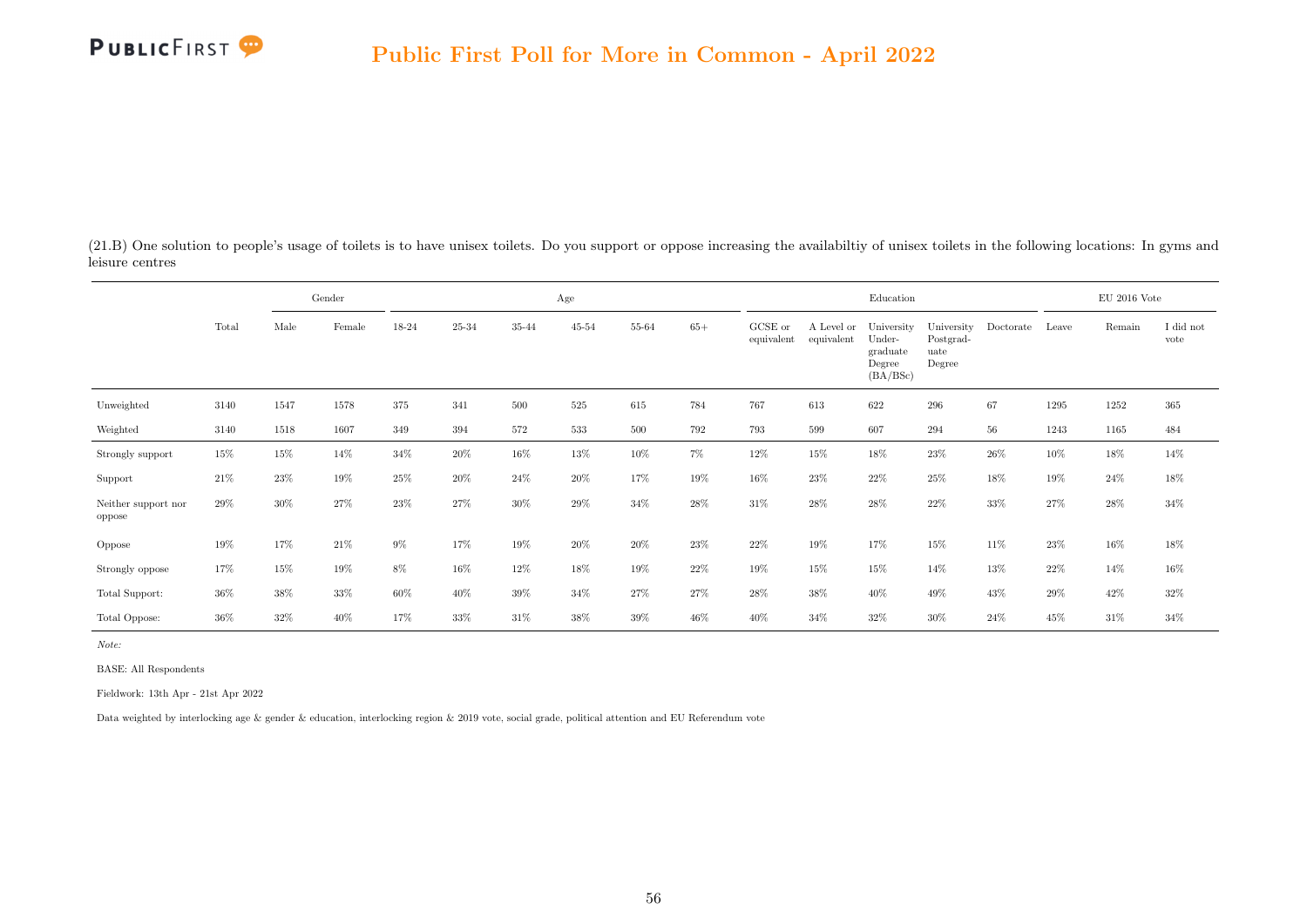(21.B) One solution to people's usage of toilets is to have unisex toilets. Do you support or oppose increasing the availabiltiy of unisex toilets in the following locations: In gyms and leisure centres

| | | Gender | | Age | | | | | | Education | | | | | EU 2016 Vote | | |
|---|---|---|---|---|---|---|---|---|---|---|---|---|---|---|---|---|---|
| | Total | Male | Female | 18-24 | 25-34 | 35-44 | 45-54 | 55-64 | 65+ | GCSE or equivalent | A Level or equivalent | University Under-graduate Degree (BA/BSc) | University Postgrad-uate Degree | Doctorate | Leave | Remain | I did not vote |
| Unweighted | 3140 | 1547 | 1578 | 375 | 341 | 500 | 525 | 615 | 784 | 767 | 613 | 622 | 296 | 67 | 1295 | 1252 | 365 |
| Weighted | 3140 | 1518 | 1607 | 349 | 394 | 572 | 533 | 500 | 792 | 793 | 599 | 607 | 294 | 56 | 1243 | 1165 | 484 |
| Strongly support | 15% | 15% | 14% | 34% | 20% | 16% | 13% | 10% | 7% | 12% | 15% | 18% | 23% | 26% | 10% | 18% | 14% |
| Support | 21% | 23% | 19% | 25% | 20% | 24% | 20% | 17% | 19% | 16% | 23% | 22% | 25% | 18% | 19% | 24% | 18% |
| Neither support nor oppose | 29% | 30% | 27% | 23% | 27% | 30% | 29% | 34% | 28% | 31% | 28% | 28% | 22% | 33% | 27% | 28% | 34% |
| Oppose | 19% | 17% | 21% | 9% | 17% | 19% | 20% | 20% | 23% | 22% | 19% | 17% | 15% | 11% | 23% | 16% | 18% |
| Strongly oppose | 17% | 15% | 19% | 8% | 16% | 12% | 18% | 19% | 22% | 19% | 15% | 15% | 14% | 13% | 22% | 14% | 16% |
| Total Support: | 36% | 38% | 33% | 60% | 40% | 39% | 34% | 27% | 27% | 28% | 38% | 40% | 49% | 43% | 29% | 42% | 32% |
| Total Oppose: | 36% | 32% | 40% | 17% | 33% | 31% | 38% | 39% | 46% | 40% | 34% | 32% | 30% | 24% | 45% | 31% | 34% |

*Note:*

BASE: All Respondents

Fieldwork: 13th Apr - 21st Apr 2022

Data weighted by interlocking age & gender & education, interlocking region & 2019 vote, social grade, political attention and EU Referendum vote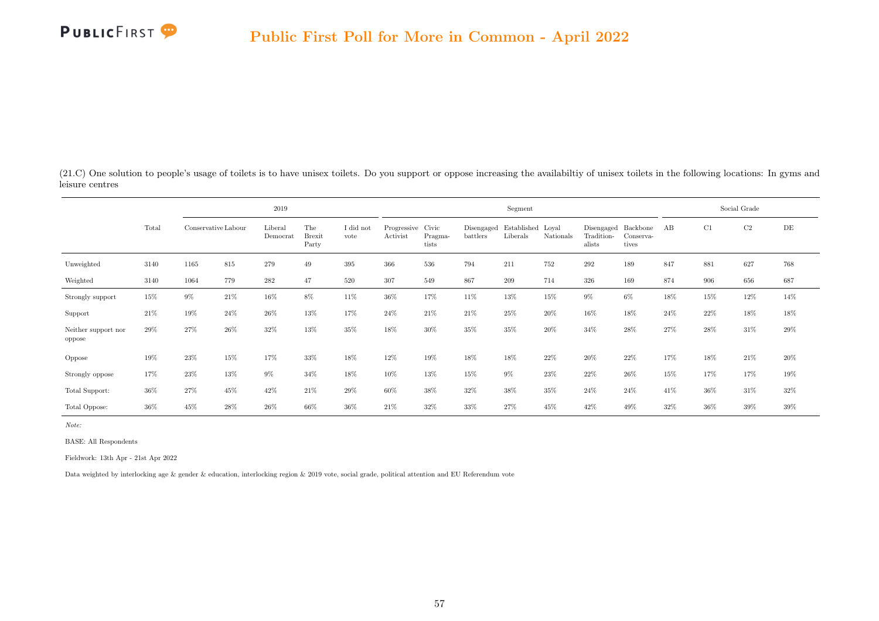(21.C) One solution to people's usage of toilets is to have unisex toilets. Do you support or oppose increasing the availabiltiy of unisex toilets in the following locations: In gyms and leisure centres

| | Total | 2019 | | | | | Segment | | | | | | | Social Grade | | | |
|---|---|---|---|---|---|---|---|---|---|---|---|---|---|---|---|---|---|
| | | Conservative | Labour | Liberal Democrat | The Brexit Party | I did not vote | Progressive Activist | Civic Pragmatists | Disengaged battlers | Established Liberals | Loyal Nationals | Disengaged Traditionalists | Backbone Conservatives | AB | C1 | C2 | DE |
| Unweighted | 3140 | 1165 | 815 | 279 | 49 | 395 | 366 | 536 | 794 | 211 | 752 | 292 | 189 | 847 | 881 | 627 | 768 |
| Weighted | 3140 | 1064 | 779 | 282 | 47 | 520 | 307 | 549 | 867 | 209 | 714 | 326 | 169 | 874 | 906 | 656 | 687 |
| Strongly support | 15% | 9% | 21% | 16% | 8% | 11% | 36% | 17% | 11% | 13% | 15% | 9% | 6% | 18% | 15% | 12% | 14% |
| Support | 21% | 19% | 24% | 26% | 13% | 17% | 24% | 21% | 21% | 25% | 20% | 16% | 18% | 24% | 22% | 18% | 18% |
| Neither support nor oppose | 29% | 27% | 26% | 32% | 13% | 35% | 18% | 30% | 35% | 35% | 20% | 34% | 28% | 27% | 28% | 31% | 29% |
| Oppose | 19% | 23% | 15% | 17% | 33% | 18% | 12% | 19% | 18% | 18% | 22% | 20% | 22% | 17% | 18% | 21% | 20% |
| Strongly oppose | 17% | 23% | 13% | 9% | 34% | 18% | 10% | 13% | 15% | 9% | 23% | 22% | 26% | 15% | 17% | 17% | 19% |
| Total Support: | 36% | 27% | 45% | 42% | 21% | 29% | 60% | 38% | 32% | 38% | 35% | 24% | 24% | 41% | 36% | 31% | 32% |
| Total Oppose: | 36% | 45% | 28% | 26% | 66% | 36% | 21% | 32% | 33% | 27% | 45% | 42% | 49% | 32% | 36% | 39% | 39% |

*Note:*

BASE: All Respondents

Fieldwork: 13th Apr - 21st Apr 2022

Data weighted by interlocking age & gender & education, interlocking region & 2019 vote, social grade, political attention and EU Referendum vote